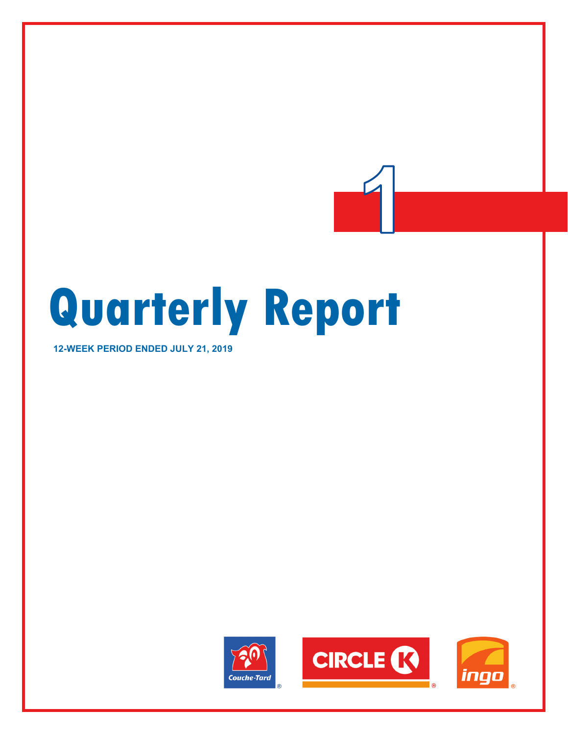1

# Quarterly Report

**12-WEEK PERIOD ENDED JULY 21, 2019**

Couche-Tard ® CIRCLE K ® ingo ®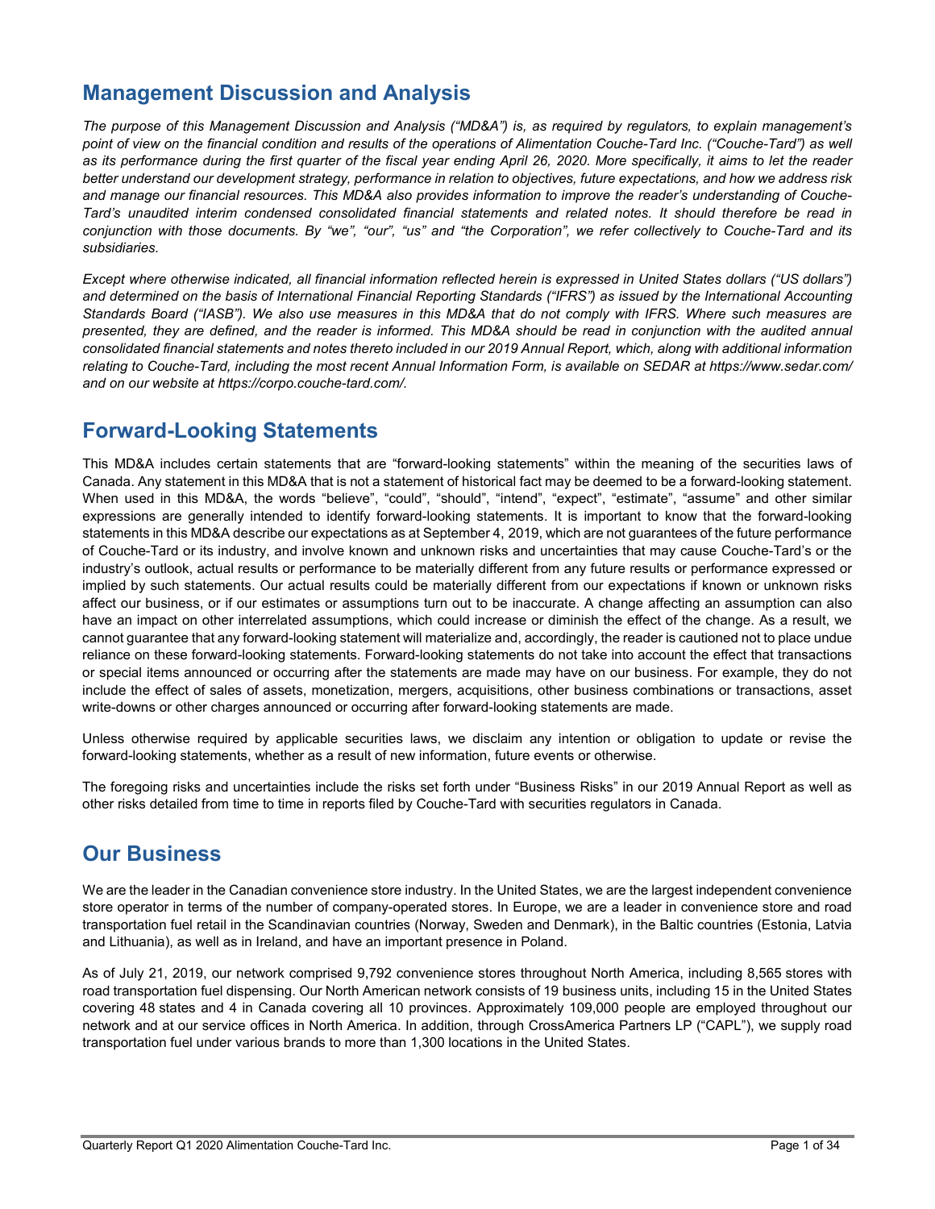## Management Discussion and Analysis

*The purpose of this Management Discussion and Analysis ("MD&A") is, as required by regulators, to explain management's point of view on the financial condition and results of the operations of Alimentation Couche-Tard Inc. ("Couche-Tard") as well as its performance during the first quarter of the fiscal year ending April 26, 2020. More specifically, it aims to let the reader better understand our development strategy, performance in relation to objectives, future expectations, and how we address risk and manage our financial resources. This MD&A also provides information to improve the reader's understanding of Couche-Tard's unaudited interim condensed consolidated financial statements and related notes. It should therefore be read in conjunction with those documents. By "we", "our", "us" and "the Corporation", we refer collectively to Couche-Tard and its subsidiaries.*

*Except where otherwise indicated, all financial information reflected herein is expressed in United States dollars ("US dollars") and determined on the basis of International Financial Reporting Standards ("IFRS") as issued by the International Accounting Standards Board ("IASB"). We also use measures in this MD&A that do not comply with IFRS. Where such measures are presented, they are defined, and the reader is informed. This MD&A should be read in conjunction with the audited annual consolidated financial statements and notes thereto included in our 2019 Annual Report, which, along with additional information relating to Couche-Tard, including the most recent Annual Information Form, is available on SEDAR at https://www.sedar.com/ and on our website at https://corpo.couche-tard.com/.*

## Forward-Looking Statements

This MD&A includes certain statements that are "forward-looking statements" within the meaning of the securities laws of Canada. Any statement in this MD&A that is not a statement of historical fact may be deemed to be a forward-looking statement. When used in this MD&A, the words "believe", "could", "should", "intend", "expect", "estimate", "assume" and other similar expressions are generally intended to identify forward-looking statements. It is important to know that the forward-looking statements in this MD&A describe our expectations as at September 4, 2019, which are not guarantees of the future performance of Couche-Tard or its industry, and involve known and unknown risks and uncertainties that may cause Couche-Tard's or the industry's outlook, actual results or performance to be materially different from any future results or performance expressed or implied by such statements. Our actual results could be materially different from our expectations if known or unknown risks affect our business, or if our estimates or assumptions turn out to be inaccurate. A change affecting an assumption can also have an impact on other interrelated assumptions, which could increase or diminish the effect of the change. As a result, we cannot guarantee that any forward-looking statement will materialize and, accordingly, the reader is cautioned not to place undue reliance on these forward-looking statements. Forward-looking statements do not take into account the effect that transactions or special items announced or occurring after the statements are made may have on our business. For example, they do not include the effect of sales of assets, monetization, mergers, acquisitions, other business combinations or transactions, asset write-downs or other charges announced or occurring after forward-looking statements are made.

Unless otherwise required by applicable securities laws, we disclaim any intention or obligation to update or revise the forward-looking statements, whether as a result of new information, future events or otherwise.

The foregoing risks and uncertainties include the risks set forth under "Business Risks" in our 2019 Annual Report as well as other risks detailed from time to time in reports filed by Couche-Tard with securities regulators in Canada.

## Our Business

We are the leader in the Canadian convenience store industry. In the United States, we are the largest independent convenience store operator in terms of the number of company-operated stores. In Europe, we are a leader in convenience store and road transportation fuel retail in the Scandinavian countries (Norway, Sweden and Denmark), in the Baltic countries (Estonia, Latvia and Lithuania), as well as in Ireland, and have an important presence in Poland.

As of July 21, 2019, our network comprised 9,792 convenience stores throughout North America, including 8,565 stores with road transportation fuel dispensing. Our North American network consists of 19 business units, including 15 in the United States covering 48 states and 4 in Canada covering all 10 provinces. Approximately 109,000 people are employed throughout our network and at our service offices in North America. In addition, through CrossAmerica Partners LP ("CAPL"), we supply road transportation fuel under various brands to more than 1,300 locations in the United States.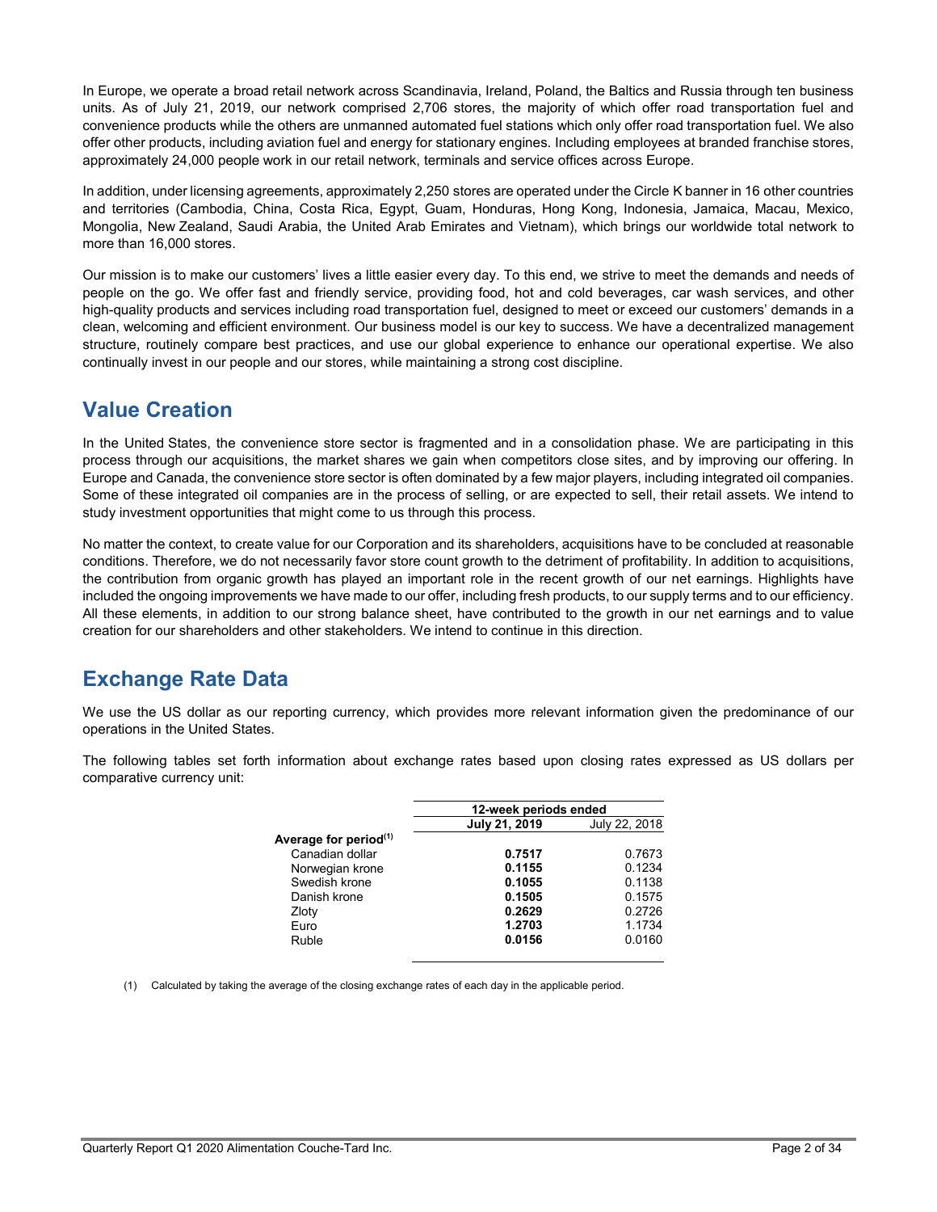In Europe, we operate a broad retail network across Scandinavia, Ireland, Poland, the Baltics and Russia through ten business units. As of July 21, 2019, our network comprised 2,706 stores, the majority of which offer road transportation fuel and convenience products while the others are unmanned automated fuel stations which only offer road transportation fuel. We also offer other products, including aviation fuel and energy for stationary engines. Including employees at branded franchise stores, approximately 24,000 people work in our retail network, terminals and service offices across Europe.

In addition, under licensing agreements, approximately 2,250 stores are operated under the Circle K banner in 16 other countries and territories (Cambodia, China, Costa Rica, Egypt, Guam, Honduras, Hong Kong, Indonesia, Jamaica, Macau, Mexico, Mongolia, New Zealand, Saudi Arabia, the United Arab Emirates and Vietnam), which brings our worldwide total network to more than 16,000 stores.

Our mission is to make our customers' lives a little easier every day. To this end, we strive to meet the demands and needs of people on the go. We offer fast and friendly service, providing food, hot and cold beverages, car wash services, and other high-quality products and services including road transportation fuel, designed to meet or exceed our customers' demands in a clean, welcoming and efficient environment. Our business model is our key to success. We have a decentralized management structure, routinely compare best practices, and use our global experience to enhance our operational expertise. We also continually invest in our people and our stores, while maintaining a strong cost discipline.

## Value Creation

In the United States, the convenience store sector is fragmented and in a consolidation phase. We are participating in this process through our acquisitions, the market shares we gain when competitors close sites, and by improving our offering. In Europe and Canada, the convenience store sector is often dominated by a few major players, including integrated oil companies. Some of these integrated oil companies are in the process of selling, or are expected to sell, their retail assets. We intend to study investment opportunities that might come to us through this process.

No matter the context, to create value for our Corporation and its shareholders, acquisitions have to be concluded at reasonable conditions. Therefore, we do not necessarily favor store count growth to the detriment of profitability. In addition to acquisitions, the contribution from organic growth has played an important role in the recent growth of our net earnings. Highlights have included the ongoing improvements we have made to our offer, including fresh products, to our supply terms and to our efficiency. All these elements, in addition to our strong balance sheet, have contributed to the growth in our net earnings and to value creation for our shareholders and other stakeholders. We intend to continue in this direction.

## Exchange Rate Data

We use the US dollar as our reporting currency, which provides more relevant information given the predominance of our operations in the United States.

The following tables set forth information about exchange rates based upon closing rates expressed as US dollars per comparative currency unit:

| | 12-week periods ended | |
|---|---|---|
| | **July 21, 2019** | July 22, 2018 |
| **Average for period[(1)]** | | |
| Canadian dollar | **0.7517** | 0.7673 |
| Norwegian krone | **0.1155** | 0.1234 |
| Swedish krone | **0.1055** | 0.1138 |
| Danish krone | **0.1505** | 0.1575 |
| Zloty | **0.2629** | 0.2726 |
| Euro | **1.2703** | 1.1734 |
| Ruble | **0.0156** | 0.0160 |

(1) Calculated by taking the average of the closing exchange rates of each day in the applicable period.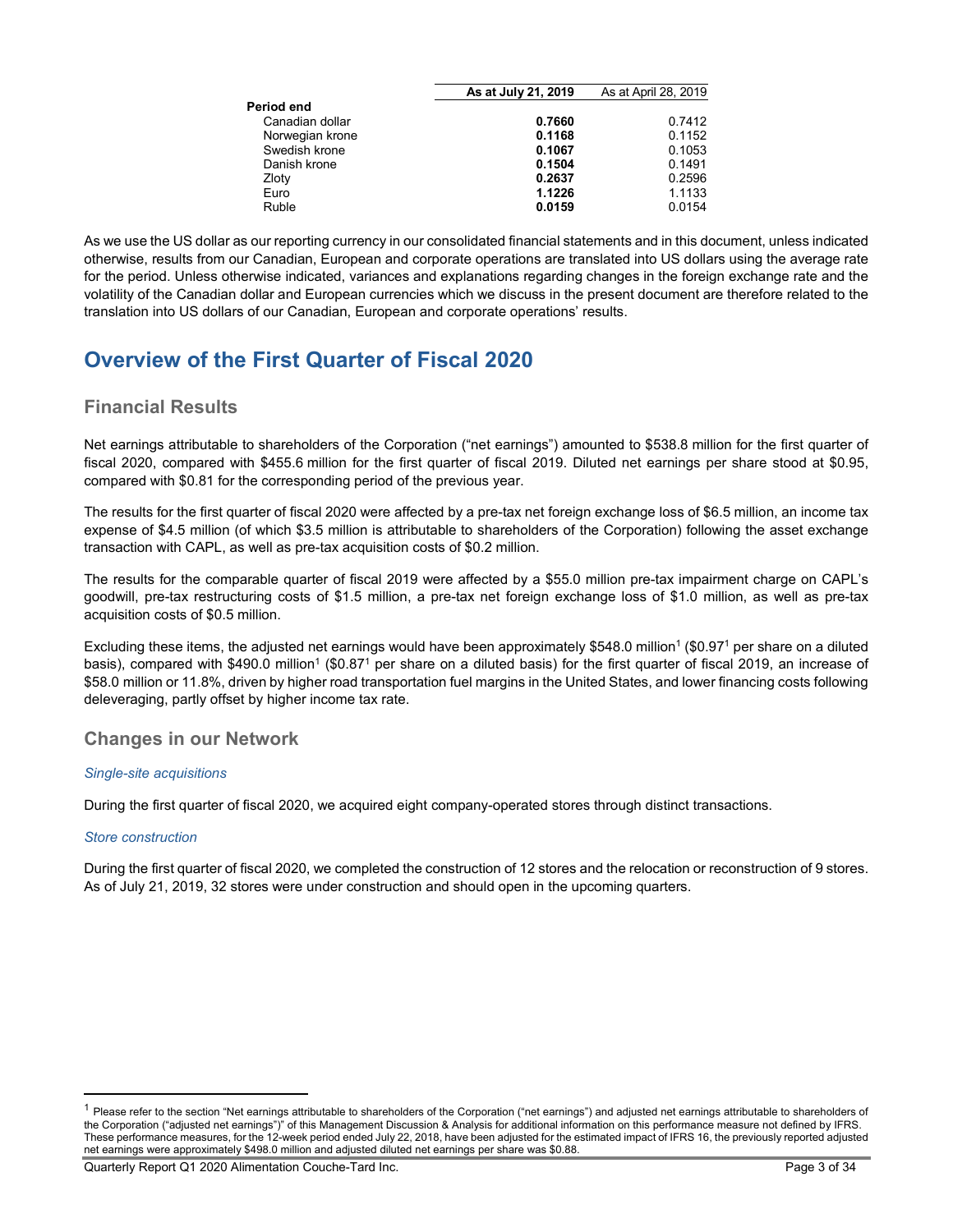| | As at July 21, 2019 | As at April 28, 2019 |
|---|---|---|
| **Period end** | | |
| Canadian dollar | **0.7660** | 0.7412 |
| Norwegian krone | **0.1168** | 0.1152 |
| Swedish krone | **0.1067** | 0.1053 |
| Danish krone | **0.1504** | 0.1491 |
| Zloty | **0.2637** | 0.2596 |
| Euro | **1.1226** | 1.1133 |
| Ruble | **0.0159** | 0.0154 |

As we use the US dollar as our reporting currency in our consolidated financial statements and in this document, unless indicated otherwise, results from our Canadian, European and corporate operations are translated into US dollars using the average rate for the period. Unless otherwise indicated, variances and explanations regarding changes in the foreign exchange rate and the volatility of the Canadian dollar and European currencies which we discuss in the present document are therefore related to the translation into US dollars of our Canadian, European and corporate operations' results.

# Overview of the First Quarter of Fiscal 2020

## Financial Results

Net earnings attributable to shareholders of the Corporation ("net earnings") amounted to $538.8 million for the first quarter of fiscal 2020, compared with $455.6 million for the first quarter of fiscal 2019. Diluted net earnings per share stood at $0.95, compared with $0.81 for the corresponding period of the previous year.

The results for the first quarter of fiscal 2020 were affected by a pre-tax net foreign exchange loss of $6.5 million, an income tax expense of $4.5 million (of which $3.5 million is attributable to shareholders of the Corporation) following the asset exchange transaction with CAPL, as well as pre-tax acquisition costs of $0.2 million.

The results for the comparable quarter of fiscal 2019 were affected by a $55.0 million pre-tax impairment charge on CAPL's goodwill, pre-tax restructuring costs of $1.5 million, a pre-tax net foreign exchange loss of $1.0 million, as well as pre-tax acquisition costs of $0.5 million.

Excluding these items, the adjusted net earnings would have been approximately $548.0 million[1] ($0.97[1] per share on a diluted basis), compared with $490.0 million[1] ($0.87[1] per share on a diluted basis) for the first quarter of fiscal 2019, an increase of $58.0 million or 11.8%, driven by higher road transportation fuel margins in the United States, and lower financing costs following deleveraging, partly offset by higher income tax rate.

## Changes in our Network

### *Single-site acquisitions*

During the first quarter of fiscal 2020, we acquired eight company-operated stores through distinct transactions.

### *Store construction*

During the first quarter of fiscal 2020, we completed the construction of 12 stores and the relocation or reconstruction of 9 stores. As of July 21, 2019, 32 stores were under construction and should open in the upcoming quarters.

[1] Please refer to the section "Net earnings attributable to shareholders of the Corporation ("net earnings") and adjusted net earnings attributable to shareholders of the Corporation ("adjusted net earnings")" of this Management Discussion & Analysis for additional information on this performance measure not defined by IFRS. These performance measures, for the 12-week period ended July 22, 2018, have been adjusted for the estimated impact of IFRS 16, the previously reported adjusted net earnings were approximately $498.0 million and adjusted diluted net earnings per share was $0.88.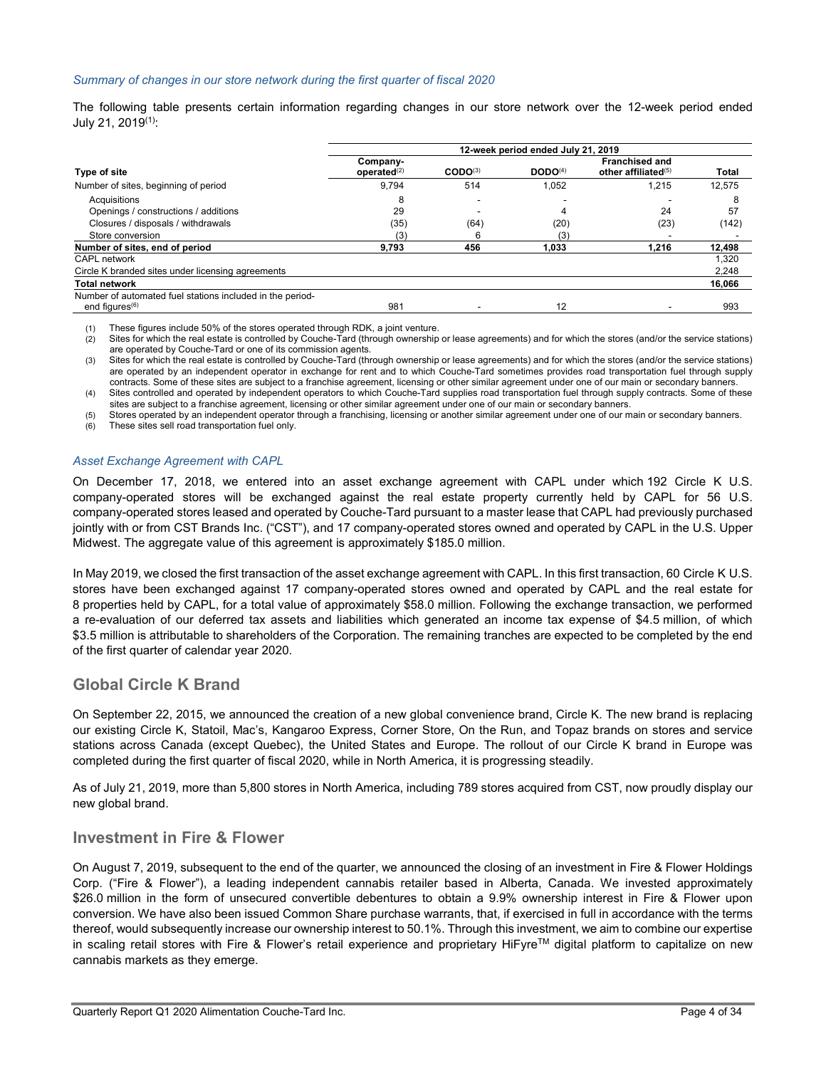*Summary of changes in our store network during the first quarter of fiscal 2020*

The following table presents certain information regarding changes in our store network over the 12-week period ended July 21, 2019[(1)]:

| Type of site | 12-week period ended July 21, 2019 | | | | |
|---|---|---|---|---|---|
| | **Company-operated**[(2)] | **CODO**[(3)] | **DODO**[(4)] | **Franchised and other affiliated**[(5)] | **Total** |
| Number of sites, beginning of period | 9,794 | 514 | 1,052 | 1,215 | 12,575 |
| Acquisitions | 8 | - | - | - | 8 |
| Openings / constructions / additions | 29 | - | 4 | 24 | 57 |
| Closures / disposals / withdrawals | (35) | (64) | (20) | (23) | (142) |
| Store conversion | (3) | 6 | (3) | - | - |
| **Number of sites, end of period** | **9,793** | **456** | **1,033** | **1,216** | **12,498** |
| CAPL network | | | | | 1,320 |
| Circle K branded sites under licensing agreements | | | | | 2,248 |
| **Total network** | | | | | **16,066** |
| Number of automated fuel stations included in the period-end figures[(6)] | 981 | - | 12 | - | 993 |

(1) These figures include 50% of the stores operated through RDK, a joint venture.
(2) Sites for which the real estate is controlled by Couche-Tard (through ownership or lease agreements) and for which the stores (and/or the service stations) are operated by Couche-Tard or one of its commission agents.
(3) Sites for which the real estate is controlled by Couche-Tard (through ownership or lease agreements) and for which the stores (and/or the service stations) are operated by an independent operator in exchange for rent and to which Couche-Tard sometimes provides road transportation fuel through supply contracts. Some of these sites are subject to a franchise agreement, licensing or other similar agreement under one of our main or secondary banners.
(4) Sites controlled and operated by independent operators to which Couche-Tard supplies road transportation fuel through supply contracts. Some of these sites are subject to a franchise agreement, licensing or other similar agreement under one of our main or secondary banners.
(5) Stores operated by an independent operator through a franchising, licensing or another similar agreement under one of our main or secondary banners.
(6) These sites sell road transportation fuel only.

*Asset Exchange Agreement with CAPL*

On December 17, 2018, we entered into an asset exchange agreement with CAPL under which 192 Circle K U.S. company-operated stores will be exchanged against the real estate property currently held by CAPL for 56 U.S. company-operated stores leased and operated by Couche-Tard pursuant to a master lease that CAPL had previously purchased jointly with or from CST Brands Inc. ("CST"), and 17 company-operated stores owned and operated by CAPL in the U.S. Upper Midwest. The aggregate value of this agreement is approximately $185.0 million.

In May 2019, we closed the first transaction of the asset exchange agreement with CAPL. In this first transaction, 60 Circle K U.S. stores have been exchanged against 17 company-operated stores owned and operated by CAPL and the real estate for 8 properties held by CAPL, for a total value of approximately $58.0 million. Following the exchange transaction, we performed a re-evaluation of our deferred tax assets and liabilities which generated an income tax expense of $4.5 million, of which $3.5 million is attributable to shareholders of the Corporation. The remaining tranches are expected to be completed by the end of the first quarter of calendar year 2020.

## Global Circle K Brand

On September 22, 2015, we announced the creation of a new global convenience brand, Circle K. The new brand is replacing our existing Circle K, Statoil, Mac's, Kangaroo Express, Corner Store, On the Run, and Topaz brands on stores and service stations across Canada (except Quebec), the United States and Europe. The rollout of our Circle K brand in Europe was completed during the first quarter of fiscal 2020, while in North America, it is progressing steadily.

As of July 21, 2019, more than 5,800 stores in North America, including 789 stores acquired from CST, now proudly display our new global brand.

## Investment in Fire & Flower

On August 7, 2019, subsequent to the end of the quarter, we announced the closing of an investment in Fire & Flower Holdings Corp. ("Fire & Flower"), a leading independent cannabis retailer based in Alberta, Canada. We invested approximately $26.0 million in the form of unsecured convertible debentures to obtain a 9.9% ownership interest in Fire & Flower upon conversion. We have also been issued Common Share purchase warrants, that, if exercised in full in accordance with the terms thereof, would subsequently increase our ownership interest to 50.1%. Through this investment, we aim to combine our expertise in scaling retail stores with Fire & Flower's retail experience and proprietary HiFyre™ digital platform to capitalize on new cannabis markets as they emerge.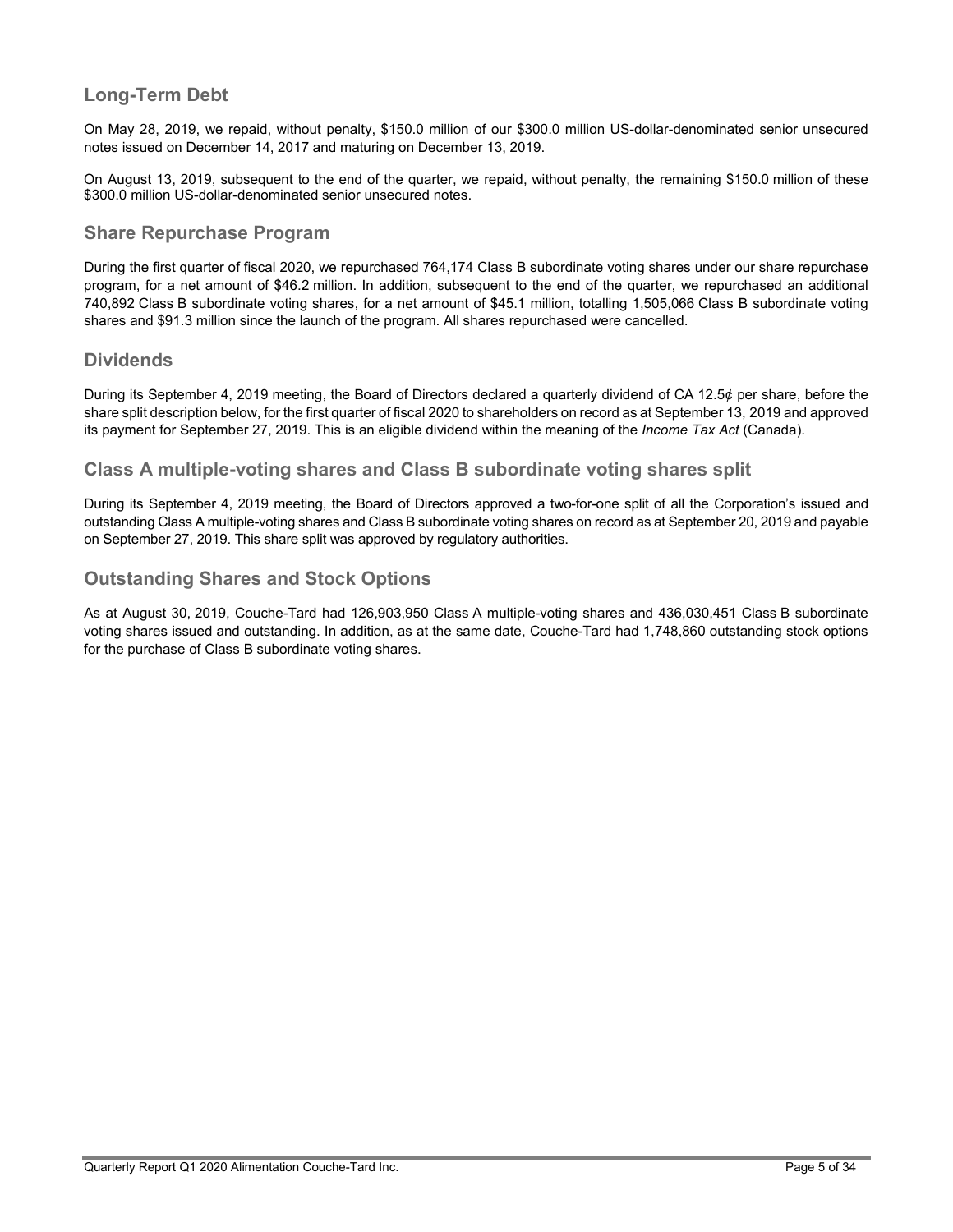## Long-Term Debt

On May 28, 2019, we repaid, without penalty, $150.0 million of our $300.0 million US-dollar-denominated senior unsecured notes issued on December 14, 2017 and maturing on December 13, 2019.

On August 13, 2019, subsequent to the end of the quarter, we repaid, without penalty, the remaining $150.0 million of these $300.0 million US-dollar-denominated senior unsecured notes.

## Share Repurchase Program

During the first quarter of fiscal 2020, we repurchased 764,174 Class B subordinate voting shares under our share repurchase program, for a net amount of $46.2 million. In addition, subsequent to the end of the quarter, we repurchased an additional 740,892 Class B subordinate voting shares, for a net amount of $45.1 million, totalling 1,505,066 Class B subordinate voting shares and $91.3 million since the launch of the program. All shares repurchased were cancelled.

## Dividends

During its September 4, 2019 meeting, the Board of Directors declared a quarterly dividend of CA 12.5¢ per share, before the share split description below, for the first quarter of fiscal 2020 to shareholders on record as at September 13, 2019 and approved its payment for September 27, 2019. This is an eligible dividend within the meaning of the *Income Tax Act* (Canada).

## Class A multiple-voting shares and Class B subordinate voting shares split

During its September 4, 2019 meeting, the Board of Directors approved a two-for-one split of all the Corporation's issued and outstanding Class A multiple-voting shares and Class B subordinate voting shares on record as at September 20, 2019 and payable on September 27, 2019. This share split was approved by regulatory authorities.

## Outstanding Shares and Stock Options

As at August 30, 2019, Couche-Tard had 126,903,950 Class A multiple-voting shares and 436,030,451 Class B subordinate voting shares issued and outstanding. In addition, as at the same date, Couche-Tard had 1,748,860 outstanding stock options for the purchase of Class B subordinate voting shares.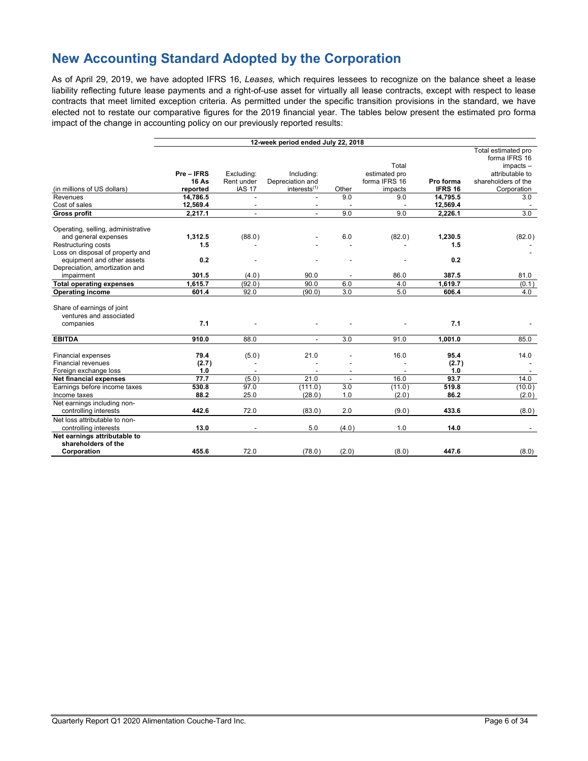# New Accounting Standard Adopted by the Corporation

As of April 29, 2019, we have adopted IFRS 16, *Leases,* which requires lessees to recognize on the balance sheet a lease liability reflecting future lease payments and a right-of-use asset for virtually all lease contracts, except with respect to lease contracts that meet limited exception criteria. As permitted under the specific transition provisions in the standard, we have elected not to restate our comparative figures for the 2019 financial year. The tables below present the estimated pro forma impact of the change in accounting policy on our previously reported results:

| | 12-week period ended July 22, 2018 | | | | | | |
|---|---|---|---|---|---|---|---|
| (in millions of US dollars) | **Pre – IFRS 16 As reported** | Excluding: Rent under IAS 17 | Including: Depreciation and interests[(1)] | Other | Total estimated pro forma IFRS 16 impacts | **Pro forma IFRS 16** | Total estimated pro forma IFRS 16 impacts – attributable to shareholders of the Corporation |
| Revenues | **14,786.5** | - | - | 9.0 | 9.0 | **14,795.5** | 3.0 |
| Cost of sales | **12,569.4** | - | - | - | - | **12,569.4** | - |
| **Gross profit** | **2,217.1** | - | - | 9.0 | 9.0 | **2,226.1** | 3.0 |
| Operating, selling, administrative and general expenses | **1,312.5** | (88.0) | - | 6.0 | (82.0) | **1,230.5** | (82.0) |
| Restructuring costs | **1.5** | - | - | - | - | **1.5** | - |
| Loss on disposal of property and equipment and other assets | **0.2** | - | - | - | - | **0.2** | - |
| Depreciation, amortization and impairment | **301.5** | (4.0) | 90.0 | - | 86.0 | **387.5** | 81.0 |
| **Total operating expenses** | **1,615.7** | (92.0) | 90.0 | 6.0 | 4.0 | **1,619.7** | (0.1) |
| **Operating income** | **601.4** | 92.0 | (90.0) | 3.0 | 5.0 | **606.4** | 4.0 |
| Share of earnings of joint ventures and associated companies | **7.1** | - | - | - | - | **7.1** | - |
| **EBITDA** | **910.0** | 88.0 | - | 3.0 | 91.0 | **1,001.0** | 85.0 |
| Financial expenses | **79.4** | (5.0) | 21.0 | - | 16.0 | **95.4** | 14.0 |
| Financial revenues | **(2.7)** | - | - | - | - | **(2.7)** | - |
| Foreign exchange loss | **1.0** | - | - | - | - | **1.0** | - |
| **Net financial expenses** | **77.7** | (5.0) | 21.0 | - | 16.0 | **93.7** | 14.0 |
| Earnings before income taxes | **530.8** | 97.0 | (111.0) | 3.0 | (11.0) | **519.8** | (10.0) |
| Income taxes | **88.2** | 25.0 | (28.0) | 1.0 | (2.0) | **86.2** | (2.0) |
| Net earnings including non-controlling interests | **442.6** | 72.0 | (83.0) | 2.0 | (9.0) | **433.6** | (8.0) |
| Net loss attributable to non-controlling interests | **13.0** | - | 5.0 | (4.0) | 1.0 | **14.0** | - |
| **Net earnings attributable to shareholders of the Corporation** | **455.6** | 72.0 | (78.0) | (2.0) | (8.0) | **447.6** | (8.0) |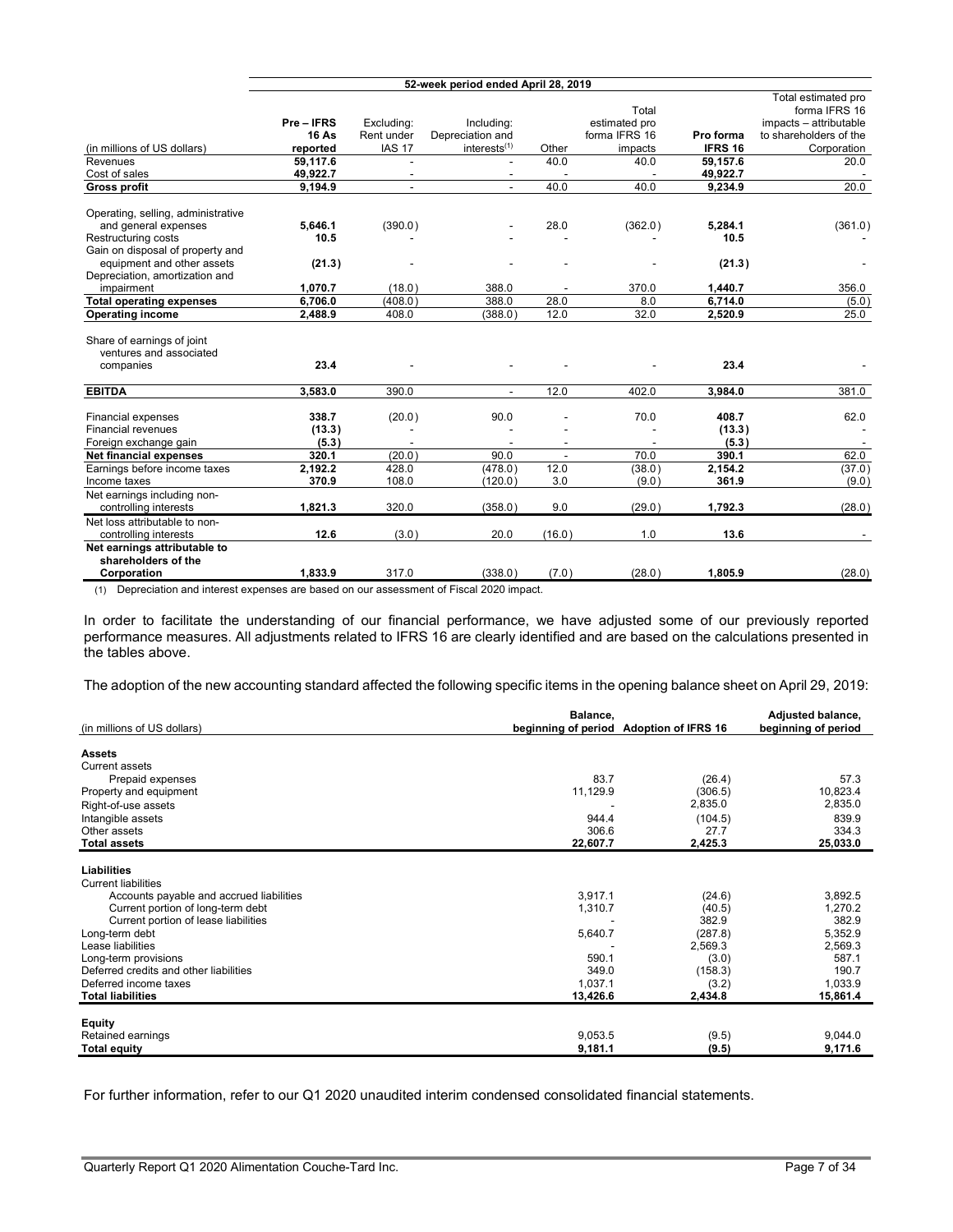| | 52-week period ended April 28, 2019 | | | | | | |
|---|---|---|---|---|---|---|---|
| (in millions of US dollars) | Pre – IFRS 16 As reported | Excluding: Rent under IAS 17 | Including: Depreciation and interests[(1)] | Other | Total estimated pro forma IFRS 16 impacts | Pro forma IFRS 16 | Total estimated pro forma IFRS 16 impacts – attributable to shareholders of the Corporation |
| Revenues | 59,117.6 | - | - | 40.0 | 40.0 | 59,157.6 | 20.0 |
| Cost of sales | 49,922.7 | - | - | - | - | 49,922.7 | - |
| **Gross profit** | **9,194.9** | - | - | 40.0 | 40.0 | **9,234.9** | 20.0 |
| Operating, selling, administrative and general expenses | **5,646.1** | (390.0) | - | 28.0 | (362.0) | **5,284.1** | (361.0) |
| Restructuring costs | **10.5** | - | - | - | - | **10.5** | - |
| Gain on disposal of property and equipment and other assets | **(21.3)** | - | - | - | - | **(21.3)** | - |
| Depreciation, amortization and impairment | **1,070.7** | (18.0) | 388.0 | - | 370.0 | **1,440.7** | 356.0 |
| **Total operating expenses** | **6,706.0** | (408.0) | 388.0 | 28.0 | 8.0 | **6,714.0** | (5.0) |
| **Operating income** | **2,488.9** | 408.0 | (388.0) | 12.0 | 32.0 | **2,520.9** | 25.0 |
| Share of earnings of joint ventures and associated companies | **23.4** | - | - | - | - | **23.4** | - |
| **EBITDA** | **3,583.0** | 390.0 | - | 12.0 | 402.0 | **3,984.0** | 381.0 |
| Financial expenses | **338.7** | (20.0) | 90.0 | - | 70.0 | **408.7** | 62.0 |
| Financial revenues | **(13.3)** | - | - | - | - | **(13.3)** | - |
| Foreign exchange gain | **(5.3)** | - | - | - | - | **(5.3)** | - |
| **Net financial expenses** | **320.1** | (20.0) | 90.0 | - | 70.0 | **390.1** | 62.0 |
| Earnings before income taxes | **2,192.2** | 428.0 | (478.0) | 12.0 | (38.0) | **2,154.2** | (37.0) |
| Income taxes | **370.9** | 108.0 | (120.0) | 3.0 | (9.0) | **361.9** | (9.0) |
| Net earnings including non-controlling interests | **1,821.3** | 320.0 | (358.0) | 9.0 | (29.0) | **1,792.3** | (28.0) |
| Net loss attributable to non-controlling interests | **12.6** | (3.0) | 20.0 | (16.0) | 1.0 | **13.6** | - |
| **Net earnings attributable to shareholders of the Corporation** | **1,833.9** | 317.0 | (338.0) | (7.0) | (28.0) | **1,805.9** | (28.0) |

(1) Depreciation and interest expenses are based on our assessment of Fiscal 2020 impact.

In order to facilitate the understanding of our financial performance, we have adjusted some of our previously reported performance measures. All adjustments related to IFRS 16 are clearly identified and are based on the calculations presented in the tables above.

The adoption of the new accounting standard affected the following specific items in the opening balance sheet on April 29, 2019:

| (in millions of US dollars) | Balance, beginning of period | Adoption of IFRS 16 | Adjusted balance, beginning of period |
|---|---|---|---|
| **Assets** | | | |
| Current assets | | | |
| Prepaid expenses | 83.7 | (26.4) | 57.3 |
| Property and equipment | 11,129.9 | (306.5) | 10,823.4 |
| Right-of-use assets | - | 2,835.0 | 2,835.0 |
| Intangible assets | 944.4 | (104.5) | 839.9 |
| Other assets | 306.6 | 27.7 | 334.3 |
| **Total assets** | **22,607.7** | **2,425.3** | **25,033.0** |
| **Liabilities** | | | |
| Current liabilities | | | |
| Accounts payable and accrued liabilities | 3,917.1 | (24.6) | 3,892.5 |
| Current portion of long-term debt | 1,310.7 | (40.5) | 1,270.2 |
| Current portion of lease liabilities | - | 382.9 | 382.9 |
| Long-term debt | 5,640.7 | (287.8) | 5,352.9 |
| Lease liabilities | - | 2,569.3 | 2,569.3 |
| Long-term provisions | 590.1 | (3.0) | 587.1 |
| Deferred credits and other liabilities | 349.0 | (158.3) | 190.7 |
| Deferred income taxes | 1,037.1 | (3.2) | 1,033.9 |
| **Total liabilities** | **13,426.6** | **2,434.8** | **15,861.4** |
| **Equity** | | | |
| Retained earnings | 9,053.5 | (9.5) | 9,044.0 |
| **Total equity** | **9,181.1** | **(9.5)** | **9,171.6** |

For further information, refer to our Q1 2020 unaudited interim condensed consolidated financial statements.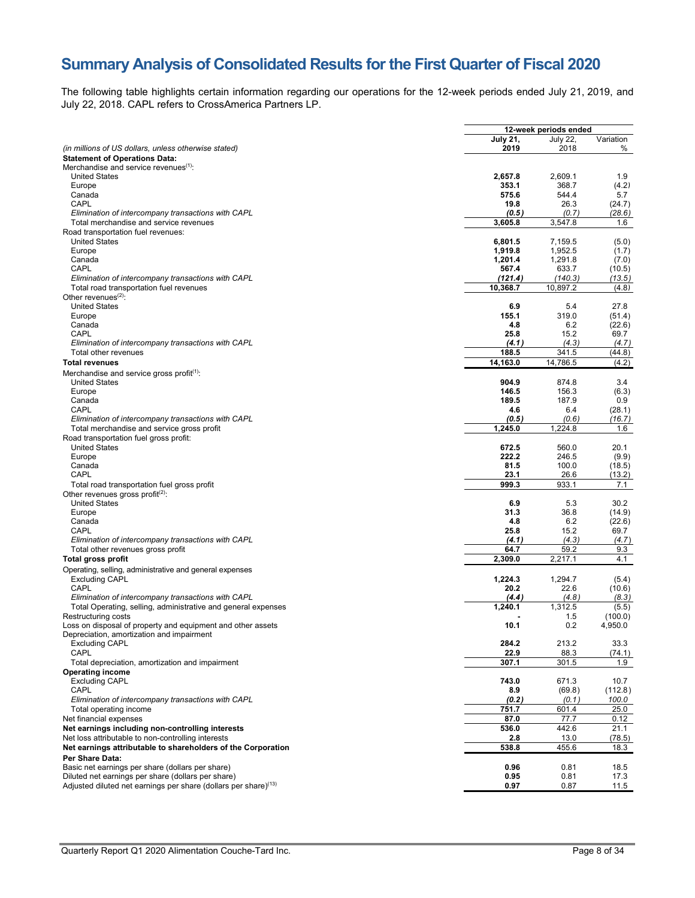# Summary Analysis of Consolidated Results for the First Quarter of Fiscal 2020

The following table highlights certain information regarding our operations for the 12-week periods ended July 21, 2019, and July 22, 2018. CAPL refers to CrossAmerica Partners LP.

| | 12-week periods ended | | |
|---|---|---|---|
| *(in millions of US dollars, unless otherwise stated)* | **July 21, 2019** | July 22, 2018 | Variation % |
| **Statement of Operations Data:** | | | |
| Merchandise and service revenues[(1)]: | | | |
| United States | **2,657.8** | 2,609.1 | 1.9 |
| Europe | **353.1** | 368.7 | (4.2) |
| Canada | **575.6** | 544.4 | 5.7 |
| CAPL | **19.8** | 26.3 | (24.7) |
| *Elimination of intercompany transactions with CAPL* | ***(0.5)*** | *(0.7)* | *(28.6)* |
| Total merchandise and service revenues | **3,605.8** | 3,547.8 | 1.6 |
| Road transportation fuel revenues: | | | |
| United States | **6,801.5** | 7,159.5 | (5.0) |
| Europe | **1,919.8** | 1,952.5 | (1.7) |
| Canada | **1,201.4** | 1,291.8 | (7.0) |
| CAPL | **567.4** | 633.7 | (10.5) |
| *Elimination of intercompany transactions with CAPL* | ***(121.4)*** | *(140.3)* | *(13.5)* |
| Total road transportation fuel revenues | **10,368.7** | 10,897.2 | (4.8) |
| Other revenues[(2)]: | | | |
| United States | **6.9** | 5.4 | 27.8 |
| Europe | **155.1** | 319.0 | (51.4) |
| Canada | **4.8** | 6.2 | (22.6) |
| CAPL | **25.8** | 15.2 | 69.7 |
| *Elimination of intercompany transactions with CAPL* | ***(4.1)*** | *(4.3)* | *(4.7)* |
| Total other revenues | **188.5** | 341.5 | (44.8) |
| **Total revenues** | **14,163.0** | 14,786.5 | (4.2) |
| Merchandise and service gross profit[(1)]: | | | |
| United States | **904.9** | 874.8 | 3.4 |
| Europe | **146.5** | 156.3 | (6.3) |
| Canada | **189.5** | 187.9 | 0.9 |
| CAPL | **4.6** | 6.4 | (28.1) |
| *Elimination of intercompany transactions with CAPL* | ***(0.5)*** | *(0.6)* | *(16.7)* |
| Total merchandise and service gross profit | **1,245.0** | 1,224.8 | 1.6 |
| Road transportation fuel gross profit: | | | |
| United States | **672.5** | 560.0 | 20.1 |
| Europe | **222.2** | 246.5 | (9.9) |
| Canada | **81.5** | 100.0 | (18.5) |
| CAPL | **23.1** | 26.6 | (13.2) |
| Total road transportation fuel gross profit | **999.3** | 933.1 | 7.1 |
| Other revenues gross profit[(2)]: | | | |
| United States | **6.9** | 5.3 | 30.2 |
| Europe | **31.3** | 36.8 | (14.9) |
| Canada | **4.8** | 6.2 | (22.6) |
| CAPL | **25.8** | 15.2 | 69.7 |
| *Elimination of intercompany transactions with CAPL* | ***(4.1)*** | *(4.3)* | *(4.7)* |
| Total other revenues gross profit | **64.7** | 59.2 | 9.3 |
| **Total gross profit** | **2,309.0** | 2,217.1 | 4.1 |
| Operating, selling, administrative and general expenses | | | |
| Excluding CAPL | **1,224.3** | 1,294.7 | (5.4) |
| CAPL | **20.2** | 22.6 | (10.6) |
| *Elimination of intercompany transactions with CAPL* | ***(4.4)*** | *(4.8)* | *(8.3)* |
| Total Operating, selling, administrative and general expenses | **1,240.1** | 1,312.5 | (5.5) |
| Restructuring costs | **-** | 1.5 | (100.0) |
| Loss on disposal of property and equipment and other assets | **10.1** | 0.2 | 4,950.0 |
| Depreciation, amortization and impairment | | | |
| Excluding CAPL | **284.2** | 213.2 | 33.3 |
| CAPL | **22.9** | 88.3 | (74.1) |
| Total depreciation, amortization and impairment | **307.1** | 301.5 | 1.9 |
| **Operating income** | | | |
| Excluding CAPL | **743.0** | 671.3 | 10.7 |
| CAPL | **8.9** | (69.8) | (112.8) |
| *Elimination of intercompany transactions with CAPL* | ***(0.2)*** | *(0.1)* | *100.0* |
| Total operating income | **751.7** | 601.4 | 25.0 |
| Net financial expenses | **87.0** | 77.7 | 0.12 |
| **Net earnings including non-controlling interests** | **536.0** | 442.6 | 21.1 |
| Net loss attributable to non-controlling interests | **2.8** | 13.0 | (78.5) |
| **Net earnings attributable to shareholders of the Corporation** | **538.8** | 455.6 | 18.3 |
| **Per Share Data:** | | | |
| Basic net earnings per share (dollars per share) | **0.96** | 0.81 | 18.5 |
| Diluted net earnings per share (dollars per share) | **0.95** | 0.81 | 17.3 |
| Adjusted diluted net earnings per share (dollars per share)[(13)] | **0.97** | 0.87 | 11.5 |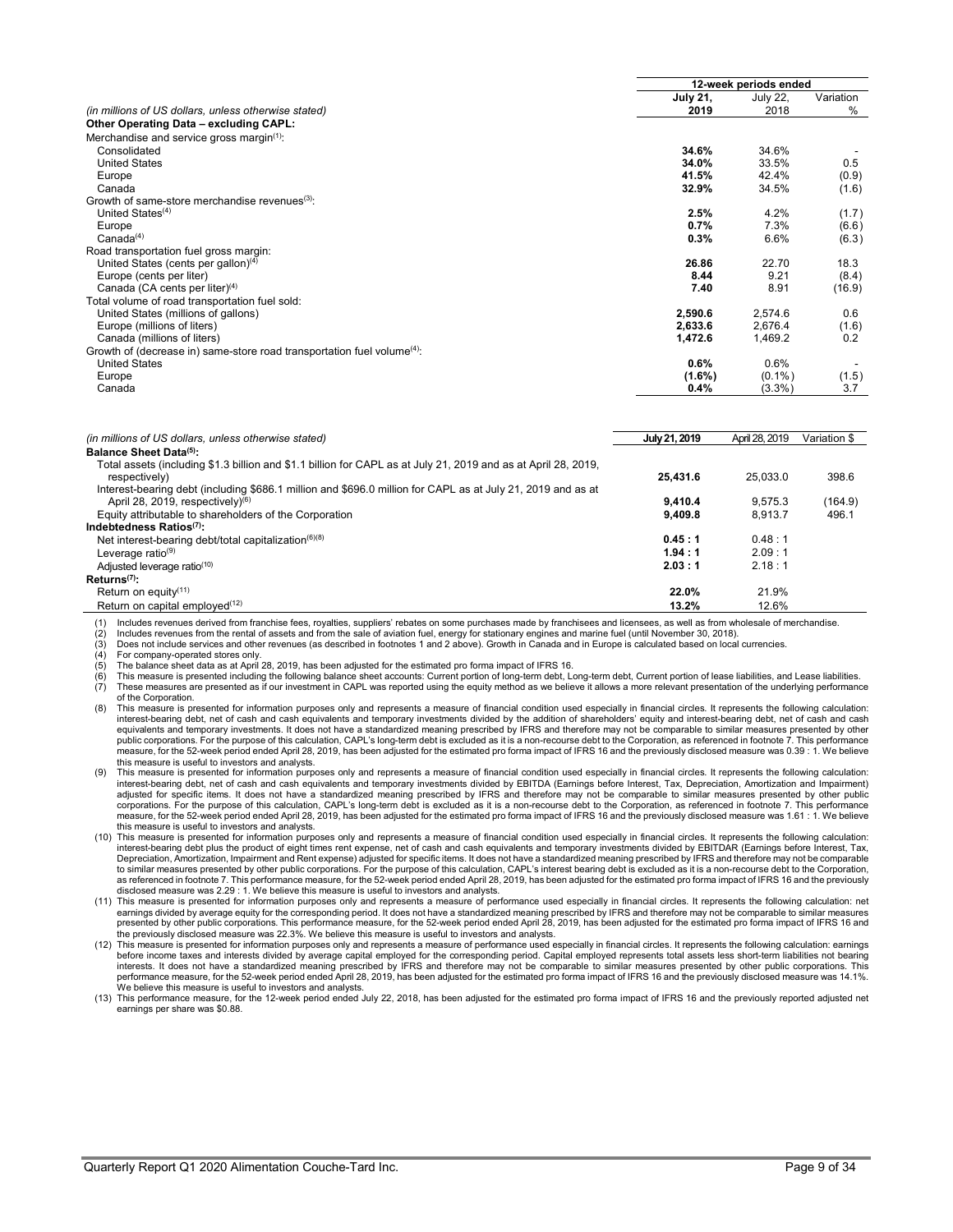| (in millions of US dollars, unless otherwise stated) | 12-week periods ended | | |
|---|---|---|---|
| | **July 21, 2019** | July 22, 2018 | Variation % |
| **Other Operating Data – excluding CAPL:** | | | |
| Merchandise and service gross margin[1]: | | | |
| Consolidated | **34.6%** | 34.6% | - |
| United States | **34.0%** | 33.5% | 0.5 |
| Europe | **41.5%** | 42.4% | (0.9) |
| Canada | **32.9%** | 34.5% | (1.6) |
| Growth of same-store merchandise revenues[3]: | | | |
| United States[4] | **2.5%** | 4.2% | (1.7) |
| Europe | **0.7%** | 7.3% | (6.6) |
| Canada[4] | **0.3%** | 6.6% | (6.3) |
| Road transportation fuel gross margin: | | | |
| United States (cents per gallon)[4] | **26.86** | 22.70 | 18.3 |
| Europe (cents per liter) | **8.44** | 9.21 | (8.4) |
| Canada (CA cents per liter)[4] | **7.40** | 8.91 | (16.9) |
| Total volume of road transportation fuel sold: | | | |
| United States (millions of gallons) | **2,590.6** | 2,574.6 | 0.6 |
| Europe (millions of liters) | **2,633.6** | 2,676.4 | (1.6) |
| Canada (millions of liters) | **1,472.6** | 1,469.2 | 0.2 |
| Growth of (decrease in) same-store road transportation fuel volume[4]: | | | |
| United States | **0.6%** | 0.6% | - |
| Europe | **(1.6%)** | (0.1%) | (1.5) |
| Canada | **0.4%** | (3.3%) | 3.7 |

| (in millions of US dollars, unless otherwise stated) | July 21, 2019 | April 28, 2019 | Variation $ |
|---|---|---|---|
| **Balance Sheet Data[5]:** | | | |
| Total assets (including $1.3 billion and $1.1 billion for CAPL as at July 21, 2019 and as at April 28, 2019, respectively) | **25,431.6** | 25,033.0 | 398.6 |
| Interest-bearing debt (including $686.1 million and $696.0 million for CAPL as at July 21, 2019 and as at April 28, 2019, respectively)[6] | **9,410.4** | 9,575.3 | (164.9) |
| Equity attributable to shareholders of the Corporation | **9,409.8** | 8,913.7 | 496.1 |
| **Indebtedness Ratios[7]:** | | | |
| Net interest-bearing debt/total capitalization[6][8] | **0.45 : 1** | 0.48 : 1 | |
| Leverage ratio[9] | **1.94 : 1** | 2.09 : 1 | |
| Adjusted leverage ratio[10] | **2.03 : 1** | 2.18 : 1 | |
| **Returns[7]:** | | | |
| Return on equity[11] | **22.0%** | 21.9% | |
| Return on capital employed[12] | **13.2%** | 12.6% | |

(1) Includes revenues derived from franchise fees, royalties, suppliers' rebates on some purchases made by franchisees and licensees, as well as from wholesale of merchandise.
(2) Includes revenues from the rental of assets and from the sale of aviation fuel, energy for stationary engines and marine fuel (until November 30, 2018).
(3) Does not include services and other revenues (as described in footnotes 1 and 2 above). Growth in Canada and in Europe is calculated based on local currencies.
(4) For company-operated stores only.
(5) The balance sheet data as at April 28, 2019, has been adjusted for the estimated pro forma impact of IFRS 16.
(6) This measure is presented including the following balance sheet accounts: Current portion of long-term debt, Long-term debt, Current portion of lease liabilities, and Lease liabilities.
(7) These measures are presented as if our investment in CAPL was reported using the equity method as we believe it allows a more relevant presentation of the underlying performance of the Corporation.
(8) This measure is presented for information purposes only and represents a measure of financial condition used especially in financial circles. It represents the following calculation: interest-bearing debt, net of cash and cash equivalents and temporary investments divided by the addition of shareholders' equity and interest-bearing debt, net of cash and cash equivalents and temporary investments. It does not have a standardized meaning prescribed by IFRS and therefore may not be comparable to similar measures presented by other public corporations. For the purpose of this calculation, CAPL's long-term debt is excluded as it is a non-recourse debt to the Corporation, as referenced in footnote 7. This performance measure, for the 52-week period ended April 28, 2019, has been adjusted for the estimated pro forma impact of IFRS 16 and the previously disclosed measure was 0.39 : 1. We believe this measure is useful to investors and analysts.
(9) This measure is presented for information purposes only and represents a measure of financial condition used especially in financial circles. It represents the following calculation: interest-bearing debt, net of cash and cash equivalents and temporary investments divided by EBITDA (Earnings before Interest, Tax, Depreciation, Amortization and Impairment) adjusted for specific items. It does not have a standardized meaning prescribed by IFRS and therefore may not be comparable to similar measures presented by other public corporations. For the purpose of this calculation, CAPL's long-term debt is excluded as it is a non-recourse debt to the Corporation, as referenced in footnote 7. This performance measure, for the 52-week period ended April 28, 2019, has been adjusted for the estimated pro forma impact of IFRS 16 and the previously disclosed measure was 1.61 : 1. We believe this measure is useful to investors and analysts.
(10) This measure is presented for information purposes only and represents a measure of financial condition used especially in financial circles. It represents the following calculation: interest-bearing debt plus the product of eight times rent expense, net of cash and cash equivalents and temporary investments divided by EBITDAR (Earnings before Interest, Tax, Depreciation, Amortization, Impairment and Rent expense) adjusted for specific items. It does not have a standardized meaning prescribed by IFRS and therefore may not be comparable to similar measures presented by other public corporations. For the purpose of this calculation, CAPL's interest bearing debt is excluded as it is a non-recourse debt to the Corporation, as referenced in footnote 7. This performance measure, for the 52-week period ended April 28, 2019, has been adjusted for the estimated pro forma impact of IFRS 16 and the previously disclosed measure was 2.29 : 1. We believe this measure is useful to investors and analysts.
(11) This measure is presented for information purposes only and represents a measure of performance used especially in financial circles. It represents the following calculation: net earnings divided by average equity for the corresponding period. It does not have a standardized meaning prescribed by IFRS and therefore may not be comparable to similar measures presented by other public corporations. This performance measure, for the 52-week period ended April 28, 2019, has been adjusted for the estimated pro forma impact of IFRS 16 and the previously disclosed measure was 22.3%. We believe this measure is useful to investors and analysts.
(12) This measure is presented for information purposes only and represents a measure of performance used especially in financial circles. It represents the following calculation: earnings before income taxes and interests divided by average capital employed for the corresponding period. Capital employed represents total assets less short-term liabilities not bearing interests. It does not have a standardized meaning prescribed by IFRS and therefore may not be comparable to similar measures presented by other public corporations. This performance measure, for the 52-week period ended April 28, 2019, has been adjusted for the estimated pro forma impact of IFRS 16 and the previously disclosed measure was 14.1%. We believe this measure is useful to investors and analysts.
(13) This performance measure, for the 12-week period ended July 22, 2018, has been adjusted for the estimated pro forma impact of IFRS 16 and the previously reported adjusted net earnings per share was $0.88.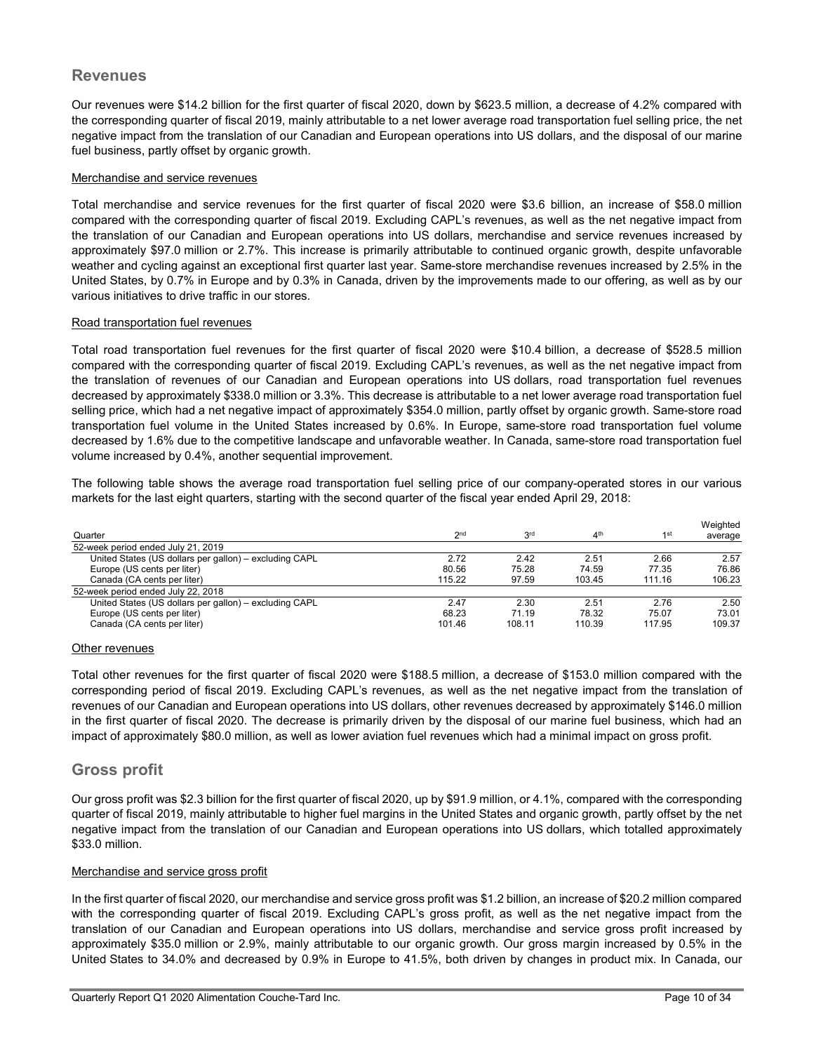## Revenues

Our revenues were $14.2 billion for the first quarter of fiscal 2020, down by $623.5 million, a decrease of 4.2% compared with the corresponding quarter of fiscal 2019, mainly attributable to a net lower average road transportation fuel selling price, the net negative impact from the translation of our Canadian and European operations into US dollars, and the disposal of our marine fuel business, partly offset by organic growth.

### Merchandise and service revenues

Total merchandise and service revenues for the first quarter of fiscal 2020 were $3.6 billion, an increase of $58.0 million compared with the corresponding quarter of fiscal 2019. Excluding CAPL's revenues, as well as the net negative impact from the translation of our Canadian and European operations into US dollars, merchandise and service revenues increased by approximately $97.0 million or 2.7%. This increase is primarily attributable to continued organic growth, despite unfavorable weather and cycling against an exceptional first quarter last year. Same-store merchandise revenues increased by 2.5% in the United States, by 0.7% in Europe and by 0.3% in Canada, driven by the improvements made to our offering, as well as by our various initiatives to drive traffic in our stores.

### Road transportation fuel revenues

Total road transportation fuel revenues for the first quarter of fiscal 2020 were $10.4 billion, a decrease of $528.5 million compared with the corresponding quarter of fiscal 2019. Excluding CAPL's revenues, as well as the net negative impact from the translation of revenues of our Canadian and European operations into US dollars, road transportation fuel revenues decreased by approximately $338.0 million or 3.3%. This decrease is attributable to a net lower average road transportation fuel selling price, which had a net negative impact of approximately $354.0 million, partly offset by organic growth. Same-store road transportation fuel volume in the United States increased by 0.6%. In Europe, same-store road transportation fuel volume decreased by 1.6% due to the competitive landscape and unfavorable weather. In Canada, same-store road transportation fuel volume increased by 0.4%, another sequential improvement.

The following table shows the average road transportation fuel selling price of our company-operated stores in our various markets for the last eight quarters, starting with the second quarter of the fiscal year ended April 29, 2018:

| Quarter | 2nd | 3rd | 4th | 1st | Weighted average |
|---|---|---|---|---|---|
| 52-week period ended July 21, 2019 | | | | | |
| United States (US dollars per gallon) – excluding CAPL | 2.72 | 2.42 | 2.51 | 2.66 | 2.57 |
| Europe (US cents per liter) | 80.56 | 75.28 | 74.59 | 77.35 | 76.86 |
| Canada (CA cents per liter) | 115.22 | 97.59 | 103.45 | 111.16 | 106.23 |
| 52-week period ended July 22, 2018 | | | | | |
| United States (US dollars per gallon) – excluding CAPL | 2.47 | 2.30 | 2.51 | 2.76 | 2.50 |
| Europe (US cents per liter) | 68.23 | 71.19 | 78.32 | 75.07 | 73.01 |
| Canada (CA cents per liter) | 101.46 | 108.11 | 110.39 | 117.95 | 109.37 |

### Other revenues

Total other revenues for the first quarter of fiscal 2020 were $188.5 million, a decrease of $153.0 million compared with the corresponding period of fiscal 2019. Excluding CAPL's revenues, as well as the net negative impact from the translation of revenues of our Canadian and European operations into US dollars, other revenues decreased by approximately $146.0 million in the first quarter of fiscal 2020. The decrease is primarily driven by the disposal of our marine fuel business, which had an impact of approximately $80.0 million, as well as lower aviation fuel revenues which had a minimal impact on gross profit.

## Gross profit

Our gross profit was $2.3 billion for the first quarter of fiscal 2020, up by $91.9 million, or 4.1%, compared with the corresponding quarter of fiscal 2019, mainly attributable to higher fuel margins in the United States and organic growth, partly offset by the net negative impact from the translation of our Canadian and European operations into US dollars, which totalled approximately $33.0 million.

### Merchandise and service gross profit

In the first quarter of fiscal 2020, our merchandise and service gross profit was $1.2 billion, an increase of $20.2 million compared with the corresponding quarter of fiscal 2019. Excluding CAPL's gross profit, as well as the net negative impact from the translation of our Canadian and European operations into US dollars, merchandise and service gross profit increased by approximately $35.0 million or 2.9%, mainly attributable to our organic growth. Our gross margin increased by 0.5% in the United States to 34.0% and decreased by 0.9% in Europe to 41.5%, both driven by changes in product mix. In Canada, our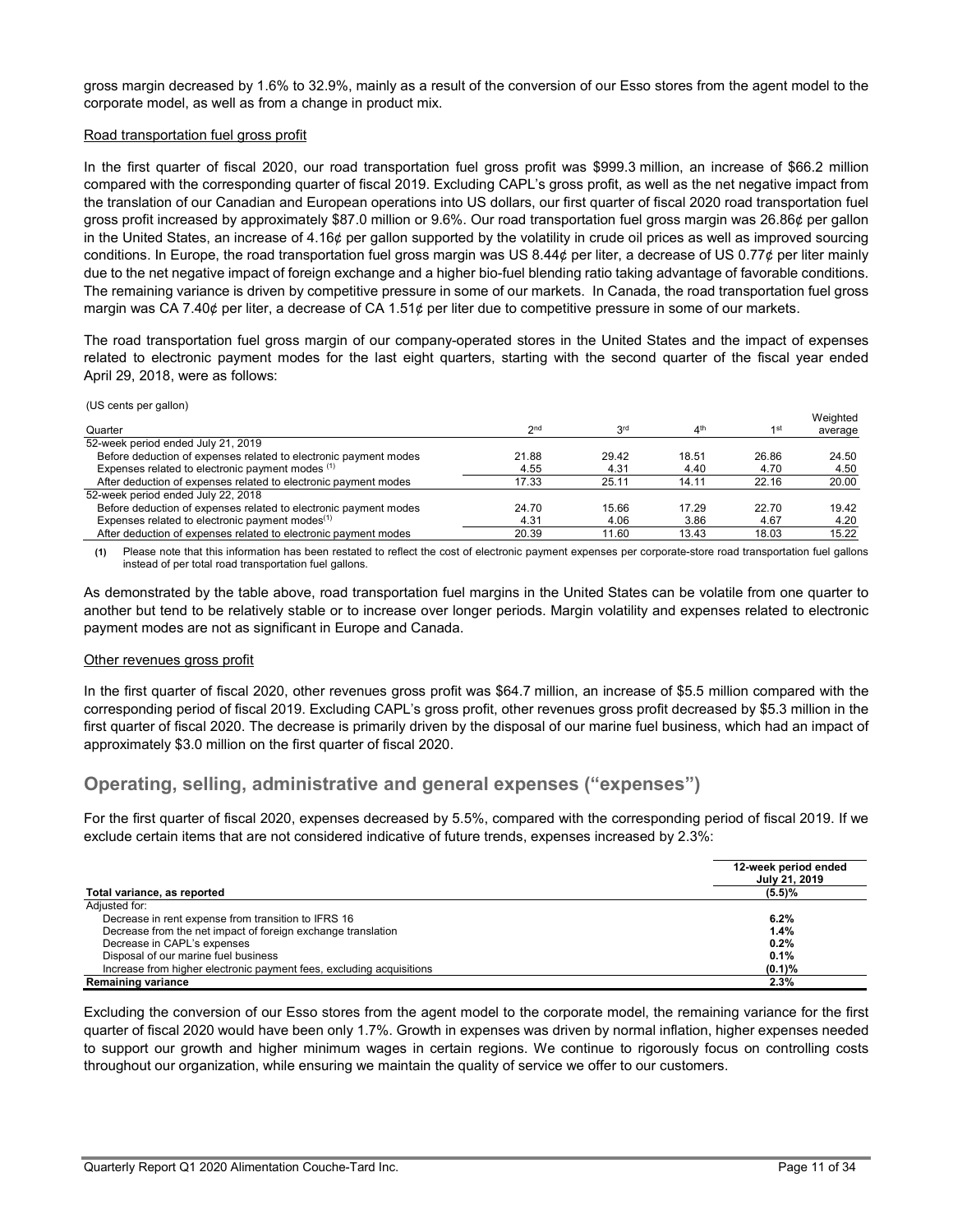gross margin decreased by 1.6% to 32.9%, mainly as a result of the conversion of our Esso stores from the agent model to the corporate model, as well as from a change in product mix.

Road transportation fuel gross profit

In the first quarter of fiscal 2020, our road transportation fuel gross profit was $999.3 million, an increase of $66.2 million compared with the corresponding quarter of fiscal 2019. Excluding CAPL's gross profit, as well as the net negative impact from the translation of our Canadian and European operations into US dollars, our first quarter of fiscal 2020 road transportation fuel gross profit increased by approximately $87.0 million or 9.6%. Our road transportation fuel gross margin was 26.86¢ per gallon in the United States, an increase of 4.16¢ per gallon supported by the volatility in crude oil prices as well as improved sourcing conditions. In Europe, the road transportation fuel gross margin was US 8.44¢ per liter, a decrease of US 0.77¢ per liter mainly due to the net negative impact of foreign exchange and a higher bio-fuel blending ratio taking advantage of favorable conditions. The remaining variance is driven by competitive pressure in some of our markets. In Canada, the road transportation fuel gross margin was CA 7.40¢ per liter, a decrease of CA 1.51¢ per liter due to competitive pressure in some of our markets.

The road transportation fuel gross margin of our company-operated stores in the United States and the impact of expenses related to electronic payment modes for the last eight quarters, starting with the second quarter of the fiscal year ended April 29, 2018, were as follows:

(US cents per gallon)

| Quarter | 2nd | 3rd | 4th | 1st | Weighted average |
|---|---|---|---|---|---|
| 52-week period ended July 21, 2019 | | | | | |
| Before deduction of expenses related to electronic payment modes | 21.88 | 29.42 | 18.51 | 26.86 | 24.50 |
| Expenses related to electronic payment modes (1) | 4.55 | 4.31 | 4.40 | 4.70 | 4.50 |
| After deduction of expenses related to electronic payment modes | 17.33 | 25.11 | 14.11 | 22.16 | 20.00 |
| 52-week period ended July 22, 2018 | | | | | |
| Before deduction of expenses related to electronic payment modes | 24.70 | 15.66 | 17.29 | 22.70 | 19.42 |
| Expenses related to electronic payment modes(1) | 4.31 | 4.06 | 3.86 | 4.67 | 4.20 |
| After deduction of expenses related to electronic payment modes | 20.39 | 11.60 | 13.43 | 18.03 | 15.22 |

(1) Please note that this information has been restated to reflect the cost of electronic payment expenses per corporate-store road transportation fuel gallons instead of per total road transportation fuel gallons.

As demonstrated by the table above, road transportation fuel margins in the United States can be volatile from one quarter to another but tend to be relatively stable or to increase over longer periods. Margin volatility and expenses related to electronic payment modes are not as significant in Europe and Canada.

Other revenues gross profit

In the first quarter of fiscal 2020, other revenues gross profit was $64.7 million, an increase of $5.5 million compared with the corresponding period of fiscal 2019. Excluding CAPL's gross profit, other revenues gross profit decreased by $5.3 million in the first quarter of fiscal 2020. The decrease is primarily driven by the disposal of our marine fuel business, which had an impact of approximately $3.0 million on the first quarter of fiscal 2020.

## Operating, selling, administrative and general expenses ("expenses")

For the first quarter of fiscal 2020, expenses decreased by 5.5%, compared with the corresponding period of fiscal 2019. If we exclude certain items that are not considered indicative of future trends, expenses increased by 2.3%:

| | 12-week period ended July 21, 2019 |
|---|---|
| **Total variance, as reported** | **(5.5)%** |
| Adjusted for: | |
| Decrease in rent expense from transition to IFRS 16 | **6.2%** |
| Decrease from the net impact of foreign exchange translation | **1.4%** |
| Decrease in CAPL's expenses | **0.2%** |
| Disposal of our marine fuel business | **0.1%** |
| Increase from higher electronic payment fees, excluding acquisitions | **(0.1)%** |
| **Remaining variance** | **2.3%** |

Excluding the conversion of our Esso stores from the agent model to the corporate model, the remaining variance for the first quarter of fiscal 2020 would have been only 1.7%. Growth in expenses was driven by normal inflation, higher expenses needed to support our growth and higher minimum wages in certain regions. We continue to rigorously focus on controlling costs throughout our organization, while ensuring we maintain the quality of service we offer to our customers.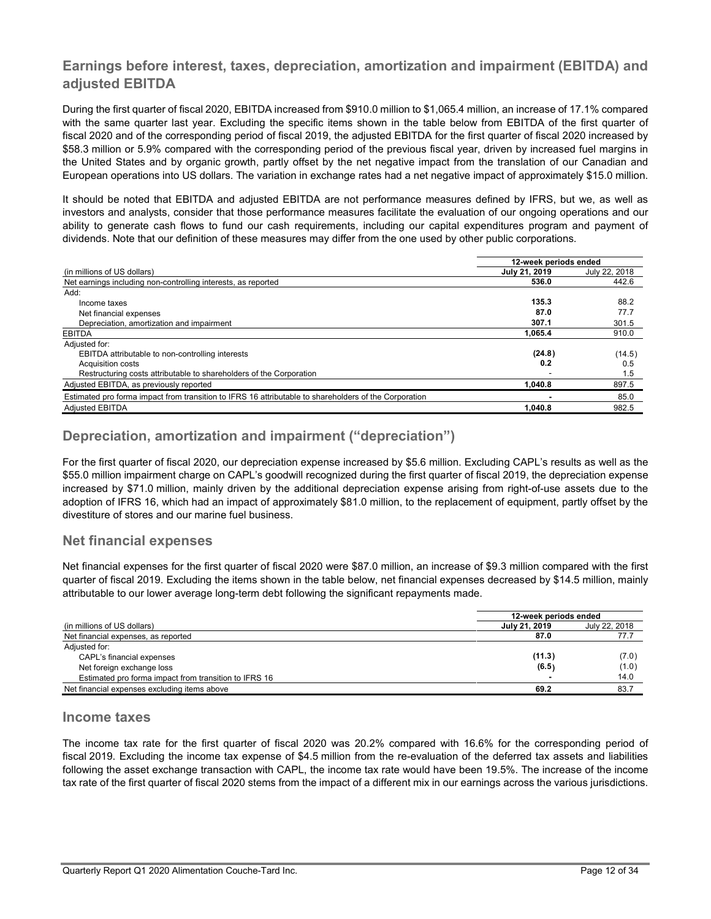## Earnings before interest, taxes, depreciation, amortization and impairment (EBITDA) and adjusted EBITDA

During the first quarter of fiscal 2020, EBITDA increased from $910.0 million to $1,065.4 million, an increase of 17.1% compared with the same quarter last year. Excluding the specific items shown in the table below from EBITDA of the first quarter of fiscal 2020 and of the corresponding period of fiscal 2019, the adjusted EBITDA for the first quarter of fiscal 2020 increased by $58.3 million or 5.9% compared with the corresponding period of the previous fiscal year, driven by increased fuel margins in the United States and by organic growth, partly offset by the net negative impact from the translation of our Canadian and European operations into US dollars. The variation in exchange rates had a net negative impact of approximately $15.0 million.

It should be noted that EBITDA and adjusted EBITDA are not performance measures defined by IFRS, but we, as well as investors and analysts, consider that those performance measures facilitate the evaluation of our ongoing operations and our ability to generate cash flows to fund our cash requirements, including our capital expenditures program and payment of dividends. Note that our definition of these measures may differ from the one used by other public corporations.

| | 12-week periods ended | |
|---|---|---|
| (in millions of US dollars) | **July 21, 2019** | July 22, 2018 |
| Net earnings including non-controlling interests, as reported | **536.0** | 442.6 |
| Add: | | |
| Income taxes | **135.3** | 88.2 |
| Net financial expenses | **87.0** | 77.7 |
| Depreciation, amortization and impairment | **307.1** | 301.5 |
| EBITDA | **1,065.4** | 910.0 |
| Adjusted for: | | |
| EBITDA attributable to non-controlling interests | **(24.8)** | (14.5) |
| Acquisition costs | **0.2** | 0.5 |
| Restructuring costs attributable to shareholders of the Corporation | - | 1.5 |
| Adjusted EBITDA, as previously reported | **1,040.8** | 897.5 |
| Estimated pro forma impact from transition to IFRS 16 attributable to shareholders of the Corporation | **-** | 85.0 |
| Adjusted EBITDA | **1,040.8** | 982.5 |

## Depreciation, amortization and impairment ("depreciation")

For the first quarter of fiscal 2020, our depreciation expense increased by $5.6 million. Excluding CAPL's results as well as the $55.0 million impairment charge on CAPL's goodwill recognized during the first quarter of fiscal 2019, the depreciation expense increased by $71.0 million, mainly driven by the additional depreciation expense arising from right-of-use assets due to the adoption of IFRS 16, which had an impact of approximately $81.0 million, to the replacement of equipment, partly offset by the divestiture of stores and our marine fuel business.

## Net financial expenses

Net financial expenses for the first quarter of fiscal 2020 were $87.0 million, an increase of $9.3 million compared with the first quarter of fiscal 2019. Excluding the items shown in the table below, net financial expenses decreased by $14.5 million, mainly attributable to our lower average long-term debt following the significant repayments made.

| | 12-week periods ended | |
|---|---|---|
| (in millions of US dollars) | **July 21, 2019** | July 22, 2018 |
| Net financial expenses, as reported | **87.0** | 77.7 |
| Adjusted for: | | |
| CAPL's financial expenses | **(11.3)** | (7.0) |
| Net foreign exchange loss | **(6.5)** | (1.0) |
| Estimated pro forma impact from transition to IFRS 16 | **-** | 14.0 |
| Net financial expenses excluding items above | **69.2** | 83.7 |

## Income taxes

The income tax rate for the first quarter of fiscal 2020 was 20.2% compared with 16.6% for the corresponding period of fiscal 2019. Excluding the income tax expense of $4.5 million from the re-evaluation of the deferred tax assets and liabilities following the asset exchange transaction with CAPL, the income tax rate would have been 19.5%. The increase of the income tax rate of the first quarter of fiscal 2020 stems from the impact of a different mix in our earnings across the various jurisdictions.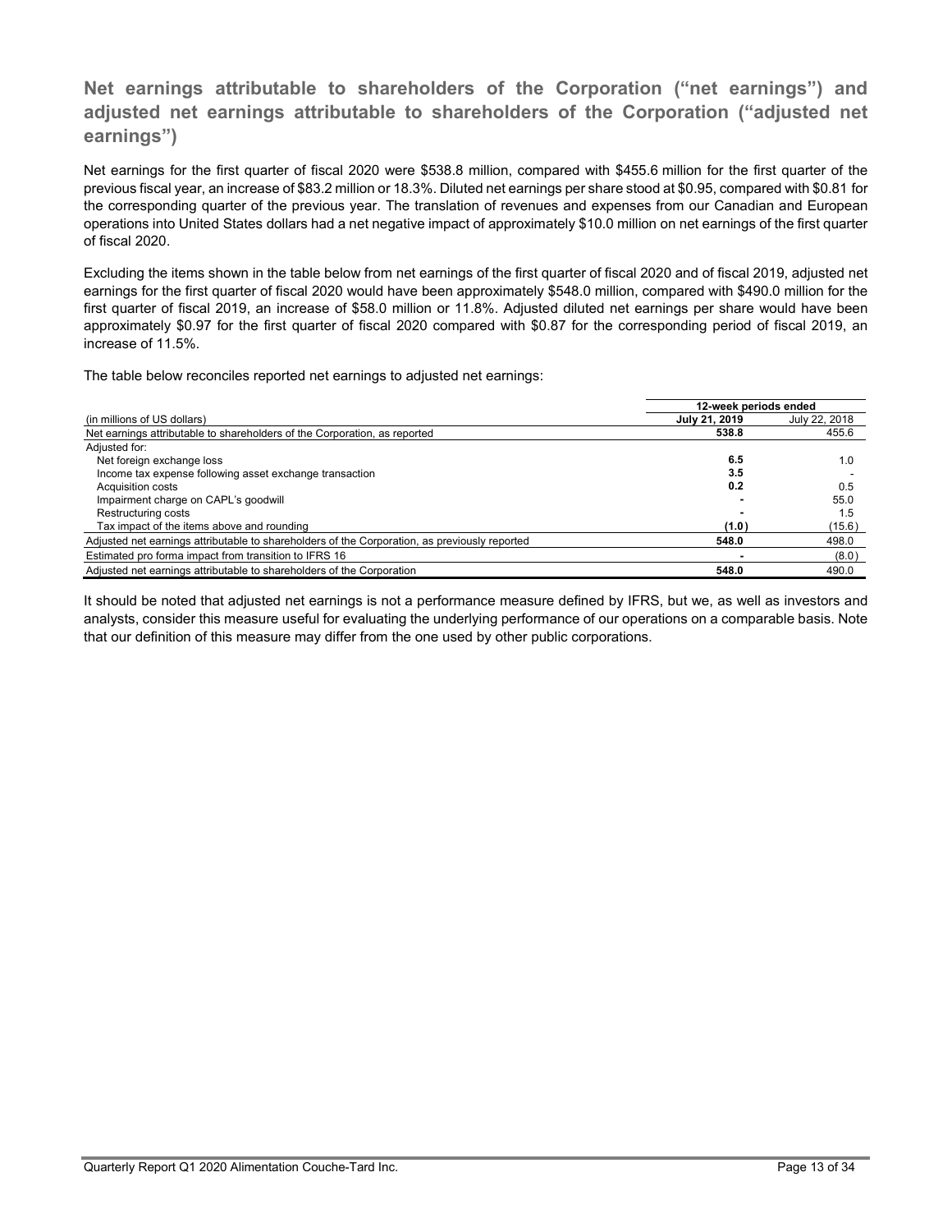## Net earnings attributable to shareholders of the Corporation ("net earnings") and adjusted net earnings attributable to shareholders of the Corporation ("adjusted net earnings")

Net earnings for the first quarter of fiscal 2020 were $538.8 million, compared with $455.6 million for the first quarter of the previous fiscal year, an increase of $83.2 million or 18.3%. Diluted net earnings per share stood at $0.95, compared with $0.81 for the corresponding quarter of the previous year. The translation of revenues and expenses from our Canadian and European operations into United States dollars had a net negative impact of approximately $10.0 million on net earnings of the first quarter of fiscal 2020.

Excluding the items shown in the table below from net earnings of the first quarter of fiscal 2020 and of fiscal 2019, adjusted net earnings for the first quarter of fiscal 2020 would have been approximately $548.0 million, compared with $490.0 million for the first quarter of fiscal 2019, an increase of $58.0 million or 11.8%. Adjusted diluted net earnings per share would have been approximately $0.97 for the first quarter of fiscal 2020 compared with $0.87 for the corresponding period of fiscal 2019, an increase of 11.5%.

The table below reconciles reported net earnings to adjusted net earnings:

| | 12-week periods ended | |
|---|---|---|
| (in millions of US dollars) | **July 21, 2019** | July 22, 2018 |
| Net earnings attributable to shareholders of the Corporation, as reported | **538.8** | 455.6 |
| Adjusted for: | | |
| Net foreign exchange loss | **6.5** | 1.0 |
| Income tax expense following asset exchange transaction | **3.5** | - |
| Acquisition costs | **0.2** | 0.5 |
| Impairment charge on CAPL's goodwill | **-** | 55.0 |
| Restructuring costs | **-** | 1.5 |
| Tax impact of the items above and rounding | **(1.0)** | (15.6) |
| Adjusted net earnings attributable to shareholders of the Corporation, as previously reported | **548.0** | 498.0 |
| Estimated pro forma impact from transition to IFRS 16 | **-** | (8.0) |
| Adjusted net earnings attributable to shareholders of the Corporation | **548.0** | 490.0 |

It should be noted that adjusted net earnings is not a performance measure defined by IFRS, but we, as well as investors and analysts, consider this measure useful for evaluating the underlying performance of our operations on a comparable basis. Note that our definition of this measure may differ from the one used by other public corporations.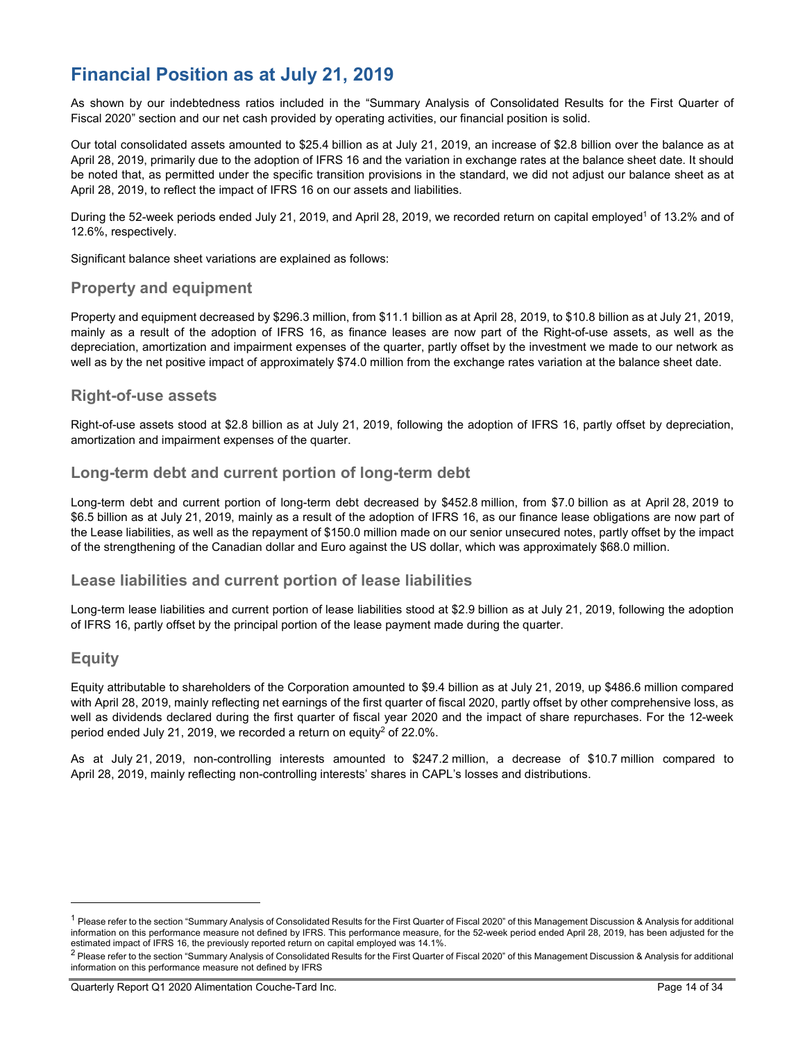# Financial Position as at July 21, 2019

As shown by our indebtedness ratios included in the "Summary Analysis of Consolidated Results for the First Quarter of Fiscal 2020" section and our net cash provided by operating activities, our financial position is solid.

Our total consolidated assets amounted to $25.4 billion as at July 21, 2019, an increase of $2.8 billion over the balance as at April 28, 2019, primarily due to the adoption of IFRS 16 and the variation in exchange rates at the balance sheet date. It should be noted that, as permitted under the specific transition provisions in the standard, we did not adjust our balance sheet as at April 28, 2019, to reflect the impact of IFRS 16 on our assets and liabilities.

During the 52-week periods ended July 21, 2019, and April 28, 2019, we recorded return on capital employed[1] of 13.2% and of 12.6%, respectively.

Significant balance sheet variations are explained as follows:

## Property and equipment

Property and equipment decreased by $296.3 million, from $11.1 billion as at April 28, 2019, to $10.8 billion as at July 21, 2019, mainly as a result of the adoption of IFRS 16, as finance leases are now part of the Right-of-use assets, as well as the depreciation, amortization and impairment expenses of the quarter, partly offset by the investment we made to our network as well as by the net positive impact of approximately $74.0 million from the exchange rates variation at the balance sheet date.

## Right-of-use assets

Right-of-use assets stood at $2.8 billion as at July 21, 2019, following the adoption of IFRS 16, partly offset by depreciation, amortization and impairment expenses of the quarter.

## Long-term debt and current portion of long-term debt

Long-term debt and current portion of long-term debt decreased by $452.8 million, from $7.0 billion as at April 28, 2019 to $6.5 billion as at July 21, 2019, mainly as a result of the adoption of IFRS 16, as our finance lease obligations are now part of the Lease liabilities, as well as the repayment of $150.0 million made on our senior unsecured notes, partly offset by the impact of the strengthening of the Canadian dollar and Euro against the US dollar, which was approximately $68.0 million.

## Lease liabilities and current portion of lease liabilities

Long-term lease liabilities and current portion of lease liabilities stood at $2.9 billion as at July 21, 2019, following the adoption of IFRS 16, partly offset by the principal portion of the lease payment made during the quarter.

## Equity

Equity attributable to shareholders of the Corporation amounted to $9.4 billion as at July 21, 2019, up $486.6 million compared with April 28, 2019, mainly reflecting net earnings of the first quarter of fiscal 2020, partly offset by other comprehensive loss, as well as dividends declared during the first quarter of fiscal year 2020 and the impact of share repurchases. For the 12-week period ended July 21, 2019, we recorded a return on equity[2] of 22.0%.

As at July 21, 2019, non-controlling interests amounted to $247.2 million, a decrease of $10.7 million compared to April 28, 2019, mainly reflecting non-controlling interests' shares in CAPL's losses and distributions.

---

[1] Please refer to the section "Summary Analysis of Consolidated Results for the First Quarter of Fiscal 2020" of this Management Discussion & Analysis for additional information on this performance measure not defined by IFRS. This performance measure, for the 52-week period ended April 28, 2019, has been adjusted for the estimated impact of IFRS 16, the previously reported return on capital employed was 14.1%.

[2] Please refer to the section "Summary Analysis of Consolidated Results for the First Quarter of Fiscal 2020" of this Management Discussion & Analysis for additional information on this performance measure not defined by IFRS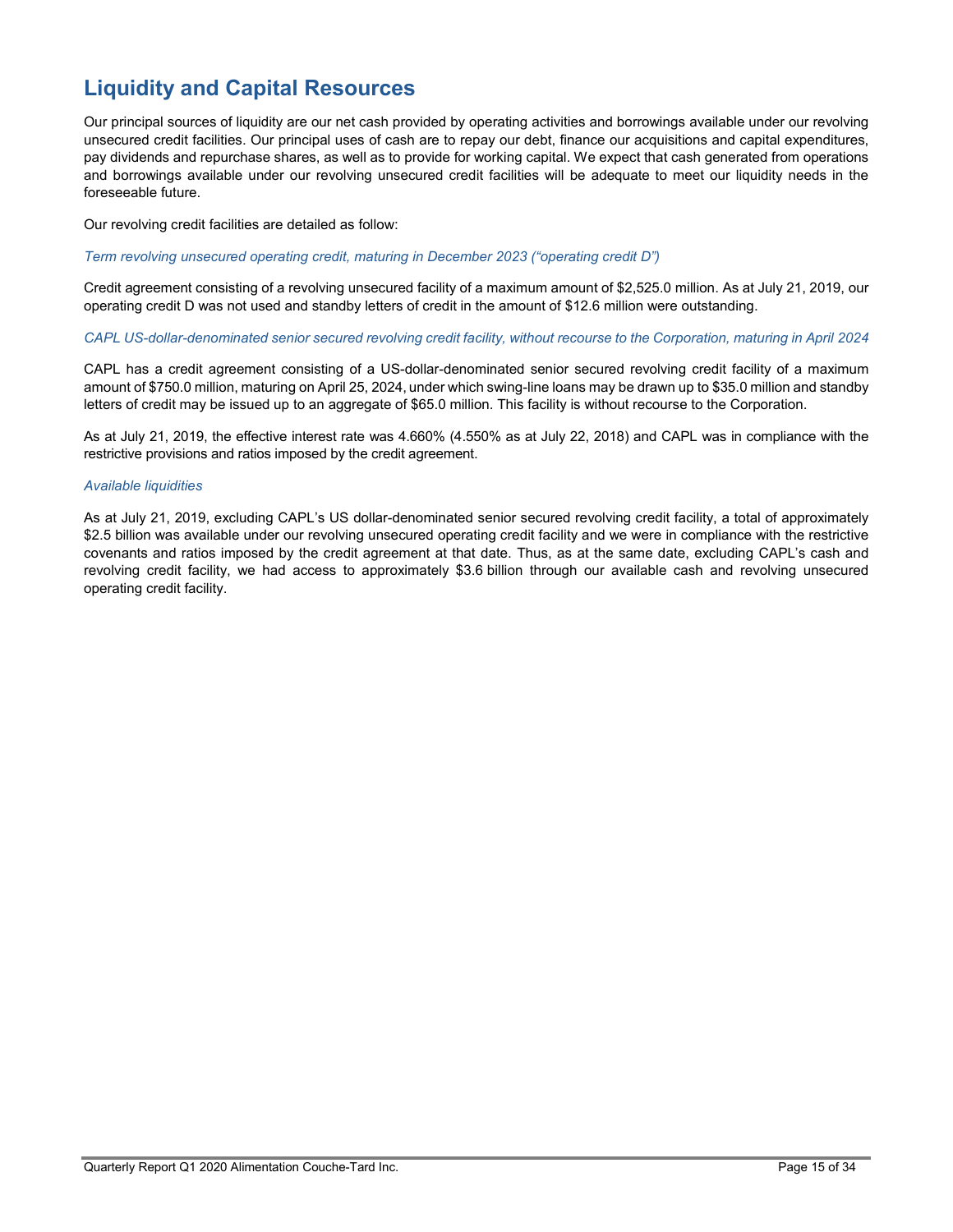## Liquidity and Capital Resources

Our principal sources of liquidity are our net cash provided by operating activities and borrowings available under our revolving unsecured credit facilities. Our principal uses of cash are to repay our debt, finance our acquisitions and capital expenditures, pay dividends and repurchase shares, as well as to provide for working capital. We expect that cash generated from operations and borrowings available under our revolving unsecured credit facilities will be adequate to meet our liquidity needs in the foreseeable future.

Our revolving credit facilities are detailed as follow:

*Term revolving unsecured operating credit, maturing in December 2023 ("operating credit D")*

Credit agreement consisting of a revolving unsecured facility of a maximum amount of $2,525.0 million. As at July 21, 2019, our operating credit D was not used and standby letters of credit in the amount of $12.6 million were outstanding.

*CAPL US-dollar-denominated senior secured revolving credit facility, without recourse to the Corporation, maturing in April 2024*

CAPL has a credit agreement consisting of a US-dollar-denominated senior secured revolving credit facility of a maximum amount of $750.0 million, maturing on April 25, 2024, under which swing-line loans may be drawn up to $35.0 million and standby letters of credit may be issued up to an aggregate of $65.0 million. This facility is without recourse to the Corporation.

As at July 21, 2019, the effective interest rate was 4.660% (4.550% as at July 22, 2018) and CAPL was in compliance with the restrictive provisions and ratios imposed by the credit agreement.

*Available liquidities*

As at July 21, 2019, excluding CAPL's US dollar-denominated senior secured revolving credit facility, a total of approximately $2.5 billion was available under our revolving unsecured operating credit facility and we were in compliance with the restrictive covenants and ratios imposed by the credit agreement at that date. Thus, as at the same date, excluding CAPL's cash and revolving credit facility, we had access to approximately $3.6 billion through our available cash and revolving unsecured operating credit facility.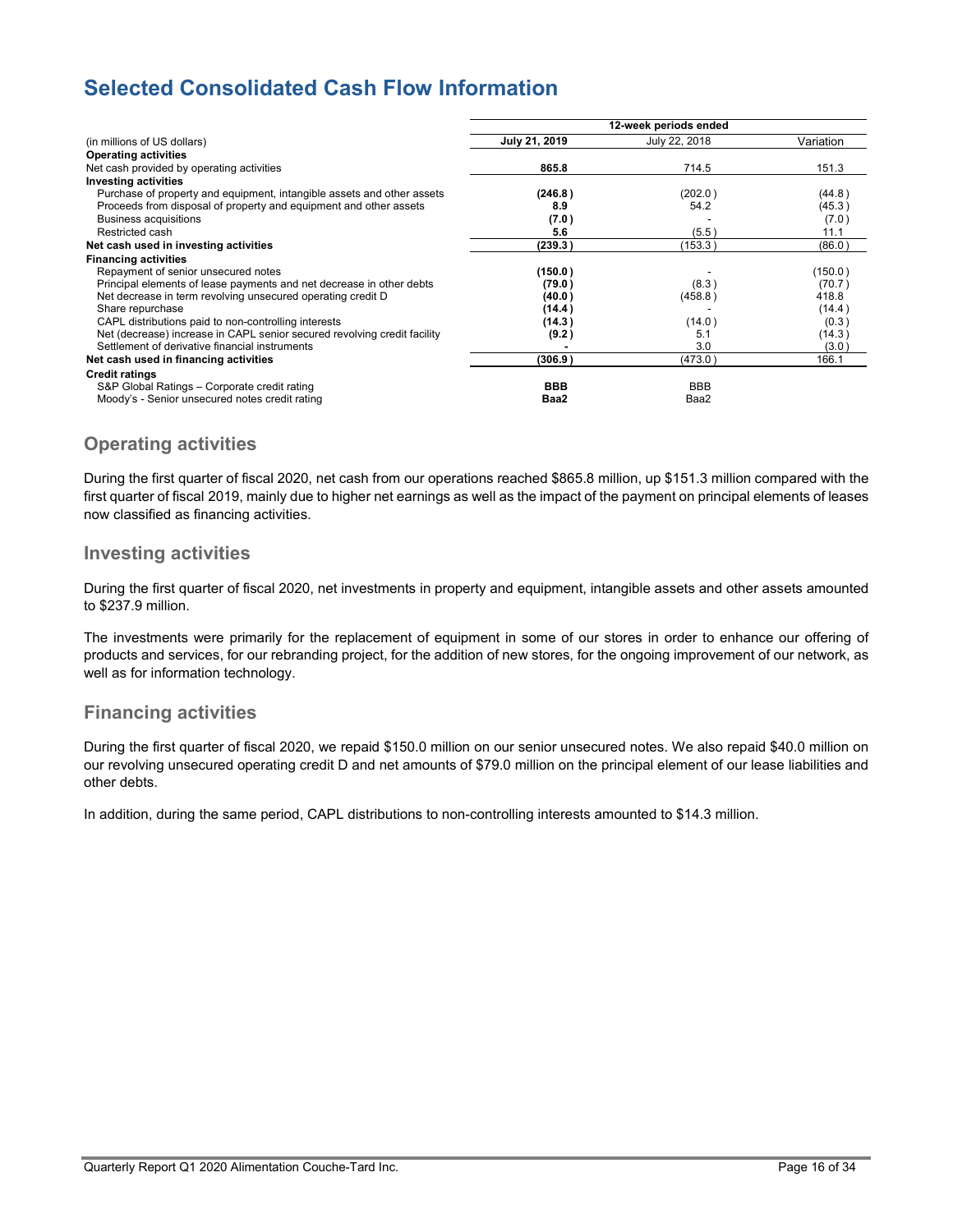# Selected Consolidated Cash Flow Information

| (in millions of US dollars) | 12-week periods ended | | |
|---|---|---|---|
| | **July 21, 2019** | July 22, 2018 | Variation |
| **Operating activities** | | | |
| Net cash provided by operating activities | **865.8** | 714.5 | 151.3 |
| **Investing activities** | | | |
| Purchase of property and equipment, intangible assets and other assets | **(246.8)** | (202.0) | (44.8) |
| Proceeds from disposal of property and equipment and other assets | **8.9** | 54.2 | (45.3) |
| Business acquisitions | **(7.0)** | - | (7.0) |
| Restricted cash | **5.6** | (5.5) | 11.1 |
| **Net cash used in investing activities** | **(239.3)** | (153.3) | (86.0) |
| **Financing activities** | | | |
| Repayment of senior unsecured notes | **(150.0)** | - | (150.0) |
| Principal elements of lease payments and net decrease in other debts | **(79.0)** | (8.3) | (70.7) |
| Net decrease in term revolving unsecured operating credit D | **(40.0)** | (458.8) | 418.8 |
| Share repurchase | **(14.4)** | - | (14.4) |
| CAPL distributions paid to non-controlling interests | **(14.3)** | (14.0) | (0.3) |
| Net (decrease) increase in CAPL senior secured revolving credit facility | **(9.2)** | 5.1 | (14.3) |
| Settlement of derivative financial instruments | **-** | 3.0 | (3.0) |
| **Net cash used in financing activities** | **(306.9)** | (473.0) | 166.1 |
| **Credit ratings** | | | |
| S&P Global Ratings – Corporate credit rating | **BBB** | BBB | |
| Moody's - Senior unsecured notes credit rating | **Baa2** | Baa2 | |

## Operating activities

During the first quarter of fiscal 2020, net cash from our operations reached $865.8 million, up $151.3 million compared with the first quarter of fiscal 2019, mainly due to higher net earnings as well as the impact of the payment on principal elements of leases now classified as financing activities.

## Investing activities

During the first quarter of fiscal 2020, net investments in property and equipment, intangible assets and other assets amounted to $237.9 million.

The investments were primarily for the replacement of equipment in some of our stores in order to enhance our offering of products and services, for our rebranding project, for the addition of new stores, for the ongoing improvement of our network, as well as for information technology.

## Financing activities

During the first quarter of fiscal 2020, we repaid $150.0 million on our senior unsecured notes. We also repaid $40.0 million on our revolving unsecured operating credit D and net amounts of $79.0 million on the principal element of our lease liabilities and other debts.

In addition, during the same period, CAPL distributions to non-controlling interests amounted to $14.3 million.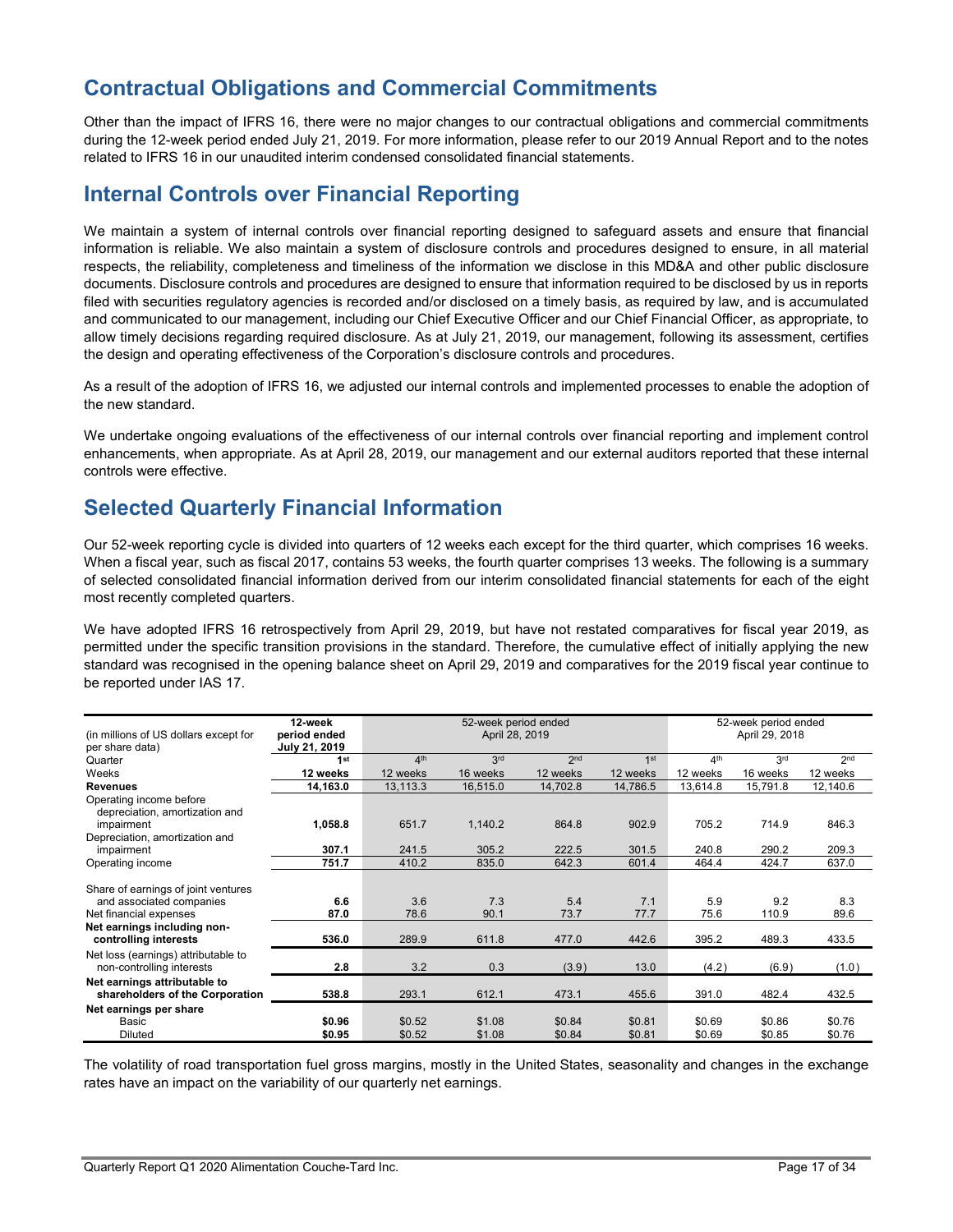## Contractual Obligations and Commercial Commitments

Other than the impact of IFRS 16, there were no major changes to our contractual obligations and commercial commitments during the 12-week period ended July 21, 2019. For more information, please refer to our 2019 Annual Report and to the notes related to IFRS 16 in our unaudited interim condensed consolidated financial statements.

## Internal Controls over Financial Reporting

We maintain a system of internal controls over financial reporting designed to safeguard assets and ensure that financial information is reliable. We also maintain a system of disclosure controls and procedures designed to ensure, in all material respects, the reliability, completeness and timeliness of the information we disclose in this MD&A and other public disclosure documents. Disclosure controls and procedures are designed to ensure that information required to be disclosed by us in reports filed with securities regulatory agencies is recorded and/or disclosed on a timely basis, as required by law, and is accumulated and communicated to our management, including our Chief Executive Officer and our Chief Financial Officer, as appropriate, to allow timely decisions regarding required disclosure. As at July 21, 2019, our management, following its assessment, certifies the design and operating effectiveness of the Corporation's disclosure controls and procedures.

As a result of the adoption of IFRS 16, we adjusted our internal controls and implemented processes to enable the adoption of the new standard.

We undertake ongoing evaluations of the effectiveness of our internal controls over financial reporting and implement control enhancements, when appropriate. As at April 28, 2019, our management and our external auditors reported that these internal controls were effective.

## Selected Quarterly Financial Information

Our 52-week reporting cycle is divided into quarters of 12 weeks each except for the third quarter, which comprises 16 weeks. When a fiscal year, such as fiscal 2017, contains 53 weeks, the fourth quarter comprises 13 weeks. The following is a summary of selected consolidated financial information derived from our interim consolidated financial statements for each of the eight most recently completed quarters.

We have adopted IFRS 16 retrospectively from April 29, 2019, but have not restated comparatives for fiscal year 2019, as permitted under the specific transition provisions in the standard. Therefore, the cumulative effect of initially applying the new standard was recognised in the opening balance sheet on April 29, 2019 and comparatives for the 2019 fiscal year continue to be reported under IAS 17.

| (in millions of US dollars except for per share data) | 12-week period ended July 21, 2019 | 52-week period ended April 28, 2019 | | | | 52-week period ended April 29, 2018 | | |
|---|---|---|---|---|---|---|---|---|
| Quarter | **1st** | 4th | 3rd | 2nd | 1st | 4th | 3rd | 2nd |
| Weeks | **12 weeks** | 12 weeks | 16 weeks | 12 weeks | 12 weeks | 12 weeks | 16 weeks | 12 weeks |
| **Revenues** | **14,163.0** | 13,113.3 | 16,515.0 | 14,702.8 | 14,786.5 | 13,614.8 | 15,791.8 | 12,140.6 |
| Operating income before depreciation, amortization and impairment | **1,058.8** | 651.7 | 1,140.2 | 864.8 | 902.9 | 705.2 | 714.9 | 846.3 |
| Depreciation, amortization and impairment | **307.1** | 241.5 | 305.2 | 222.5 | 301.5 | 240.8 | 290.2 | 209.3 |
| Operating income | **751.7** | 410.2 | 835.0 | 642.3 | 601.4 | 464.4 | 424.7 | 637.0 |
| Share of earnings of joint ventures and associated companies | **6.6** | 3.6 | 7.3 | 5.4 | 7.1 | 5.9 | 9.2 | 8.3 |
| Net financial expenses | **87.0** | 78.6 | 90.1 | 73.7 | 77.7 | 75.6 | 110.9 | 89.6 |
| **Net earnings including non-controlling interests** | **536.0** | 289.9 | 611.8 | 477.0 | 442.6 | 395.2 | 489.3 | 433.5 |
| Net loss (earnings) attributable to non-controlling interests | **2.8** | 3.2 | 0.3 | (3.9) | 13.0 | (4.2) | (6.9) | (1.0) |
| **Net earnings attributable to shareholders of the Corporation** | **538.8** | 293.1 | 612.1 | 473.1 | 455.6 | 391.0 | 482.4 | 432.5 |
| **Net earnings per share** | | | | | | | | |
| Basic | **$0.96** | $0.52 | $1.08 | $0.84 | $0.81 | $0.69 | $0.86 | $0.76 |
| Diluted | **$0.95** | $0.52 | $1.08 | $0.84 | $0.81 | $0.69 | $0.85 | $0.76 |

The volatility of road transportation fuel gross margins, mostly in the United States, seasonality and changes in the exchange rates have an impact on the variability of our quarterly net earnings.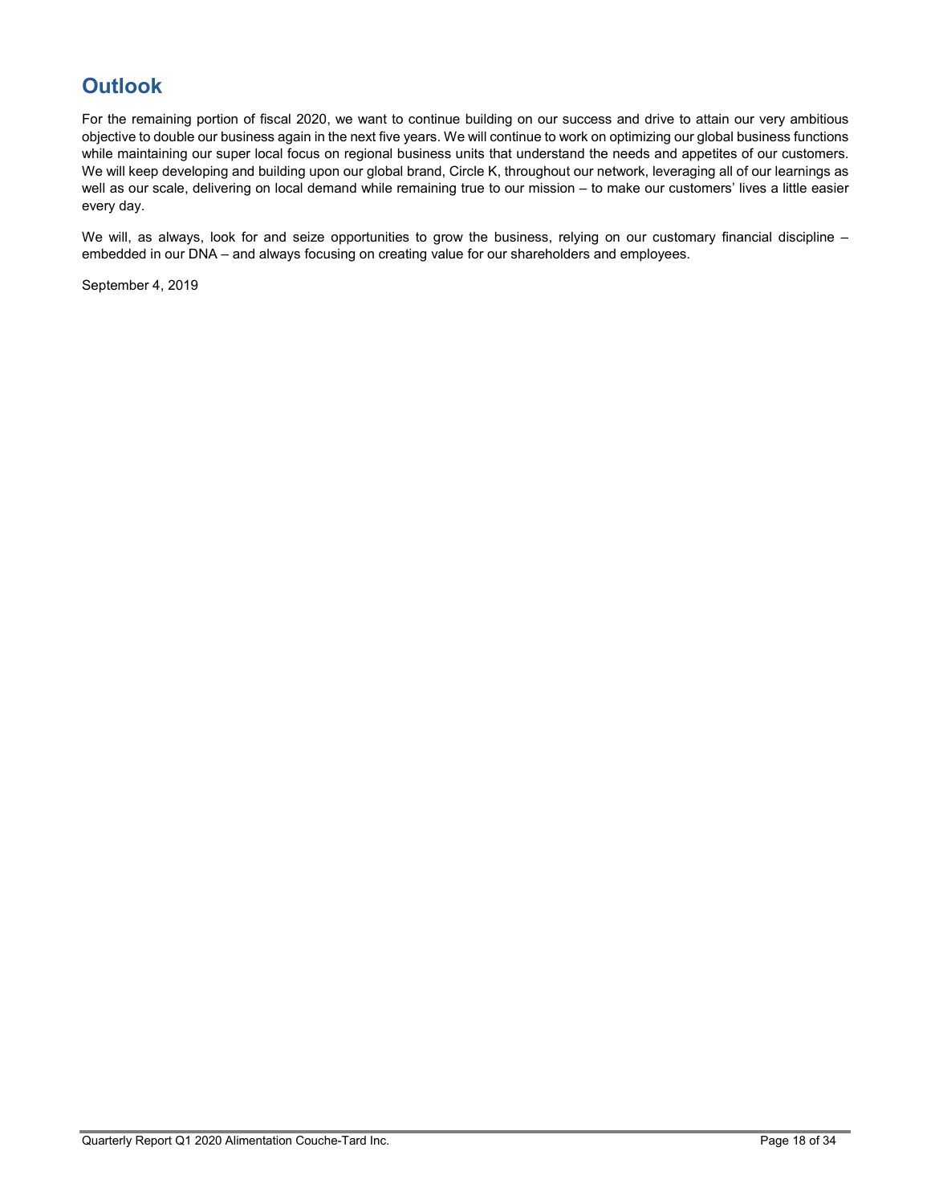## Outlook

For the remaining portion of fiscal 2020, we want to continue building on our success and drive to attain our very ambitious objective to double our business again in the next five years. We will continue to work on optimizing our global business functions while maintaining our super local focus on regional business units that understand the needs and appetites of our customers. We will keep developing and building upon our global brand, Circle K, throughout our network, leveraging all of our learnings as well as our scale, delivering on local demand while remaining true to our mission – to make our customers' lives a little easier every day.

We will, as always, look for and seize opportunities to grow the business, relying on our customary financial discipline – embedded in our DNA – and always focusing on creating value for our shareholders and employees.

September 4, 2019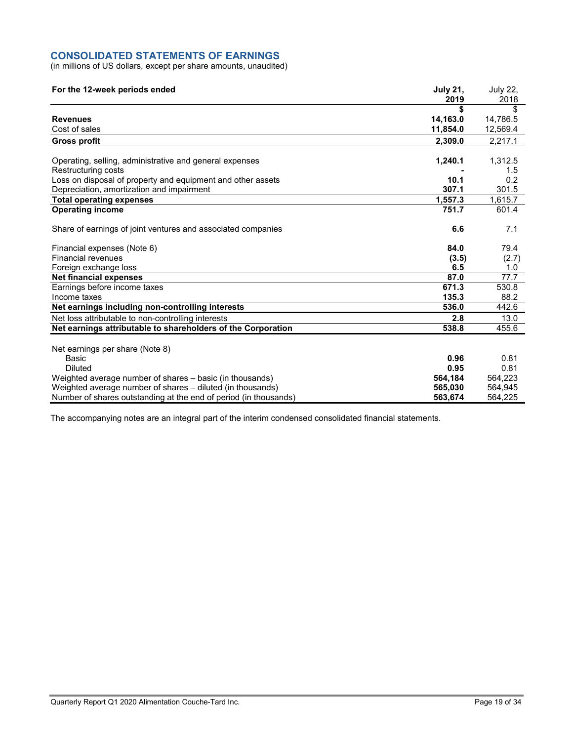## CONSOLIDATED STATEMENTS OF EARNINGS

(in millions of US dollars, except per share amounts, unaudited)

| For the 12-week periods ended | July 21, 2019 | July 22, 2018 |
|---|---|---|
| | $ | $ |
| **Revenues** | **14,163.0** | 14,786.5 |
| Cost of sales | **11,854.0** | 12,569.4 |
| **Gross profit** | **2,309.0** | 2,217.1 |
| | | |
| Operating, selling, administrative and general expenses | **1,240.1** | 1,312.5 |
| Restructuring costs | **-** | 1.5 |
| Loss on disposal of property and equipment and other assets | **10.1** | 0.2 |
| Depreciation, amortization and impairment | **307.1** | 301.5 |
| **Total operating expenses** | **1,557.3** | 1,615.7 |
| **Operating income** | **751.7** | 601.4 |
| | | |
| Share of earnings of joint ventures and associated companies | **6.6** | 7.1 |
| | | |
| Financial expenses (Note 6) | **84.0** | 79.4 |
| Financial revenues | **(3.5)** | (2.7) |
| Foreign exchange loss | **6.5** | 1.0 |
| **Net financial expenses** | **87.0** | 77.7 |
| Earnings before income taxes | **671.3** | 530.8 |
| Income taxes | **135.3** | 88.2 |
| **Net earnings including non-controlling interests** | **536.0** | 442.6 |
| Net loss attributable to non-controlling interests | **2.8** | 13.0 |
| **Net earnings attributable to shareholders of the Corporation** | **538.8** | 455.6 |
| | | |
| Net earnings per share (Note 8) | | |
| Basic | **0.96** | 0.81 |
| Diluted | **0.95** | 0.81 |
| Weighted average number of shares – basic (in thousands) | **564,184** | 564,223 |
| Weighted average number of shares – diluted (in thousands) | **565,030** | 564,945 |
| Number of shares outstanding at the end of period (in thousands) | **563,674** | 564,225 |

The accompanying notes are an integral part of the interim condensed consolidated financial statements.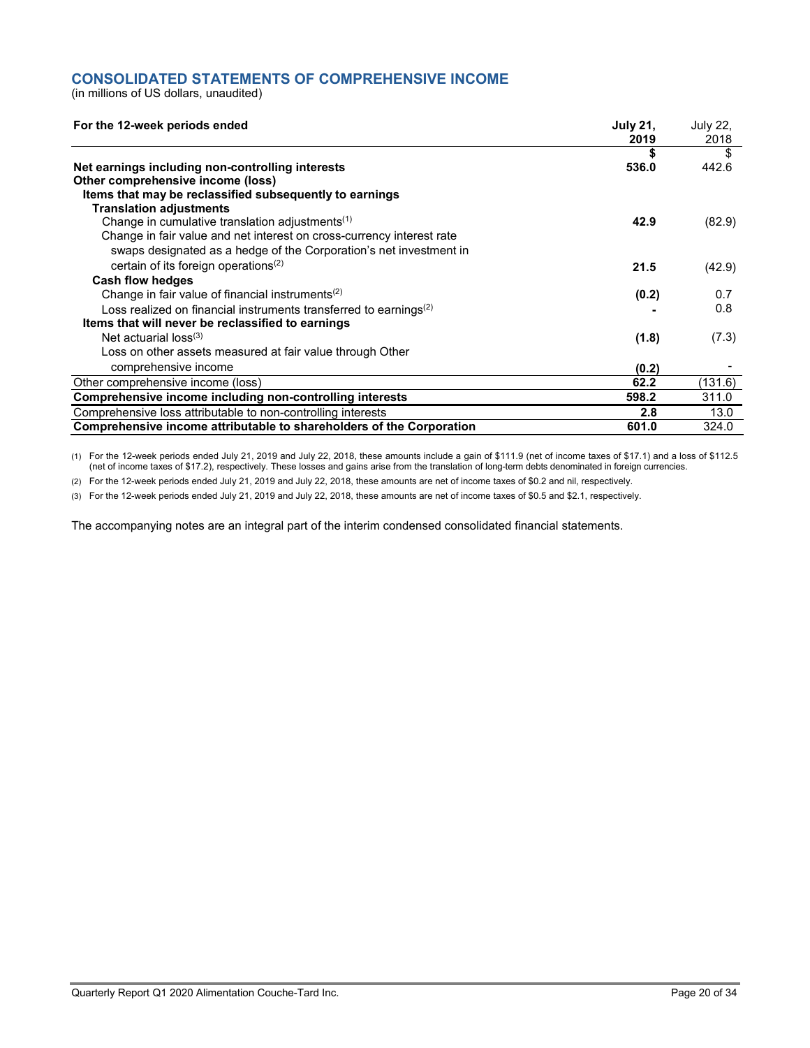## CONSOLIDATED STATEMENTS OF COMPREHENSIVE INCOME

(in millions of US dollars, unaudited)

| For the 12-week periods ended | July 21, 2019 | July 22, 2018 |
|---|---|---|
| | $ | $ |
| **Net earnings including non-controlling interests** | **536.0** | 442.6 |
| **Other comprehensive income (loss)** | | |
| **Items that may be reclassified subsequently to earnings** | | |
| **Translation adjustments** | | |
| Change in cumulative translation adjustments[(1)] | **42.9** | (82.9) |
| Change in fair value and net interest on cross-currency interest rate swaps designated as a hedge of the Corporation's net investment in certain of its foreign operations[(2)] | **21.5** | (42.9) |
| **Cash flow hedges** | | |
| Change in fair value of financial instruments[(2)] | **(0.2)** | 0.7 |
| Loss realized on financial instruments transferred to earnings[(2)] | **-** | 0.8 |
| **Items that will never be reclassified to earnings** | | |
| Net actuarial loss[(3)] | **(1.8)** | (7.3) |
| Loss on other assets measured at fair value through Other comprehensive income | **(0.2)** | - |
| Other comprehensive income (loss) | **62.2** | (131.6) |
| **Comprehensive income including non-controlling interests** | **598.2** | 311.0 |
| Comprehensive loss attributable to non-controlling interests | **2.8** | 13.0 |
| **Comprehensive income attributable to shareholders of the Corporation** | **601.0** | 324.0 |

(1) For the 12-week periods ended July 21, 2019 and July 22, 2018, these amounts include a gain of $111.9 (net of income taxes of $17.1) and a loss of $112.5 (net of income taxes of $17.2), respectively. These losses and gains arise from the translation of long-term debts denominated in foreign currencies.

(2) For the 12-week periods ended July 21, 2019 and July 22, 2018, these amounts are net of income taxes of $0.2 and nil, respectively.

(3) For the 12-week periods ended July 21, 2019 and July 22, 2018, these amounts are net of income taxes of $0.5 and $2.1, respectively.

The accompanying notes are an integral part of the interim condensed consolidated financial statements.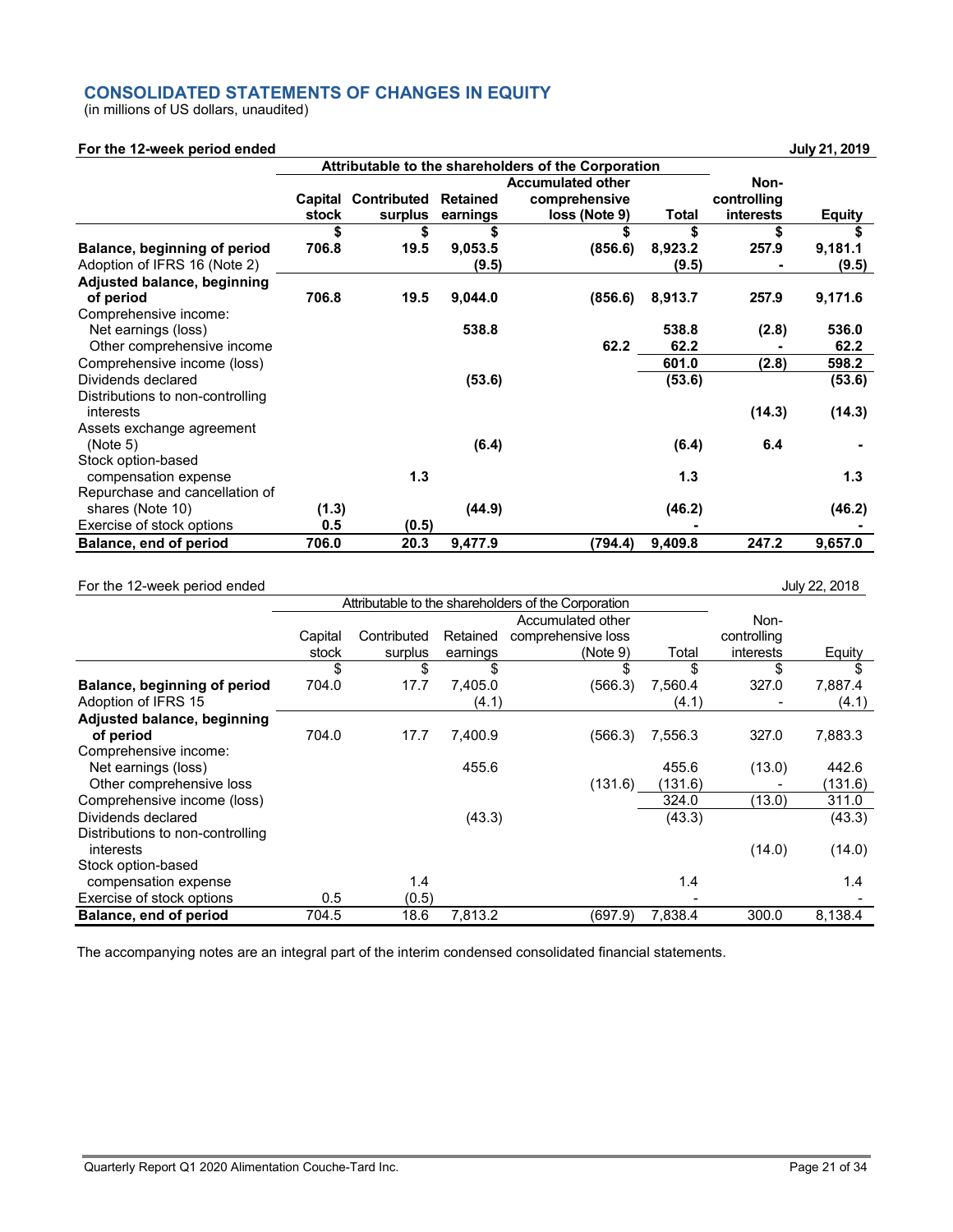## CONSOLIDATED STATEMENTS OF CHANGES IN EQUITY

(in millions of US dollars, unaudited)

**For the 12-week period ended July 21, 2019**

| | Attributable to the shareholders of the Corporation | | | | | | |
|---|---|---|---|---|---|---|---|
| | Capital stock | Contributed surplus | Retained earnings | Accumulated other comprehensive loss (Note 9) | Total | Non-controlling interests | Equity |
| | $ | $ | $ | $ | $ | $ | $ |
| **Balance, beginning of period** | 706.8 | 19.5 | 9,053.5 | (856.6) | 8,923.2 | 257.9 | 9,181.1 |
| Adoption of IFRS 16 (Note 2) | | | (9.5) | | (9.5) | - | (9.5) |
| **Adjusted balance, beginning of period** | 706.8 | 19.5 | 9,044.0 | (856.6) | 8,913.7 | 257.9 | 9,171.6 |
| Comprehensive income: | | | | | | | |
| Net earnings (loss) | | | 538.8 | | 538.8 | (2.8) | 536.0 |
| Other comprehensive income | | | | 62.2 | 62.2 | - | 62.2 |
| Comprehensive income (loss) | | | | | 601.0 | (2.8) | 598.2 |
| Dividends declared | | | (53.6) | | (53.6) | | (53.6) |
| Distributions to non-controlling interests | | | | | | (14.3) | (14.3) |
| Assets exchange agreement (Note 5) | | | (6.4) | | (6.4) | 6.4 | - |
| Stock option-based compensation expense | | 1.3 | | | 1.3 | | 1.3 |
| Repurchase and cancellation of shares (Note 10) | (1.3) | | (44.9) | | (46.2) | | (46.2) |
| Exercise of stock options | 0.5 | (0.5) | | | - | | - |
| **Balance, end of period** | 706.0 | 20.3 | 9,477.9 | (794.4) | 9,409.8 | 247.2 | 9,657.0 |

For the 12-week period ended July 22, 2018

| | Attributable to the shareholders of the Corporation | | | | | | |
|---|---|---|---|---|---|---|---|
| | Capital stock | Contributed surplus | Retained earnings | Accumulated other comprehensive loss (Note 9) | Total | Non-controlling interests | Equity |
| | $ | $ | $ | $ | $ | $ | $ |
| **Balance, beginning of period** | 704.0 | 17.7 | 7,405.0 | (566.3) | 7,560.4 | 327.0 | 7,887.4 |
| Adoption of IFRS 15 | | | (4.1) | | (4.1) | - | (4.1) |
| **Adjusted balance, beginning of period** | 704.0 | 17.7 | 7,400.9 | (566.3) | 7,556.3 | 327.0 | 7,883.3 |
| Comprehensive income: | | | | | | | |
| Net earnings (loss) | | | 455.6 | | 455.6 | (13.0) | 442.6 |
| Other comprehensive loss | | | | (131.6) | (131.6) | - | (131.6) |
| Comprehensive income (loss) | | | | | 324.0 | (13.0) | 311.0 |
| Dividends declared | | | (43.3) | | (43.3) | | (43.3) |
| Distributions to non-controlling interests | | | | | | (14.0) | (14.0) |
| Stock option-based compensation expense | | 1.4 | | | 1.4 | | 1.4 |
| Exercise of stock options | 0.5 | (0.5) | | | - | | - |
| **Balance, end of period** | 704.5 | 18.6 | 7,813.2 | (697.9) | 7,838.4 | 300.0 | 8,138.4 |

The accompanying notes are an integral part of the interim condensed consolidated financial statements.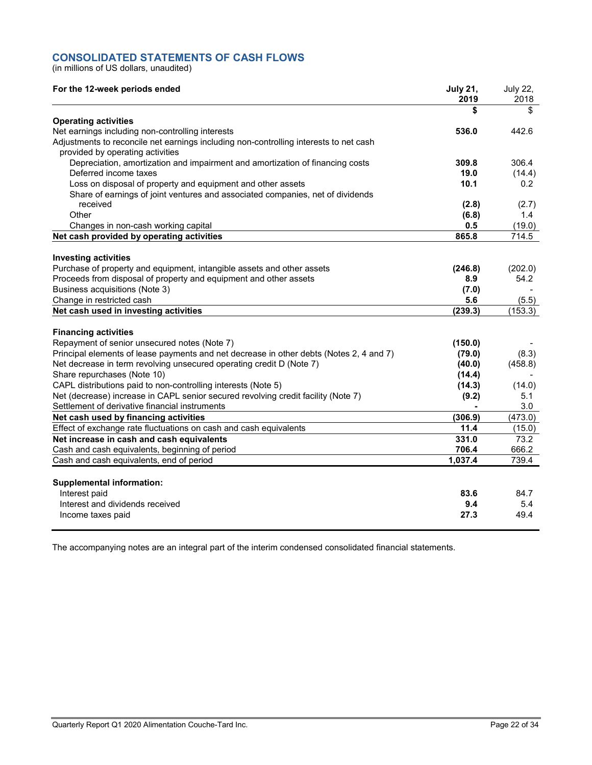## CONSOLIDATED STATEMENTS OF CASH FLOWS

(in millions of US dollars, unaudited)

| For the 12-week periods ended | July 21, 2019 | July 22, 2018 |
|---|---|---|
| | **$** | $ |
| **Operating activities** | | |
| Net earnings including non-controlling interests | **536.0** | 442.6 |
| Adjustments to reconcile net earnings including non-controlling interests to net cash provided by operating activities | | |
| Depreciation, amortization and impairment and amortization of financing costs | **309.8** | 306.4 |
| Deferred income taxes | **19.0** | (14.4) |
| Loss on disposal of property and equipment and other assets | **10.1** | 0.2 |
| Share of earnings of joint ventures and associated companies, net of dividends received | **(2.8)** | (2.7) |
| Other | **(6.8)** | 1.4 |
| Changes in non-cash working capital | **0.5** | (19.0) |
| **Net cash provided by operating activities** | **865.8** | 714.5 |
| **Investing activities** | | |
| Purchase of property and equipment, intangible assets and other assets | **(246.8)** | (202.0) |
| Proceeds from disposal of property and equipment and other assets | **8.9** | 54.2 |
| Business acquisitions (Note 3) | **(7.0)** | - |
| Change in restricted cash | **5.6** | (5.5) |
| **Net cash used in investing activities** | **(239.3)** | (153.3) |
| **Financing activities** | | |
| Repayment of senior unsecured notes (Note 7) | **(150.0)** | - |
| Principal elements of lease payments and net decrease in other debts (Notes 2, 4 and 7) | **(79.0)** | (8.3) |
| Net decrease in term revolving unsecured operating credit D (Note 7) | **(40.0)** | (458.8) |
| Share repurchases (Note 10) | **(14.4)** | - |
| CAPL distributions paid to non-controlling interests (Note 5) | **(14.3)** | (14.0) |
| Net (decrease) increase in CAPL senior secured revolving credit facility (Note 7) | **(9.2)** | 5.1 |
| Settlement of derivative financial instruments | **-** | 3.0 |
| **Net cash used by financing activities** | **(306.9)** | (473.0) |
| Effect of exchange rate fluctuations on cash and cash equivalents | **11.4** | (15.0) |
| **Net increase in cash and cash equivalents** | **331.0** | 73.2 |
| Cash and cash equivalents, beginning of period | **706.4** | 666.2 |
| Cash and cash equivalents, end of period | **1,037.4** | 739.4 |
| **Supplemental information:** | | |
| Interest paid | **83.6** | 84.7 |
| Interest and dividends received | **9.4** | 5.4 |
| Income taxes paid | **27.3** | 49.4 |

The accompanying notes are an integral part of the interim condensed consolidated financial statements.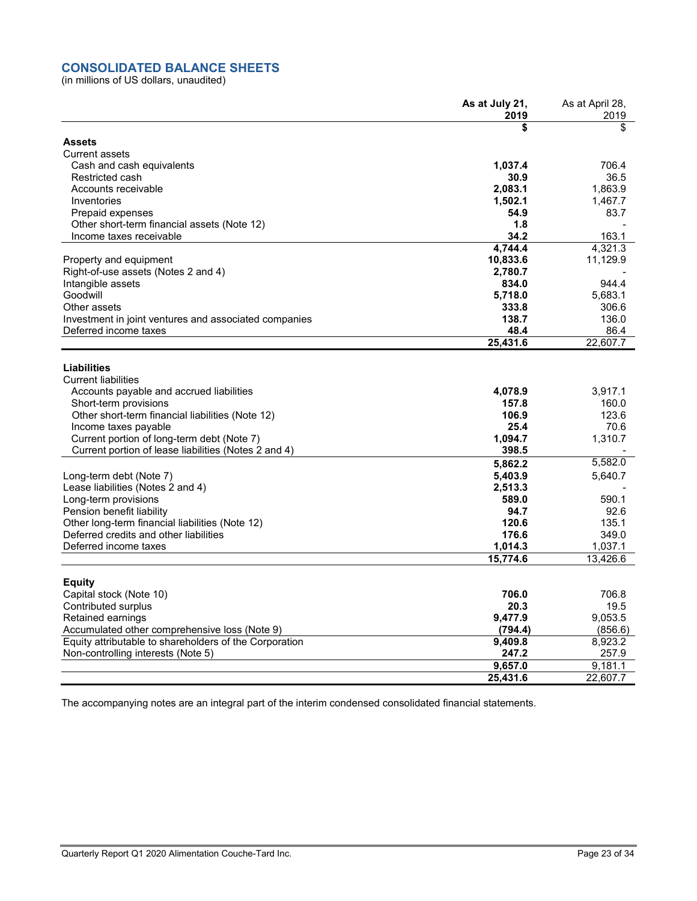## CONSOLIDATED BALANCE SHEETS

(in millions of US dollars, unaudited)

| | **As at July 21, 2019** | As at April 28, 2019 |
|---|---|---|
| | **$** | $ |
| **Assets** | | |
| Current assets | | |
| Cash and cash equivalents | **1,037.4** | 706.4 |
| Restricted cash | **30.9** | 36.5 |
| Accounts receivable | **2,083.1** | 1,863.9 |
| Inventories | **1,502.1** | 1,467.7 |
| Prepaid expenses | **54.9** | 83.7 |
| Other short-term financial assets (Note 12) | **1.8** | - |
| Income taxes receivable | **34.2** | 163.1 |
| | **4,744.4** | 4,321.3 |
| Property and equipment | **10,833.6** | 11,129.9 |
| Right-of-use assets (Notes 2 and 4) | **2,780.7** | - |
| Intangible assets | **834.0** | 944.4 |
| Goodwill | **5,718.0** | 5,683.1 |
| Other assets | **333.8** | 306.6 |
| Investment in joint ventures and associated companies | **138.7** | 136.0 |
| Deferred income taxes | **48.4** | 86.4 |
| | **25,431.6** | 22,607.7 |
| **Liabilities** | | |
| Current liabilities | | |
| Accounts payable and accrued liabilities | **4,078.9** | 3,917.1 |
| Short-term provisions | **157.8** | 160.0 |
| Other short-term financial liabilities (Note 12) | **106.9** | 123.6 |
| Income taxes payable | **25.4** | 70.6 |
| Current portion of long-term debt (Note 7) | **1,094.7** | 1,310.7 |
| Current portion of lease liabilities (Notes 2 and 4) | **398.5** | - |
| | **5,862.2** | 5,582.0 |
| Long-term debt (Note 7) | **5,403.9** | 5,640.7 |
| Lease liabilities (Notes 2 and 4) | **2,513.3** | - |
| Long-term provisions | **589.0** | 590.1 |
| Pension benefit liability | **94.7** | 92.6 |
| Other long-term financial liabilities (Note 12) | **120.6** | 135.1 |
| Deferred credits and other liabilities | **176.6** | 349.0 |
| Deferred income taxes | **1,014.3** | 1,037.1 |
| | **15,774.6** | 13,426.6 |
| **Equity** | | |
| Capital stock (Note 10) | **706.0** | 706.8 |
| Contributed surplus | **20.3** | 19.5 |
| Retained earnings | **9,477.9** | 9,053.5 |
| Accumulated other comprehensive loss (Note 9) | **(794.4)** | (856.6) |
| Equity attributable to shareholders of the Corporation | **9,409.8** | 8,923.2 |
| Non-controlling interests (Note 5) | **247.2** | 257.9 |
| | **9,657.0** | 9,181.1 |
| | **25,431.6** | 22,607.7 |

The accompanying notes are an integral part of the interim condensed consolidated financial statements.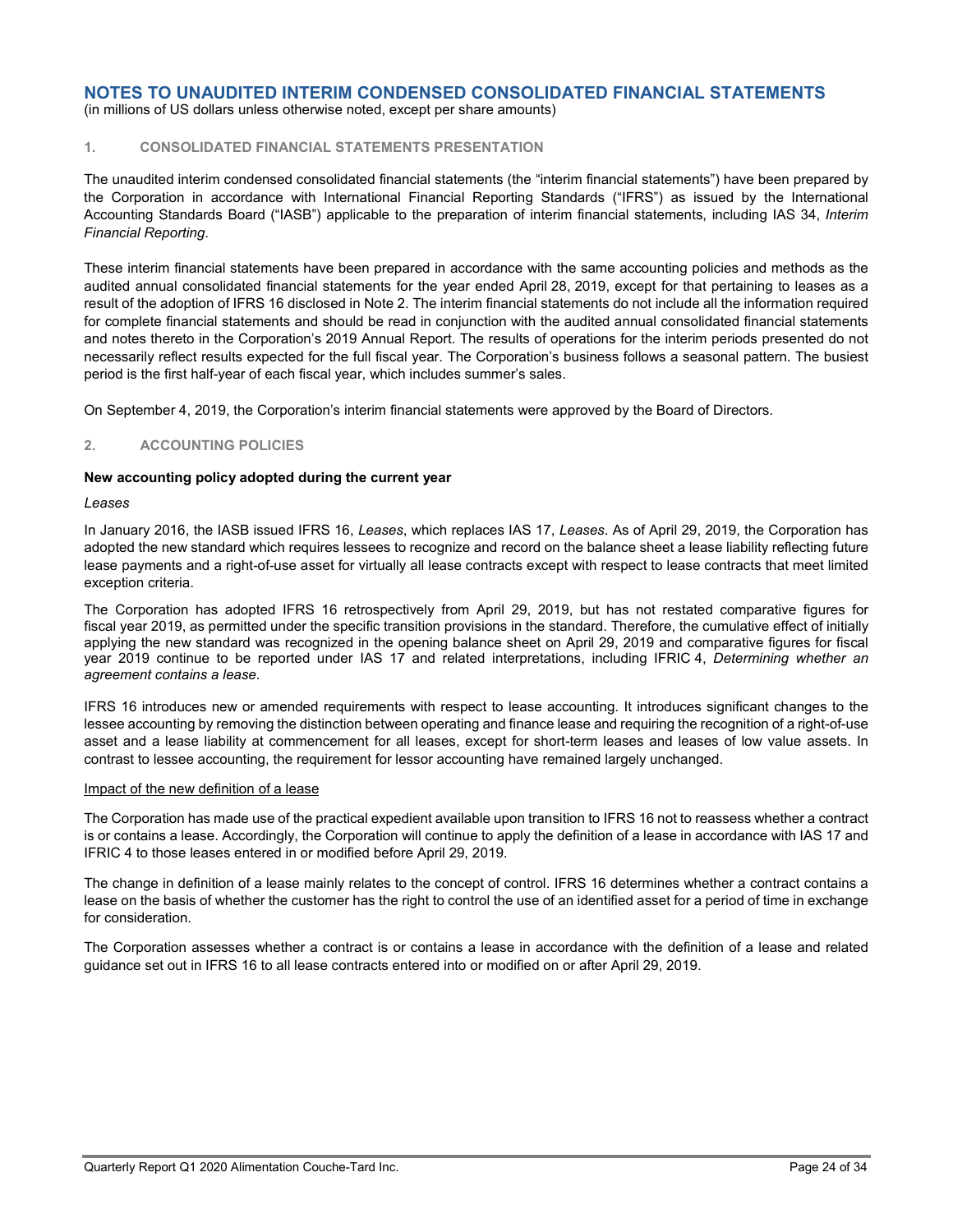# NOTES TO UNAUDITED INTERIM CONDENSED CONSOLIDATED FINANCIAL STATEMENTS

(in millions of US dollars unless otherwise noted, except per share amounts)

## 1. CONSOLIDATED FINANCIAL STATEMENTS PRESENTATION

The unaudited interim condensed consolidated financial statements (the "interim financial statements") have been prepared by the Corporation in accordance with International Financial Reporting Standards ("IFRS") as issued by the International Accounting Standards Board ("IASB") applicable to the preparation of interim financial statements, including IAS 34, *Interim Financial Reporting*.

These interim financial statements have been prepared in accordance with the same accounting policies and methods as the audited annual consolidated financial statements for the year ended April 28, 2019, except for that pertaining to leases as a result of the adoption of IFRS 16 disclosed in Note 2. The interim financial statements do not include all the information required for complete financial statements and should be read in conjunction with the audited annual consolidated financial statements and notes thereto in the Corporation's 2019 Annual Report. The results of operations for the interim periods presented do not necessarily reflect results expected for the full fiscal year. The Corporation's business follows a seasonal pattern. The busiest period is the first half-year of each fiscal year, which includes summer's sales.

On September 4, 2019, the Corporation's interim financial statements were approved by the Board of Directors.

## 2. ACCOUNTING POLICIES

**New accounting policy adopted during the current year**

*Leases*

In January 2016, the IASB issued IFRS 16, *Leases*, which replaces IAS 17, *Leases*. As of April 29, 2019, the Corporation has adopted the new standard which requires lessees to recognize and record on the balance sheet a lease liability reflecting future lease payments and a right-of-use asset for virtually all lease contracts except with respect to lease contracts that meet limited exception criteria.

The Corporation has adopted IFRS 16 retrospectively from April 29, 2019, but has not restated comparative figures for fiscal year 2019, as permitted under the specific transition provisions in the standard. Therefore, the cumulative effect of initially applying the new standard was recognized in the opening balance sheet on April 29, 2019 and comparative figures for fiscal year 2019 continue to be reported under IAS 17 and related interpretations, including IFRIC 4, *Determining whether an agreement contains a lease*.

IFRS 16 introduces new or amended requirements with respect to lease accounting. It introduces significant changes to the lessee accounting by removing the distinction between operating and finance lease and requiring the recognition of a right-of-use asset and a lease liability at commencement for all leases, except for short-term leases and leases of low value assets. In contrast to lessee accounting, the requirement for lessor accounting have remained largely unchanged.

<u>Impact of the new definition of a lease</u>

The Corporation has made use of the practical expedient available upon transition to IFRS 16 not to reassess whether a contract is or contains a lease. Accordingly, the Corporation will continue to apply the definition of a lease in accordance with IAS 17 and IFRIC 4 to those leases entered in or modified before April 29, 2019.

The change in definition of a lease mainly relates to the concept of control. IFRS 16 determines whether a contract contains a lease on the basis of whether the customer has the right to control the use of an identified asset for a period of time in exchange for consideration.

The Corporation assesses whether a contract is or contains a lease in accordance with the definition of a lease and related guidance set out in IFRS 16 to all lease contracts entered into or modified on or after April 29, 2019.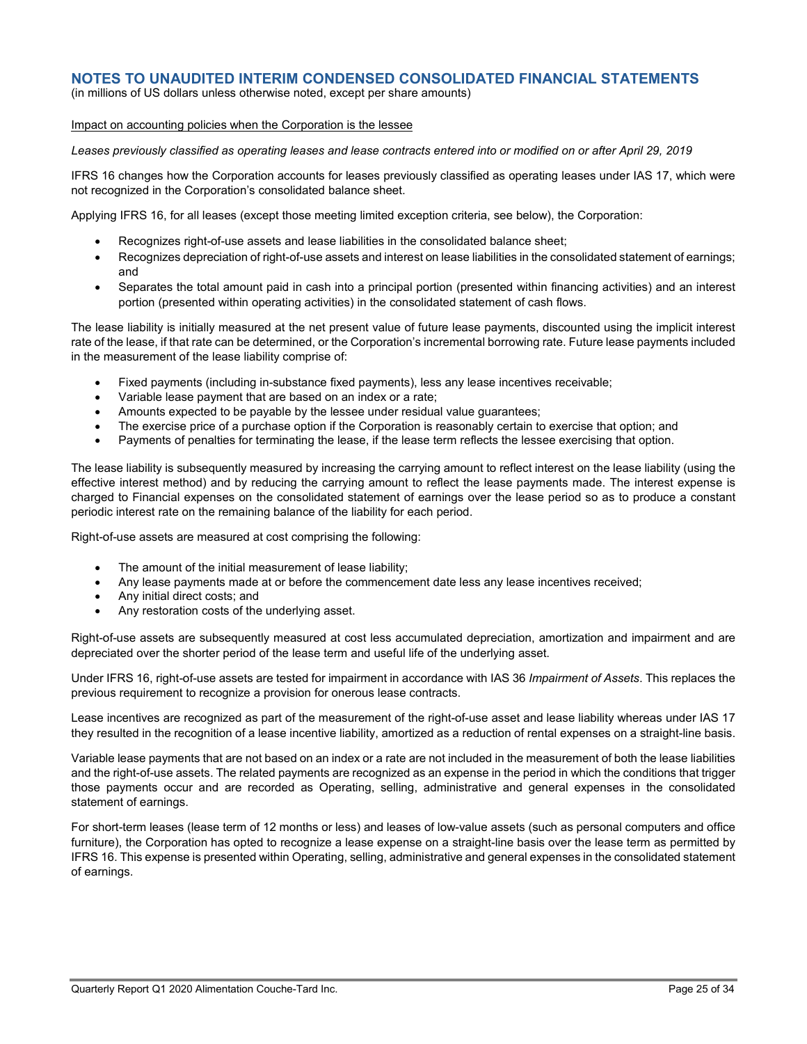## NOTES TO UNAUDITED INTERIM CONDENSED CONSOLIDATED FINANCIAL STATEMENTS

(in millions of US dollars unless otherwise noted, except per share amounts)

Impact on accounting policies when the Corporation is the lessee

*Leases previously classified as operating leases and lease contracts entered into or modified on or after April 29, 2019*

IFRS 16 changes how the Corporation accounts for leases previously classified as operating leases under IAS 17, which were not recognized in the Corporation's consolidated balance sheet.

Applying IFRS 16, for all leases (except those meeting limited exception criteria, see below), the Corporation:

- Recognizes right-of-use assets and lease liabilities in the consolidated balance sheet;
- Recognizes depreciation of right-of-use assets and interest on lease liabilities in the consolidated statement of earnings; and
- Separates the total amount paid in cash into a principal portion (presented within financing activities) and an interest portion (presented within operating activities) in the consolidated statement of cash flows.

The lease liability is initially measured at the net present value of future lease payments, discounted using the implicit interest rate of the lease, if that rate can be determined, or the Corporation's incremental borrowing rate. Future lease payments included in the measurement of the lease liability comprise of:

- Fixed payments (including in-substance fixed payments), less any lease incentives receivable;
- Variable lease payment that are based on an index or a rate;
- Amounts expected to be payable by the lessee under residual value guarantees;
- The exercise price of a purchase option if the Corporation is reasonably certain to exercise that option; and
- Payments of penalties for terminating the lease, if the lease term reflects the lessee exercising that option.

The lease liability is subsequently measured by increasing the carrying amount to reflect interest on the lease liability (using the effective interest method) and by reducing the carrying amount to reflect the lease payments made. The interest expense is charged to Financial expenses on the consolidated statement of earnings over the lease period so as to produce a constant periodic interest rate on the remaining balance of the liability for each period.

Right-of-use assets are measured at cost comprising the following:

- The amount of the initial measurement of lease liability;
- Any lease payments made at or before the commencement date less any lease incentives received;
- Any initial direct costs; and
- Any restoration costs of the underlying asset.

Right-of-use assets are subsequently measured at cost less accumulated depreciation, amortization and impairment and are depreciated over the shorter period of the lease term and useful life of the underlying asset.

Under IFRS 16, right-of-use assets are tested for impairment in accordance with IAS 36 *Impairment of Assets*. This replaces the previous requirement to recognize a provision for onerous lease contracts.

Lease incentives are recognized as part of the measurement of the right-of-use asset and lease liability whereas under IAS 17 they resulted in the recognition of a lease incentive liability, amortized as a reduction of rental expenses on a straight-line basis.

Variable lease payments that are not based on an index or a rate are not included in the measurement of both the lease liabilities and the right-of-use assets. The related payments are recognized as an expense in the period in which the conditions that trigger those payments occur and are recorded as Operating, selling, administrative and general expenses in the consolidated statement of earnings.

For short-term leases (lease term of 12 months or less) and leases of low-value assets (such as personal computers and office furniture), the Corporation has opted to recognize a lease expense on a straight-line basis over the lease term as permitted by IFRS 16. This expense is presented within Operating, selling, administrative and general expenses in the consolidated statement of earnings.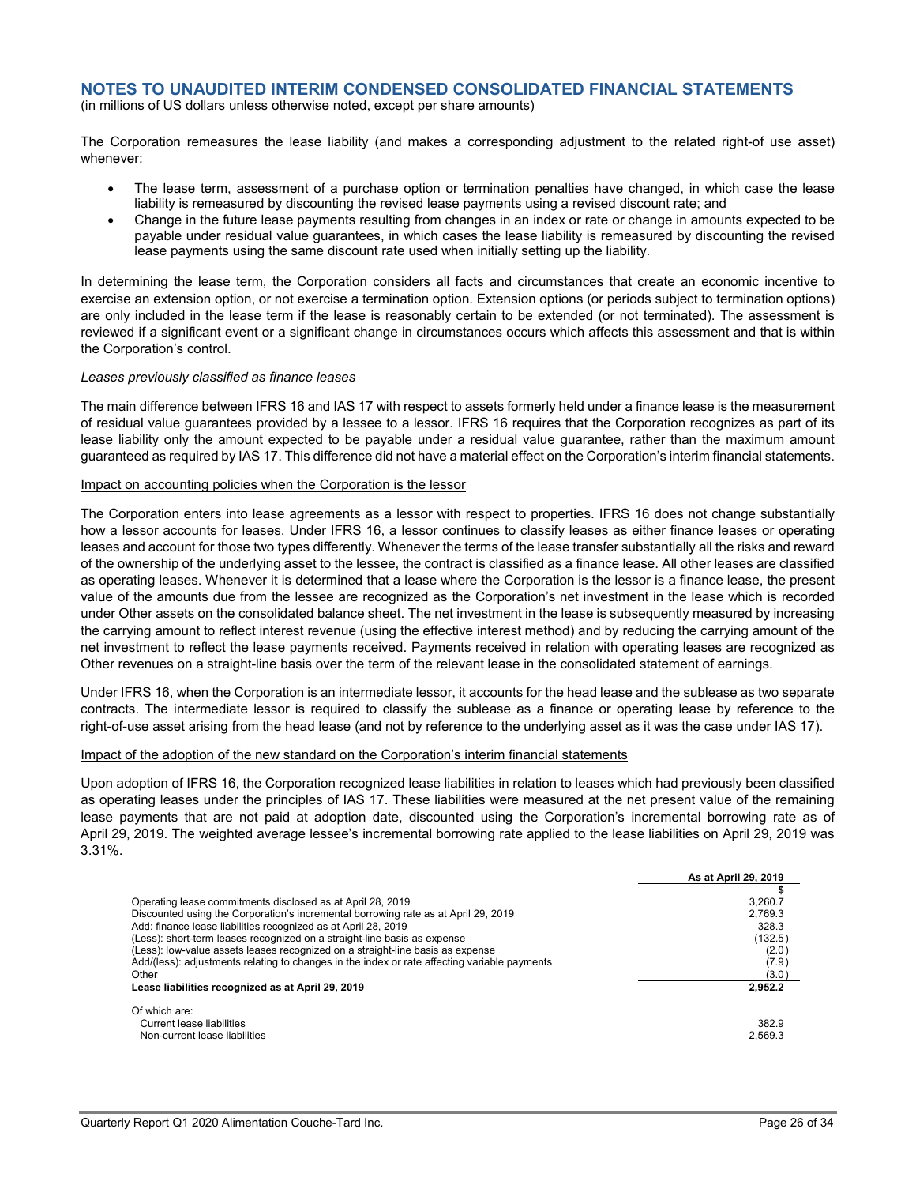# NOTES TO UNAUDITED INTERIM CONDENSED CONSOLIDATED FINANCIAL STATEMENTS

(in millions of US dollars unless otherwise noted, except per share amounts)

The Corporation remeasures the lease liability (and makes a corresponding adjustment to the related right-of use asset) whenever:

- The lease term, assessment of a purchase option or termination penalties have changed, in which case the lease liability is remeasured by discounting the revised lease payments using a revised discount rate; and
- Change in the future lease payments resulting from changes in an index or rate or change in amounts expected to be payable under residual value guarantees, in which cases the lease liability is remeasured by discounting the revised lease payments using the same discount rate used when initially setting up the liability.

In determining the lease term, the Corporation considers all facts and circumstances that create an economic incentive to exercise an extension option, or not exercise a termination option. Extension options (or periods subject to termination options) are only included in the lease term if the lease is reasonably certain to be extended (or not terminated). The assessment is reviewed if a significant event or a significant change in circumstances occurs which affects this assessment and that is within the Corporation's control.

*Leases previously classified as finance leases*

The main difference between IFRS 16 and IAS 17 with respect to assets formerly held under a finance lease is the measurement of residual value guarantees provided by a lessee to a lessor. IFRS 16 requires that the Corporation recognizes as part of its lease liability only the amount expected to be payable under a residual value guarantee, rather than the maximum amount guaranteed as required by IAS 17. This difference did not have a material effect on the Corporation's interim financial statements.

<u>Impact on accounting policies when the Corporation is the lessor</u>

The Corporation enters into lease agreements as a lessor with respect to properties. IFRS 16 does not change substantially how a lessor accounts for leases. Under IFRS 16, a lessor continues to classify leases as either finance leases or operating leases and account for those two types differently. Whenever the terms of the lease transfer substantially all the risks and reward of the ownership of the underlying asset to the lessee, the contract is classified as a finance lease. All other leases are classified as operating leases. Whenever it is determined that a lease where the Corporation is the lessor is a finance lease, the present value of the amounts due from the lessee are recognized as the Corporation's net investment in the lease which is recorded under Other assets on the consolidated balance sheet. The net investment in the lease is subsequently measured by increasing the carrying amount to reflect interest revenue (using the effective interest method) and by reducing the carrying amount of the net investment to reflect the lease payments received. Payments received in relation with operating leases are recognized as Other revenues on a straight-line basis over the term of the relevant lease in the consolidated statement of earnings.

Under IFRS 16, when the Corporation is an intermediate lessor, it accounts for the head lease and the sublease as two separate contracts. The intermediate lessor is required to classify the sublease as a finance or operating lease by reference to the right-of-use asset arising from the head lease (and not by reference to the underlying asset as it was the case under IAS 17).

<u>Impact of the adoption of the new standard on the Corporation's interim financial statements</u>

Upon adoption of IFRS 16, the Corporation recognized lease liabilities in relation to leases which had previously been classified as operating leases under the principles of IAS 17. These liabilities were measured at the net present value of the remaining lease payments that are not paid at adoption date, discounted using the Corporation's incremental borrowing rate as of April 29, 2019. The weighted average lessee's incremental borrowing rate applied to the lease liabilities on April 29, 2019 was 3.31%.

| | As at April 29, 2019 |
|---|---|
| | $ |
| Operating lease commitments disclosed as at April 28, 2019 | 3,260.7 |
| Discounted using the Corporation's incremental borrowing rate as at April 29, 2019 | 2,769.3 |
| Add: finance lease liabilities recognized as at April 28, 2019 | 328.3 |
| (Less): short-term leases recognized on a straight-line basis as expense | (132.5) |
| (Less): low-value assets leases recognized on a straight-line basis as expense | (2.0) |
| Add/(less): adjustments relating to changes in the index or rate affecting variable payments | (7.9) |
| Other | (3.0) |
| **Lease liabilities recognized as at April 29, 2019** | **2,952.2** |
| Of which are: | |
| Current lease liabilities | 382.9 |
| Non-current lease liabilities | 2,569.3 |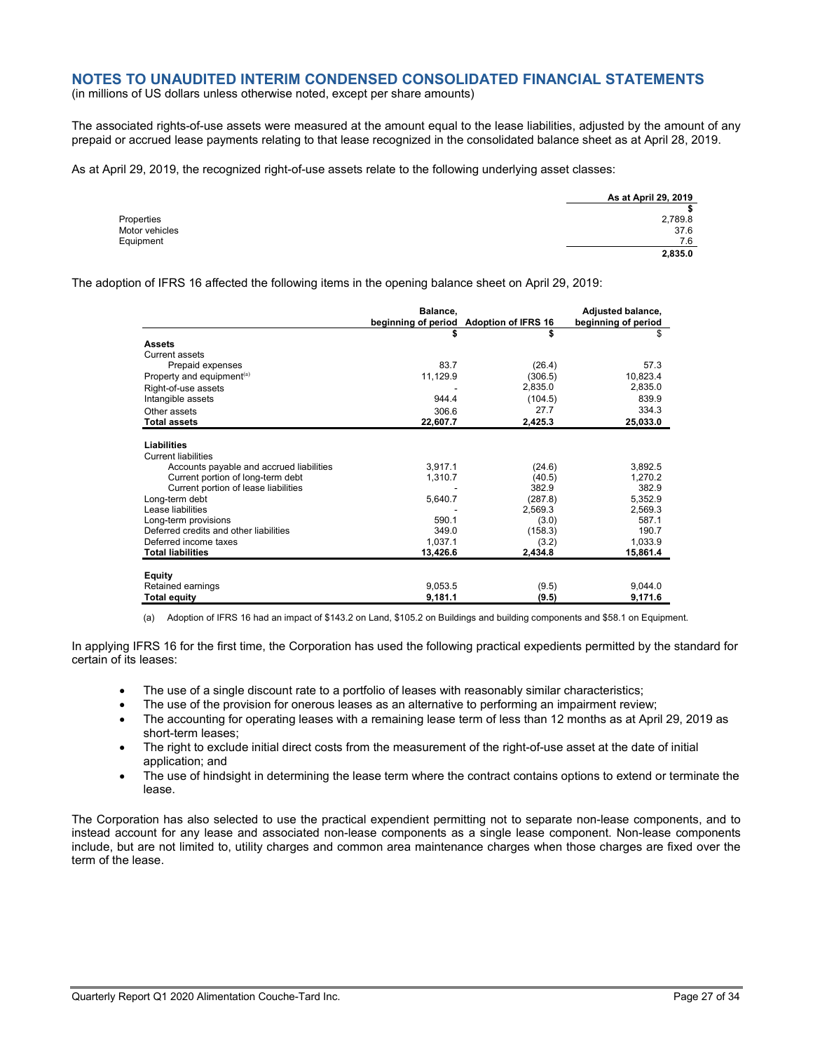## NOTES TO UNAUDITED INTERIM CONDENSED CONSOLIDATED FINANCIAL STATEMENTS

(in millions of US dollars unless otherwise noted, except per share amounts)

The associated rights-of-use assets were measured at the amount equal to the lease liabilities, adjusted by the amount of any prepaid or accrued lease payments relating to that lease recognized in the consolidated balance sheet as at April 28, 2019.

As at April 29, 2019, the recognized right-of-use assets relate to the following underlying asset classes:

| | As at April 29, 2019 |
|---|---|
| | $ |
| Properties | 2,789.8 |
| Motor vehicles | 37.6 |
| Equipment | 7.6 |
| | **2,835.0** |

The adoption of IFRS 16 affected the following items in the opening balance sheet on April 29, 2019:

| | Balance, beginning of period | Adoption of IFRS 16 | Adjusted balance, beginning of period |
|---|---|---|---|
| | $ | $ | $ |
| **Assets** | | | |
| Current assets | | | |
| Prepaid expenses | 83.7 | (26.4) | 57.3 |
| Property and equipment[(a)] | 11,129.9 | (306.5) | 10,823.4 |
| Right-of-use assets | - | 2,835.0 | 2,835.0 |
| Intangible assets | 944.4 | (104.5) | 839.9 |
| Other assets | 306.6 | 27.7 | 334.3 |
| **Total assets** | **22,607.7** | **2,425.3** | **25,033.0** |
| **Liabilities** | | | |
| Current liabilities | | | |
| Accounts payable and accrued liabilities | 3,917.1 | (24.6) | 3,892.5 |
| Current portion of long-term debt | 1,310.7 | (40.5) | 1,270.2 |
| Current portion of lease liabilities | - | 382.9 | 382.9 |
| Long-term debt | 5,640.7 | (287.8) | 5,352.9 |
| Lease liabilities | - | 2,569.3 | 2,569.3 |
| Long-term provisions | 590.1 | (3.0) | 587.1 |
| Deferred credits and other liabilities | 349.0 | (158.3) | 190.7 |
| Deferred income taxes | 1,037.1 | (3.2) | 1,033.9 |
| **Total liabilities** | **13,426.6** | **2,434.8** | **15,861.4** |
| **Equity** | | | |
| Retained earnings | 9,053.5 | (9.5) | 9,044.0 |
| **Total equity** | **9,181.1** | **(9.5)** | **9,171.6** |

(a) Adoption of IFRS 16 had an impact of $143.2 on Land, $105.2 on Buildings and building components and $58.1 on Equipment.

In applying IFRS 16 for the first time, the Corporation has used the following practical expedients permitted by the standard for certain of its leases:

- The use of a single discount rate to a portfolio of leases with reasonably similar characteristics;
- The use of the provision for onerous leases as an alternative to performing an impairment review;
- The accounting for operating leases with a remaining lease term of less than 12 months as at April 29, 2019 as short-term leases;
- The right to exclude initial direct costs from the measurement of the right-of-use asset at the date of initial application; and
- The use of hindsight in determining the lease term where the contract contains options to extend or terminate the lease.

The Corporation has also selected to use the practical expendient permitting not to separate non-lease components, and to instead account for any lease and associated non-lease components as a single lease component. Non-lease components include, but are not limited to, utility charges and common area maintenance charges when those charges are fixed over the term of the lease.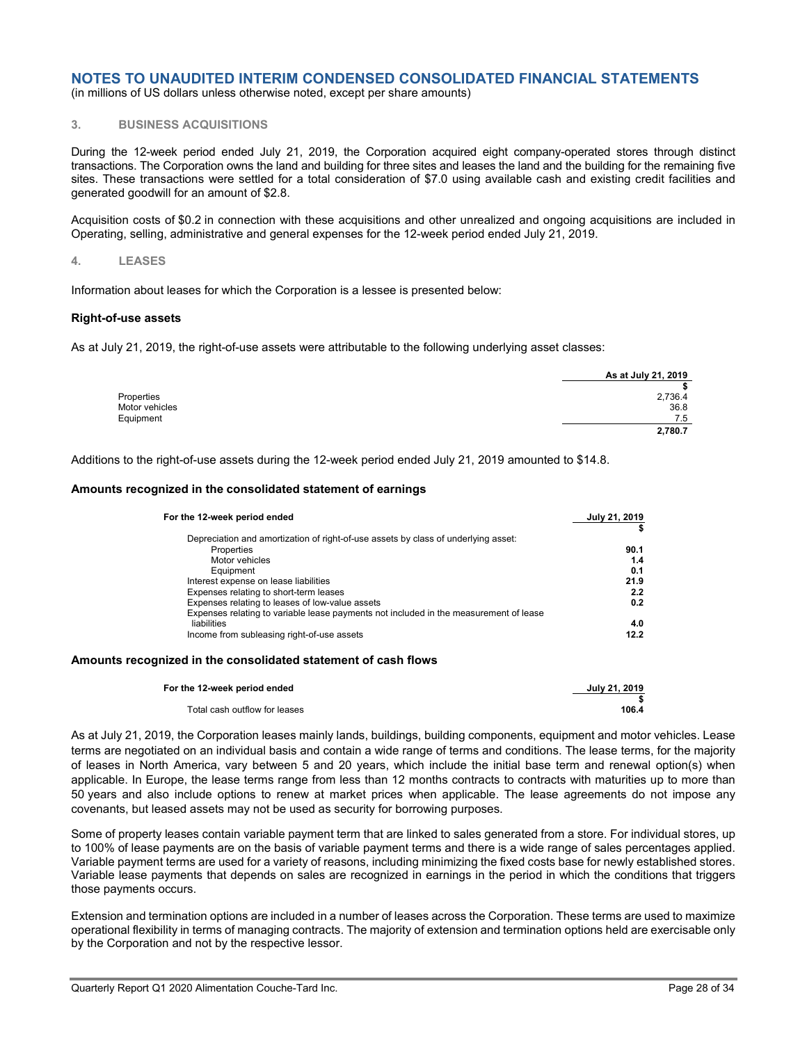# NOTES TO UNAUDITED INTERIM CONDENSED CONSOLIDATED FINANCIAL STATEMENTS

(in millions of US dollars unless otherwise noted, except per share amounts)

## 3. BUSINESS ACQUISITIONS

During the 12-week period ended July 21, 2019, the Corporation acquired eight company-operated stores through distinct transactions. The Corporation owns the land and building for three sites and leases the land and the building for the remaining five sites. These transactions were settled for a total consideration of $7.0 using available cash and existing credit facilities and generated goodwill for an amount of $2.8.

Acquisition costs of $0.2 in connection with these acquisitions and other unrealized and ongoing acquisitions are included in Operating, selling, administrative and general expenses for the 12-week period ended July 21, 2019.

## 4. LEASES

Information about leases for which the Corporation is a lessee is presented below:

### Right-of-use assets

As at July 21, 2019, the right-of-use assets were attributable to the following underlying asset classes:

| | As at July 21, 2019 |
|---|---|
| | $ |
| Properties | 2,736.4 |
| Motor vehicles | 36.8 |
| Equipment | 7.5 |
| | **2,780.7** |

Additions to the right-of-use assets during the 12-week period ended July 21, 2019 amounted to $14.8.

### Amounts recognized in the consolidated statement of earnings

| For the 12-week period ended | July 21, 2019 |
|---|---|
| | $ |
| Depreciation and amortization of right-of-use assets by class of underlying asset: | |
| Properties | **90.1** |
| Motor vehicles | **1.4** |
| Equipment | **0.1** |
| Interest expense on lease liabilities | **21.9** |
| Expenses relating to short-term leases | **2.2** |
| Expenses relating to leases of low-value assets | **0.2** |
| Expenses relating to variable lease payments not included in the measurement of lease liabilities | **4.0** |
| Income from subleasing right-of-use assets | **12.2** |

### Amounts recognized in the consolidated statement of cash flows

| For the 12-week period ended | July 21, 2019 |
|---|---|
| | $ |
| Total cash outflow for leases | **106.4** |

As at July 21, 2019, the Corporation leases mainly lands, buildings, building components, equipment and motor vehicles. Lease terms are negotiated on an individual basis and contain a wide range of terms and conditions. The lease terms, for the majority of leases in North America, vary between 5 and 20 years, which include the initial base term and renewal option(s) when applicable. In Europe, the lease terms range from less than 12 months contracts to contracts with maturities up to more than 50 years and also include options to renew at market prices when applicable. The lease agreements do not impose any covenants, but leased assets may not be used as security for borrowing purposes.

Some of property leases contain variable payment term that are linked to sales generated from a store. For individual stores, up to 100% of lease payments are on the basis of variable payment terms and there is a wide range of sales percentages applied. Variable payment terms are used for a variety of reasons, including minimizing the fixed costs base for newly established stores. Variable lease payments that depends on sales are recognized in earnings in the period in which the conditions that triggers those payments occurs.

Extension and termination options are included in a number of leases across the Corporation. These terms are used to maximize operational flexibility in terms of managing contracts. The majority of extension and termination options held are exercisable only by the Corporation and not by the respective lessor.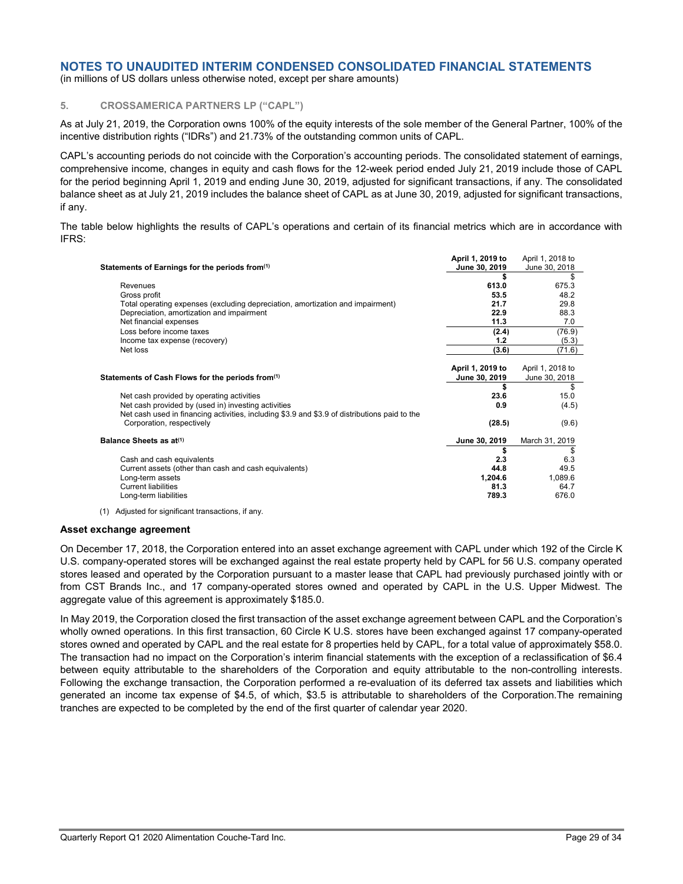# NOTES TO UNAUDITED INTERIM CONDENSED CONSOLIDATED FINANCIAL STATEMENTS

(in millions of US dollars unless otherwise noted, except per share amounts)

## 5. CROSSAMERICA PARTNERS LP ("CAPL")

As at July 21, 2019, the Corporation owns 100% of the equity interests of the sole member of the General Partner, 100% of the incentive distribution rights ("IDRs") and 21.73% of the outstanding common units of CAPL.

CAPL's accounting periods do not coincide with the Corporation's accounting periods. The consolidated statement of earnings, comprehensive income, changes in equity and cash flows for the 12-week period ended July 21, 2019 include those of CAPL for the period beginning April 1, 2019 and ending June 30, 2019, adjusted for significant transactions, if any. The consolidated balance sheet as at July 21, 2019 includes the balance sheet of CAPL as at June 30, 2019, adjusted for significant transactions, if any.

The table below highlights the results of CAPL's operations and certain of its financial metrics which are in accordance with IFRS:

| Statements of Earnings for the periods from[(1)] | April 1, 2019 to June 30, 2019 | April 1, 2018 to June 30, 2018 |
|---|---|---|
| | $ | $ |
| Revenues | 613.0 | 675.3 |
| Gross profit | 53.5 | 48.2 |
| Total operating expenses (excluding depreciation, amortization and impairment) | 21.7 | 29.8 |
| Depreciation, amortization and impairment | 22.9 | 88.3 |
| Net financial expenses | 11.3 | 7.0 |
| Loss before income taxes | (2.4) | (76.9) |
| Income tax expense (recovery) | 1.2 | (5.3) |
| Net loss | (3.6) | (71.6) |

| Statements of Cash Flows for the periods from[(1)] | April 1, 2019 to June 30, 2019 | April 1, 2018 to June 30, 2018 |
|---|---|---|
| | $ | $ |
| Net cash provided by operating activities | 23.6 | 15.0 |
| Net cash provided by (used in) investing activities | 0.9 | (4.5) |
| Net cash used in financing activities, including $3.9 and $3.9 of distributions paid to the Corporation, respectively | (28.5) | (9.6) |

| Balance Sheets as at[(1)] | June 30, 2019 | March 31, 2019 |
|---|---|---|
| | $ | $ |
| Cash and cash equivalents | 2.3 | 6.3 |
| Current assets (other than cash and cash equivalents) | 44.8 | 49.5 |
| Long-term assets | 1,204.6 | 1,089.6 |
| Current liabilities | 81.3 | 64.7 |
| Long-term liabilities | 789.3 | 676.0 |

(1) Adjusted for significant transactions, if any.

### Asset exchange agreement

On December 17, 2018, the Corporation entered into an asset exchange agreement with CAPL under which 192 of the Circle K U.S. company-operated stores will be exchanged against the real estate property held by CAPL for 56 U.S. company operated stores leased and operated by the Corporation pursuant to a master lease that CAPL had previously purchased jointly with or from CST Brands Inc., and 17 company-operated stores owned and operated by CAPL in the U.S. Upper Midwest. The aggregate value of this agreement is approximately $185.0.

In May 2019, the Corporation closed the first transaction of the asset exchange agreement between CAPL and the Corporation's wholly owned operations. In this first transaction, 60 Circle K U.S. stores have been exchanged against 17 company-operated stores owned and operated by CAPL and the real estate for 8 properties held by CAPL, for a total value of approximately $58.0. The transaction had no impact on the Corporation's interim financial statements with the exception of a reclassification of $6.4 between equity attributable to the shareholders of the Corporation and equity attributable to the non-controlling interests. Following the exchange transaction, the Corporation performed a re-evaluation of its deferred tax assets and liabilities which generated an income tax expense of $4.5, of which, $3.5 is attributable to shareholders of the Corporation.The remaining tranches are expected to be completed by the end of the first quarter of calendar year 2020.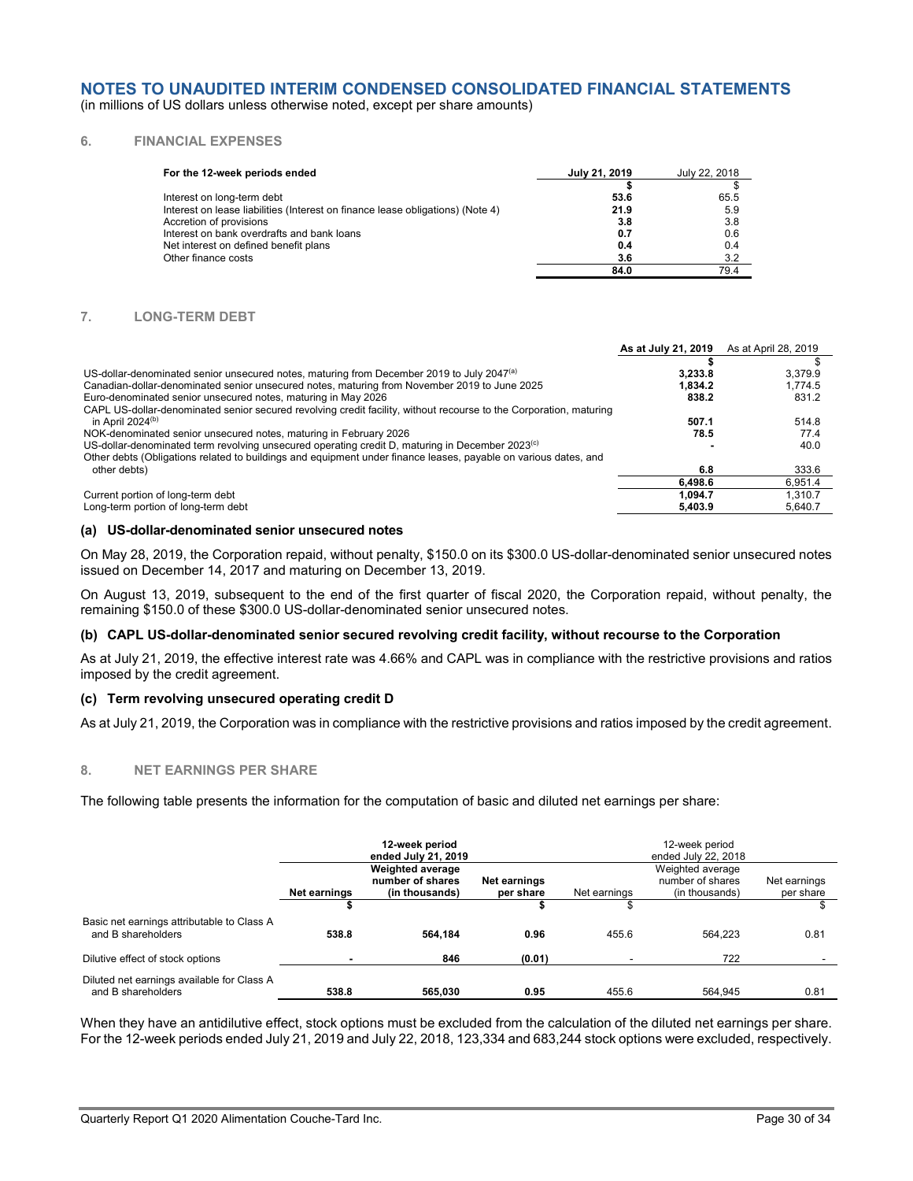# NOTES TO UNAUDITED INTERIM CONDENSED CONSOLIDATED FINANCIAL STATEMENTS

(in millions of US dollars unless otherwise noted, except per share amounts)

## 6. FINANCIAL EXPENSES

| For the 12-week periods ended | July 21, 2019 | July 22, 2018 |
|---|---|---|
| | $ | $ |
| Interest on long-term debt | 53.6 | 65.5 |
| Interest on lease liabilities (Interest on finance lease obligations) (Note 4) | 21.9 | 5.9 |
| Accretion of provisions | 3.8 | 3.8 |
| Interest on bank overdrafts and bank loans | 0.7 | 0.6 |
| Net interest on defined benefit plans | 0.4 | 0.4 |
| Other finance costs | 3.6 | 3.2 |
| | 84.0 | 79.4 |

## 7. LONG-TERM DEBT

| | As at July 21, 2019 | As at April 28, 2019 |
|---|---|---|
| | $ | $ |
| US-dollar-denominated senior unsecured notes, maturing from December 2019 to July 2047[(a)] | 3,233.8 | 3,379.9 |
| Canadian-dollar-denominated senior unsecured notes, maturing from November 2019 to June 2025 | 1,834.2 | 1,774.5 |
| Euro-denominated senior unsecured notes, maturing in May 2026 | 838.2 | 831.2 |
| CAPL US-dollar-denominated senior secured revolving credit facility, without recourse to the Corporation, maturing in April 2024[(b)] | 507.1 | 514.8 |
| NOK-denominated senior unsecured notes, maturing in February 2026 | 78.5 | 77.4 |
| US-dollar-denominated term revolving unsecured operating credit D, maturing in December 2023[(c)] | - | 40.0 |
| Other debts (Obligations related to buildings and equipment under finance leases, payable on various dates, and other debts) | 6.8 | 333.6 |
| | 6,498.6 | 6,951.4 |
| Current portion of long-term debt | 1,094.7 | 1,310.7 |
| Long-term portion of long-term debt | 5,403.9 | 5,640.7 |

### (a) US-dollar-denominated senior unsecured notes

On May 28, 2019, the Corporation repaid, without penalty, $150.0 on its $300.0 US-dollar-denominated senior unsecured notes issued on December 14, 2017 and maturing on December 13, 2019.

On August 13, 2019, subsequent to the end of the first quarter of fiscal 2020, the Corporation repaid, without penalty, the remaining $150.0 of these $300.0 US-dollar-denominated senior unsecured notes.

### (b) CAPL US-dollar-denominated senior secured revolving credit facility, without recourse to the Corporation

As at July 21, 2019, the effective interest rate was 4.66% and CAPL was in compliance with the restrictive provisions and ratios imposed by the credit agreement.

### (c) Term revolving unsecured operating credit D

As at July 21, 2019, the Corporation was in compliance with the restrictive provisions and ratios imposed by the credit agreement.

## 8. NET EARNINGS PER SHARE

The following table presents the information for the computation of basic and diluted net earnings per share:

| | 12-week period ended July 21, 2019 | | | 12-week period ended July 22, 2018 | | |
|---|---|---|---|---|---|---|
| | Net earnings | Weighted average number of shares (in thousands) | Net earnings per share | Net earnings | Weighted average number of shares (in thousands) | Net earnings per share |
| | $ | | $ | $ | | $ |
| Basic net earnings attributable to Class A and B shareholders | 538.8 | 564,184 | 0.96 | 455.6 | 564,223 | 0.81 |
| Dilutive effect of stock options | - | 846 | (0.01) | - | 722 | - |
| Diluted net earnings available for Class A and B shareholders | 538.8 | 565,030 | 0.95 | 455.6 | 564,945 | 0.81 |

When they have an antidilutive effect, stock options must be excluded from the calculation of the diluted net earnings per share. For the 12-week periods ended July 21, 2019 and July 22, 2018, 123,334 and 683,244 stock options were excluded, respectively.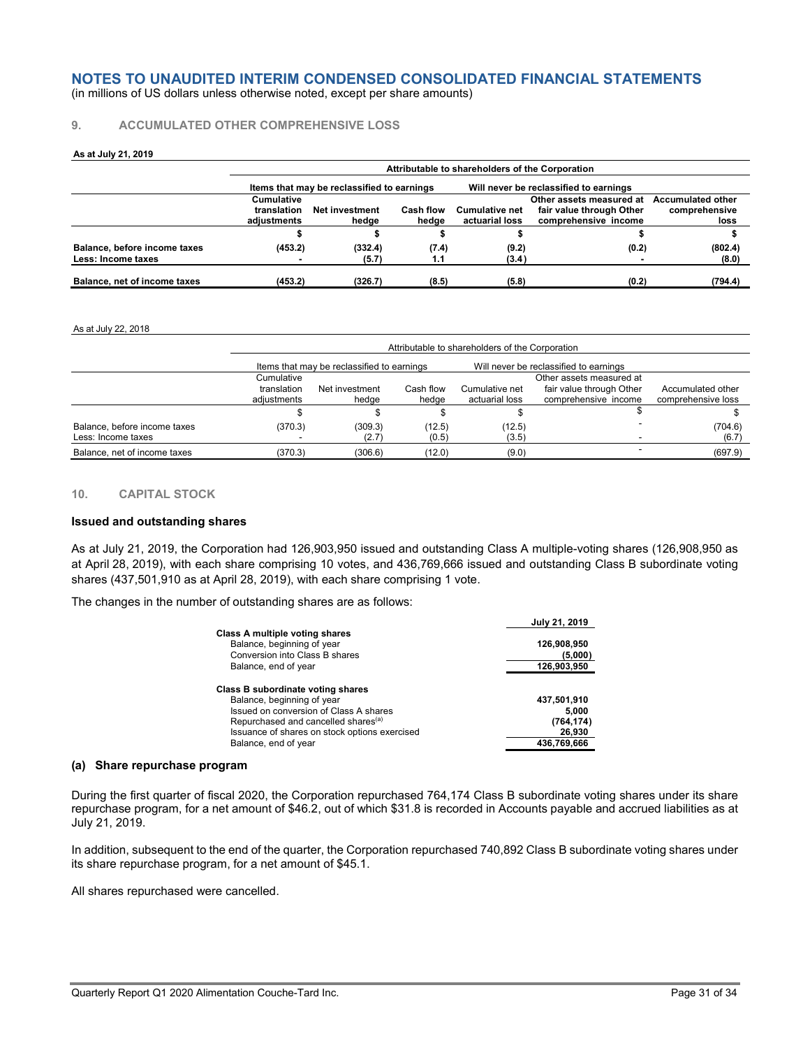# NOTES TO UNAUDITED INTERIM CONDENSED CONSOLIDATED FINANCIAL STATEMENTS

(in millions of US dollars unless otherwise noted, except per share amounts)

## 9. ACCUMULATED OTHER COMPREHENSIVE LOSS

**As at July 21, 2019**

| | Attributable to shareholders of the Corporation | | | | | |
|---|---|---|---|---|---|---|
| | Items that may be reclassified to earnings | | | Will never be reclassified to earnings | | |
| | **Cumulative translation adjustments** | **Net investment hedge** | **Cash flow hedge** | **Cumulative net actuarial loss** | **Other assets measured at fair value through Other comprehensive income** | **Accumulated other comprehensive loss** |
| | **$** | **$** | **$** | **$** | **$** | **$** |
| **Balance, before income taxes** | **(453.2)** | **(332.4)** | **(7.4)** | **(9.2)** | **(0.2)** | **(802.4)** |
| **Less: Income taxes** | **-** | **(5.7)** | **1.1** | **(3.4)** | **-** | **(8.0)** |
| **Balance, net of income taxes** | **(453.2)** | **(326.7)** | **(8.5)** | **(5.8)** | **(0.2)** | **(794.4)** |

As at July 22, 2018

| | Attributable to shareholders of the Corporation | | | | | |
|---|---|---|---|---|---|---|
| | Items that may be reclassified to earnings | | | Will never be reclassified to earnings | | |
| | Cumulative translation adjustments | Net investment hedge | Cash flow hedge | Cumulative net actuarial loss | Other assets measured at fair value through Other comprehensive income | Accumulated other comprehensive loss |
| | $ | $ | $ | $ | $ | $ |
| Balance, before income taxes | (370.3) | (309.3) | (12.5) | (12.5) | - | (704.6) |
| Less: Income taxes | - | (2.7) | (0.5) | (3.5) | - | (6.7) |
| Balance, net of income taxes | (370.3) | (306.6) | (12.0) | (9.0) | - | (697.9) |

## 10. CAPITAL STOCK

### Issued and outstanding shares

As at July 21, 2019, the Corporation had 126,903,950 issued and outstanding Class A multiple-voting shares (126,908,950 as at April 28, 2019), with each share comprising 10 votes, and 436,769,666 issued and outstanding Class B subordinate voting shares (437,501,910 as at April 28, 2019), with each share comprising 1 vote.

The changes in the number of outstanding shares are as follows:

| | **July 21, 2019** |
|---|---|
| **Class A multiple voting shares** | |
| Balance, beginning of year | **126,908,950** |
| Conversion into Class B shares | **(5,000)** |
| Balance, end of year | **126,903,950** |
| **Class B subordinate voting shares** | |
| Balance, beginning of year | **437,501,910** |
| Issued on conversion of Class A shares | **5,000** |
| Repurchased and cancelled shares[(a)] | **(764,174)** |
| Issuance of shares on stock options exercised | **26,930** |
| Balance, end of year | **436,769,666** |

### (a) Share repurchase program

During the first quarter of fiscal 2020, the Corporation repurchased 764,174 Class B subordinate voting shares under its share repurchase program, for a net amount of $46.2, out of which $31.8 is recorded in Accounts payable and accrued liabilities as at July 21, 2019.

In addition, subsequent to the end of the quarter, the Corporation repurchased 740,892 Class B subordinate voting shares under its share repurchase program, for a net amount of $45.1.

All shares repurchased were cancelled.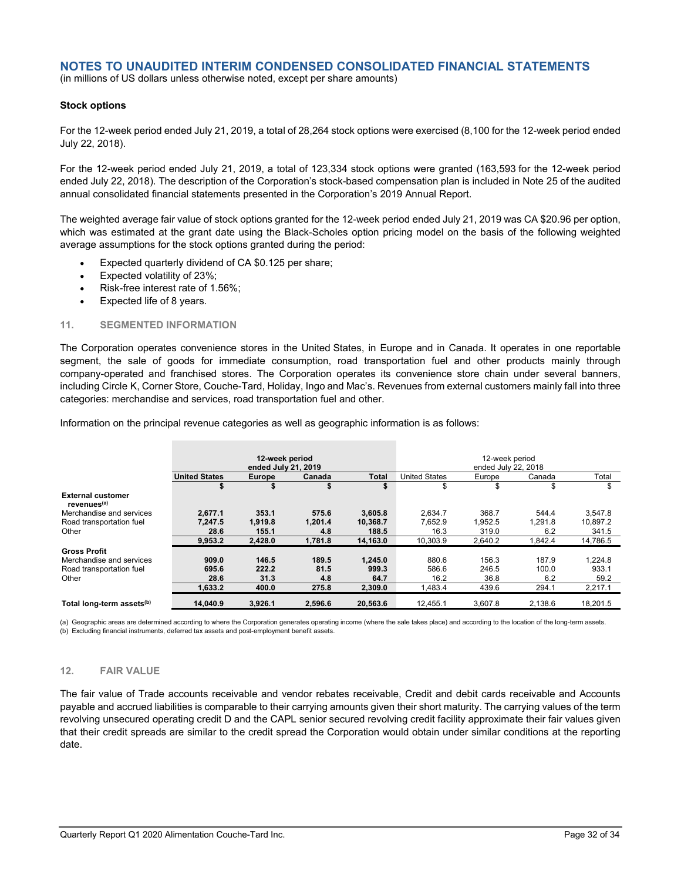# NOTES TO UNAUDITED INTERIM CONDENSED CONSOLIDATED FINANCIAL STATEMENTS

(in millions of US dollars unless otherwise noted, except per share amounts)

**Stock options**

For the 12-week period ended July 21, 2019, a total of 28,264 stock options were exercised (8,100 for the 12-week period ended July 22, 2018).

For the 12-week period ended July 21, 2019, a total of 123,334 stock options were granted (163,593 for the 12-week period ended July 22, 2018). The description of the Corporation's stock-based compensation plan is included in Note 25 of the audited annual consolidated financial statements presented in the Corporation's 2019 Annual Report.

The weighted average fair value of stock options granted for the 12-week period ended July 21, 2019 was CA \$20.96 per option, which was estimated at the grant date using the Black-Scholes option pricing model on the basis of the following weighted average assumptions for the stock options granted during the period:

- Expected quarterly dividend of CA \$0.125 per share;
- Expected volatility of 23%;
- Risk-free interest rate of 1.56%;
- Expected life of 8 years.

## 11. SEGMENTED INFORMATION

The Corporation operates convenience stores in the United States, in Europe and in Canada. It operates in one reportable segment, the sale of goods for immediate consumption, road transportation fuel and other products mainly through company-operated and franchised stores. The Corporation operates its convenience store chain under several banners, including Circle K, Corner Store, Couche-Tard, Holiday, Ingo and Mac's. Revenues from external customers mainly fall into three categories: merchandise and services, road transportation fuel and other.

Information on the principal revenue categories as well as geographic information is as follows:

| | **12-week period ended July 21, 2019** | | | | 12-week period ended July 22, 2018 | | | |
|---|---|---|---|---|---|---|---|---|
| | **United States** | **Europe** | **Canada** | **Total** | United States | Europe | Canada | Total |
| | **$** | **$** | **$** | **$** | $ | $ | $ | $ |
| **External customer revenues[(a)]** | | | | | | | | |
| Merchandise and services | **2,677.1** | **353.1** | **575.6** | **3,605.8** | 2,634.7 | 368.7 | 544.4 | 3,547.8 |
| Road transportation fuel | **7,247.5** | **1,919.8** | **1,201.4** | **10,368.7** | 7,652.9 | 1,952.5 | 1,291.8 | 10,897.2 |
| Other | **28.6** | **155.1** | **4.8** | **188.5** | 16.3 | 319.0 | 6.2 | 341.5 |
| | **9,953.2** | **2,428.0** | **1,781.8** | **14,163.0** | 10,303.9 | 2,640.2 | 1,842.4 | 14,786.5 |
| **Gross Profit** | | | | | | | | |
| Merchandise and services | **909.0** | **146.5** | **189.5** | **1,245.0** | 880.6 | 156.3 | 187.9 | 1,224.8 |
| Road transportation fuel | **695.6** | **222.2** | **81.5** | **999.3** | 586.6 | 246.5 | 100.0 | 933.1 |
| Other | **28.6** | **31.3** | **4.8** | **64.7** | 16.2 | 36.8 | 6.2 | 59.2 |
| | **1,633.2** | **400.0** | **275.8** | **2,309.0** | 1,483.4 | 439.6 | 294.1 | 2,217.1 |
| **Total long-term assets[(b)]** | **14,040.9** | **3,926.1** | **2,596.6** | **20,563.6** | 12,455.1 | 3,607.8 | 2,138.6 | 18,201.5 |

(a) Geographic areas are determined according to where the Corporation generates operating income (where the sale takes place) and according to the location of the long-term assets.
(b) Excluding financial instruments, deferred tax assets and post-employment benefit assets.

## 12. FAIR VALUE

The fair value of Trade accounts receivable and vendor rebates receivable, Credit and debit cards receivable and Accounts payable and accrued liabilities is comparable to their carrying amounts given their short maturity. The carrying values of the term revolving unsecured operating credit D and the CAPL senior secured revolving credit facility approximate their fair values given that their credit spreads are similar to the credit spread the Corporation would obtain under similar conditions at the reporting date.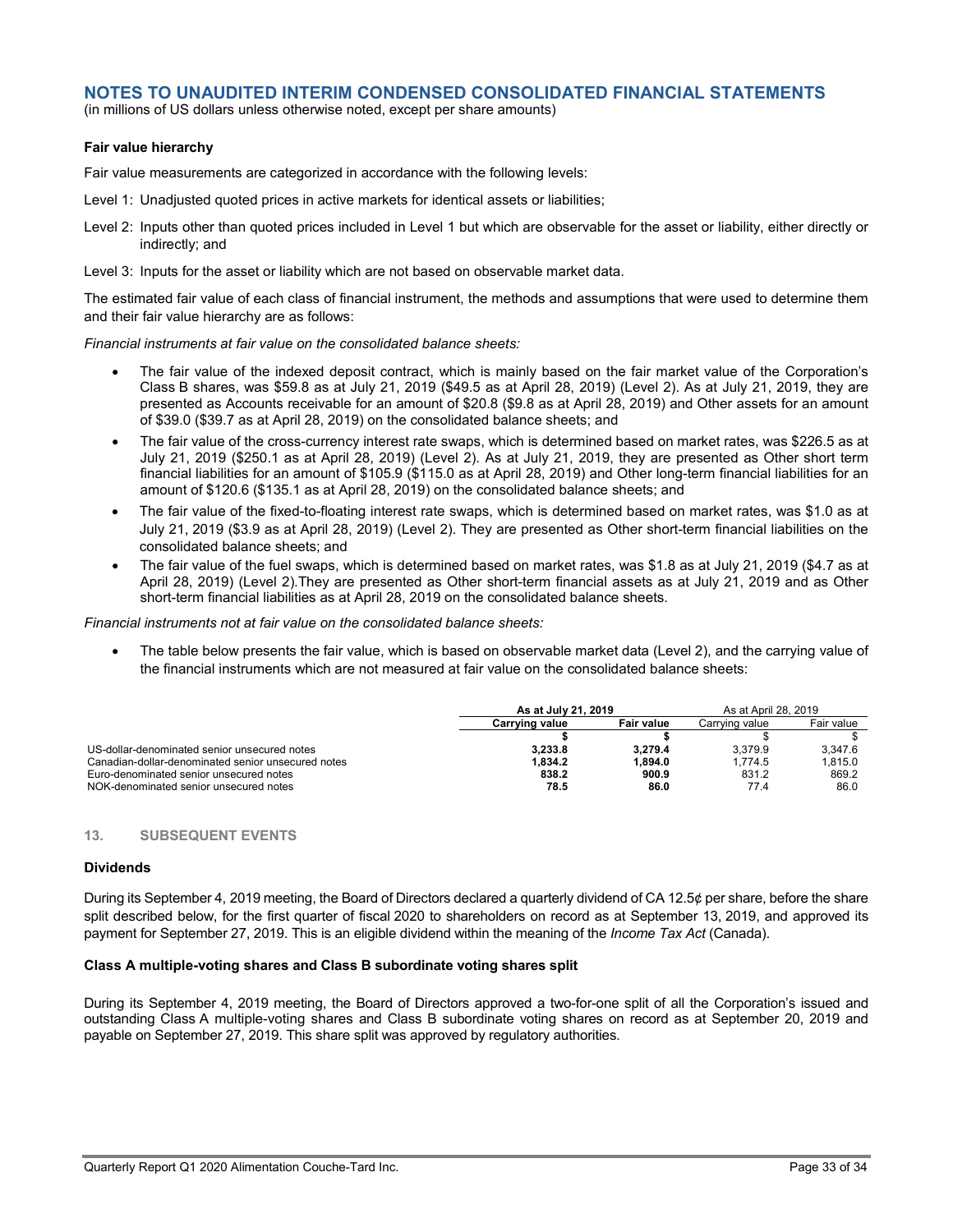# NOTES TO UNAUDITED INTERIM CONDENSED CONSOLIDATED FINANCIAL STATEMENTS

(in millions of US dollars unless otherwise noted, except per share amounts)

**Fair value hierarchy**

Fair value measurements are categorized in accordance with the following levels:

Level 1: Unadjusted quoted prices in active markets for identical assets or liabilities;

Level 2: Inputs other than quoted prices included in Level 1 but which are observable for the asset or liability, either directly or indirectly; and

Level 3: Inputs for the asset or liability which are not based on observable market data.

The estimated fair value of each class of financial instrument, the methods and assumptions that were used to determine them and their fair value hierarchy are as follows:

*Financial instruments at fair value on the consolidated balance sheets:*

- The fair value of the indexed deposit contract, which is mainly based on the fair market value of the Corporation's Class B shares, was $59.8 as at July 21, 2019 ($49.5 as at April 28, 2019) (Level 2). As at July 21, 2019, they are presented as Accounts receivable for an amount of $20.8 ($9.8 as at April 28, 2019) and Other assets for an amount of $39.0 ($39.7 as at April 28, 2019) on the consolidated balance sheets; and
- The fair value of the cross-currency interest rate swaps, which is determined based on market rates, was $226.5 as at July 21, 2019 ($250.1 as at April 28, 2019) (Level 2). As at July 21, 2019, they are presented as Other short term financial liabilities for an amount of $105.9 ($115.0 as at April 28, 2019) and Other long-term financial liabilities for an amount of $120.6 ($135.1 as at April 28, 2019) on the consolidated balance sheets; and
- The fair value of the fixed-to-floating interest rate swaps, which is determined based on market rates, was $1.0 as at July 21, 2019 ($3.9 as at April 28, 2019) (Level 2). They are presented as Other short-term financial liabilities on the consolidated balance sheets; and
- The fair value of the fuel swaps, which is determined based on market rates, was $1.8 as at July 21, 2019 ($4.7 as at April 28, 2019) (Level 2).They are presented as Other short-term financial assets as at July 21, 2019 and as Other short-term financial liabilities as at April 28, 2019 on the consolidated balance sheets.

*Financial instruments not at fair value on the consolidated balance sheets:*

- The table below presents the fair value, which is based on observable market data (Level 2), and the carrying value of the financial instruments which are not measured at fair value on the consolidated balance sheets:

| | **As at July 21, 2019** | | As at April 28, 2019 | |
|---|---|---|---|---|
| | **Carrying value** | **Fair value** | Carrying value | Fair value |
| | **$** | **$** | $ | $ |
| US-dollar-denominated senior unsecured notes | **3,233.8** | **3,279.4** | 3,379.9 | 3,347.6 |
| Canadian-dollar-denominated senior unsecured notes | **1,834.2** | **1,894.0** | 1,774.5 | 1,815.0 |
| Euro-denominated senior unsecured notes | **838.2** | **900.9** | 831.2 | 869.2 |
| NOK-denominated senior unsecured notes | **78.5** | **86.0** | 77.4 | 86.0 |

## 13. SUBSEQUENT EVENTS

**Dividends**

During its September 4, 2019 meeting, the Board of Directors declared a quarterly dividend of CA 12.5¢ per share, before the share split described below, for the first quarter of fiscal 2020 to shareholders on record as at September 13, 2019, and approved its payment for September 27, 2019. This is an eligible dividend within the meaning of the *Income Tax Act* (Canada).

**Class A multiple-voting shares and Class B subordinate voting shares split**

During its September 4, 2019 meeting, the Board of Directors approved a two-for-one split of all the Corporation's issued and outstanding Class A multiple-voting shares and Class B subordinate voting shares on record as at September 20, 2019 and payable on September 27, 2019. This share split was approved by regulatory authorities.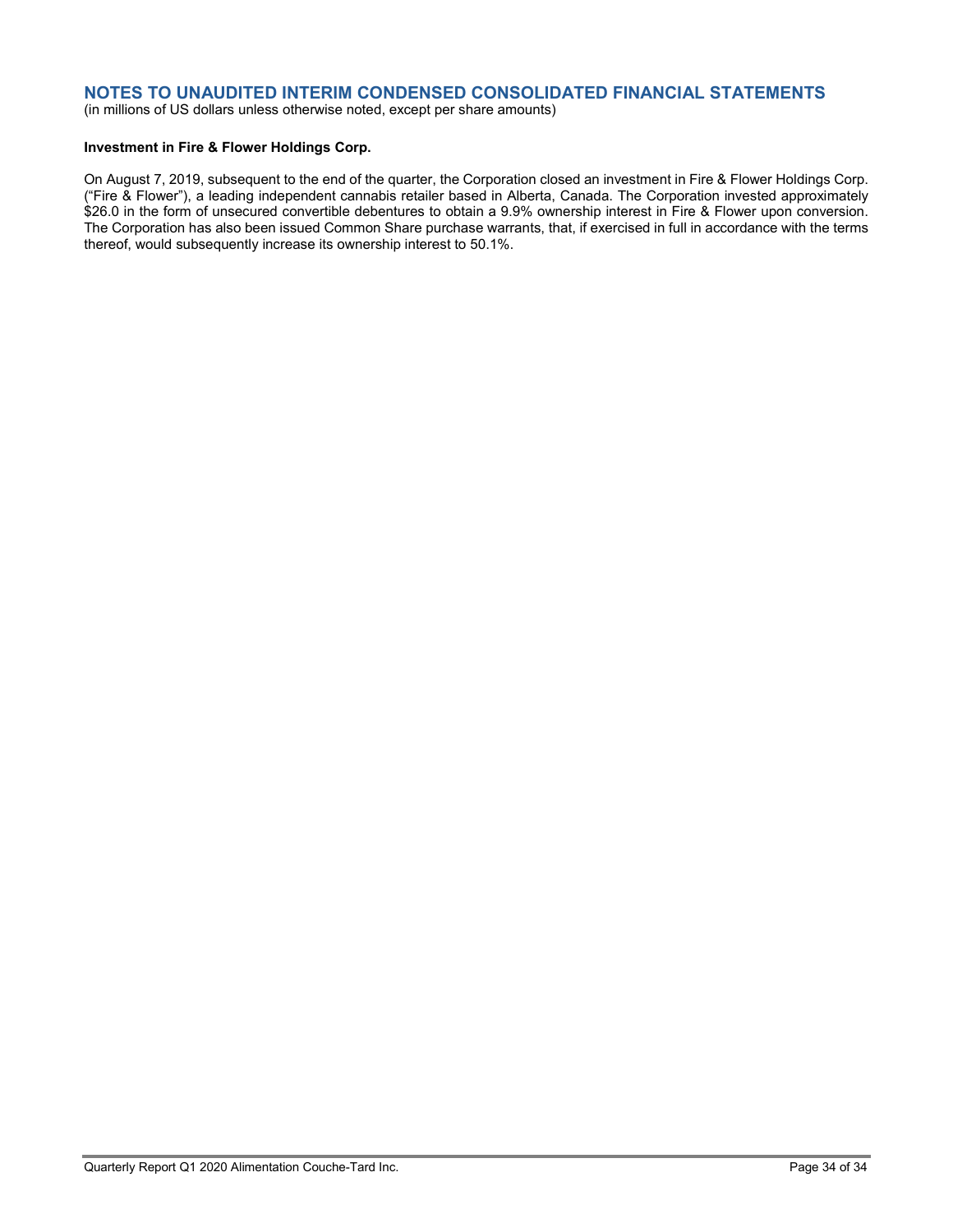# NOTES TO UNAUDITED INTERIM CONDENSED CONSOLIDATED FINANCIAL STATEMENTS

(in millions of US dollars unless otherwise noted, except per share amounts)

**Investment in Fire & Flower Holdings Corp.**

On August 7, 2019, subsequent to the end of the quarter, the Corporation closed an investment in Fire & Flower Holdings Corp. ("Fire & Flower"), a leading independent cannabis retailer based in Alberta, Canada. The Corporation invested approximately $26.0 in the form of unsecured convertible debentures to obtain a 9.9% ownership interest in Fire & Flower upon conversion. The Corporation has also been issued Common Share purchase warrants, that, if exercised in full in accordance with the terms thereof, would subsequently increase its ownership interest to 50.1%.